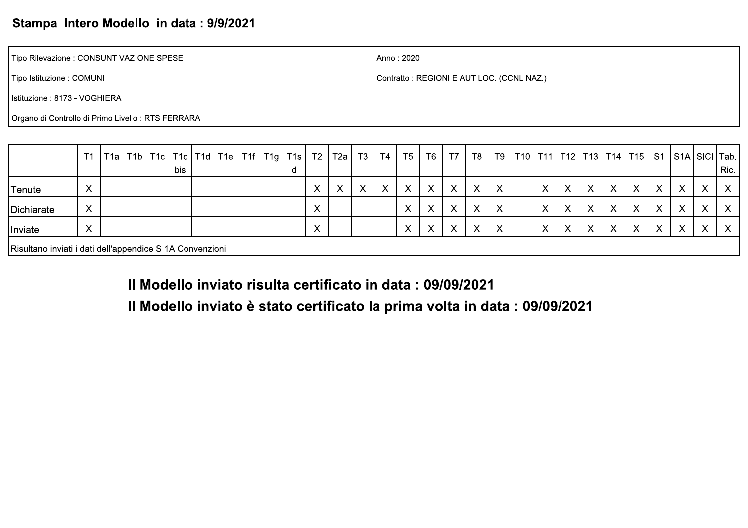## Stampa Intero Modello in data : 9/9/2021

| Tipo Rilevazione : CONSUNTIVAZIONE SPESE | Anno : 2020 |
|---|---|
| Tipo Istituzione : COMUNI | Contratto : REGIONI E AUT.LOC. (CCNL NAZ.) |
| Istituzione : 8173 - VOGHIERA | |
| Organo di Controllo di Primo Livello : RTS FERRARA | |

| | T1 | T1a | T1b | T1c | T1c bis | T1d | T1e | T1f | T1g | T1sd | T2 | T2a | T3 | T4 | T5 | T6 | T7 | T8 | T9 | T10 | T11 | T12 | T13 | T14 | T15 | S1 | S1A | SICI | Tab. Ric. |
|---|---|---|---|---|---|---|---|---|---|---|---|---|---|---|---|---|---|---|---|---|---|---|---|---|---|---|---|---|---|
| Tenute | X | | | | | | | | | | X | X | X | X | X | X | X | X | X | | X | X | X | X | X | X | X | X | X |
| Dichiarate | X | | | | | | | | | | X | | | | X | X | X | X | X | | X | X | X | X | X | X | X | X | X |
| Inviate | X | | | | | | | | | | X | | | | X | X | X | X | X | | X | X | X | X | X | X | X | X | X |

Risultano inviati i dati dell'appendice SI1A Convenzioni

**Il Modello inviato risulta certificato in data : 09/09/2021**

**Il Modello inviato è stato certificato la prima volta in data : 09/09/2021**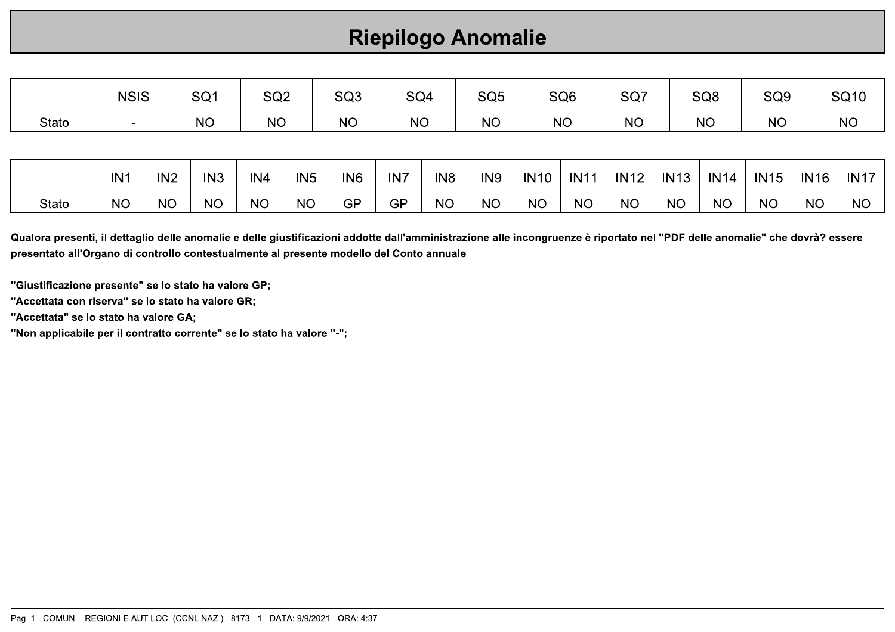# Riepilogo Anomalie

| | NSIS | SQ1 | SQ2 | SQ3 | SQ4 | SQ5 | SQ6 | SQ7 | SQ8 | SQ9 | SQ10 |
|---|---|---|---|---|---|---|---|---|---|---|---|
| Stato | - | NO | NO | NO | NO | NO | NO | NO | NO | NO | NO |

| | IN1 | IN2 | IN3 | IN4 | IN5 | IN6 | IN7 | IN8 | IN9 | IN10 | IN11 | IN12 | IN13 | IN14 | IN15 | IN16 | IN17 |
|---|---|---|---|---|---|---|---|---|---|---|---|---|---|---|---|---|---|
| Stato | NO | NO | NO | NO | NO | GP | GP | NO | NO | NO | NO | NO | NO | NO | NO | NO | NO |

**Qualora presenti, il dettaglio delle anomalie e delle giustificazioni addotte dall'amministrazione alle incongruenze è riportato nel "PDF delle anomalie" che dovrà? essere presentato all'Organo di controllo contestualmente al presente modello del Conto annuale**

**"Giustificazione presente" se lo stato ha valore GP;**
**"Accettata con riserva" se lo stato ha valore GR;**
**"Accettata" se lo stato ha valore GA;**
**"Non applicabile per il contratto corrente" se lo stato ha valore "-";**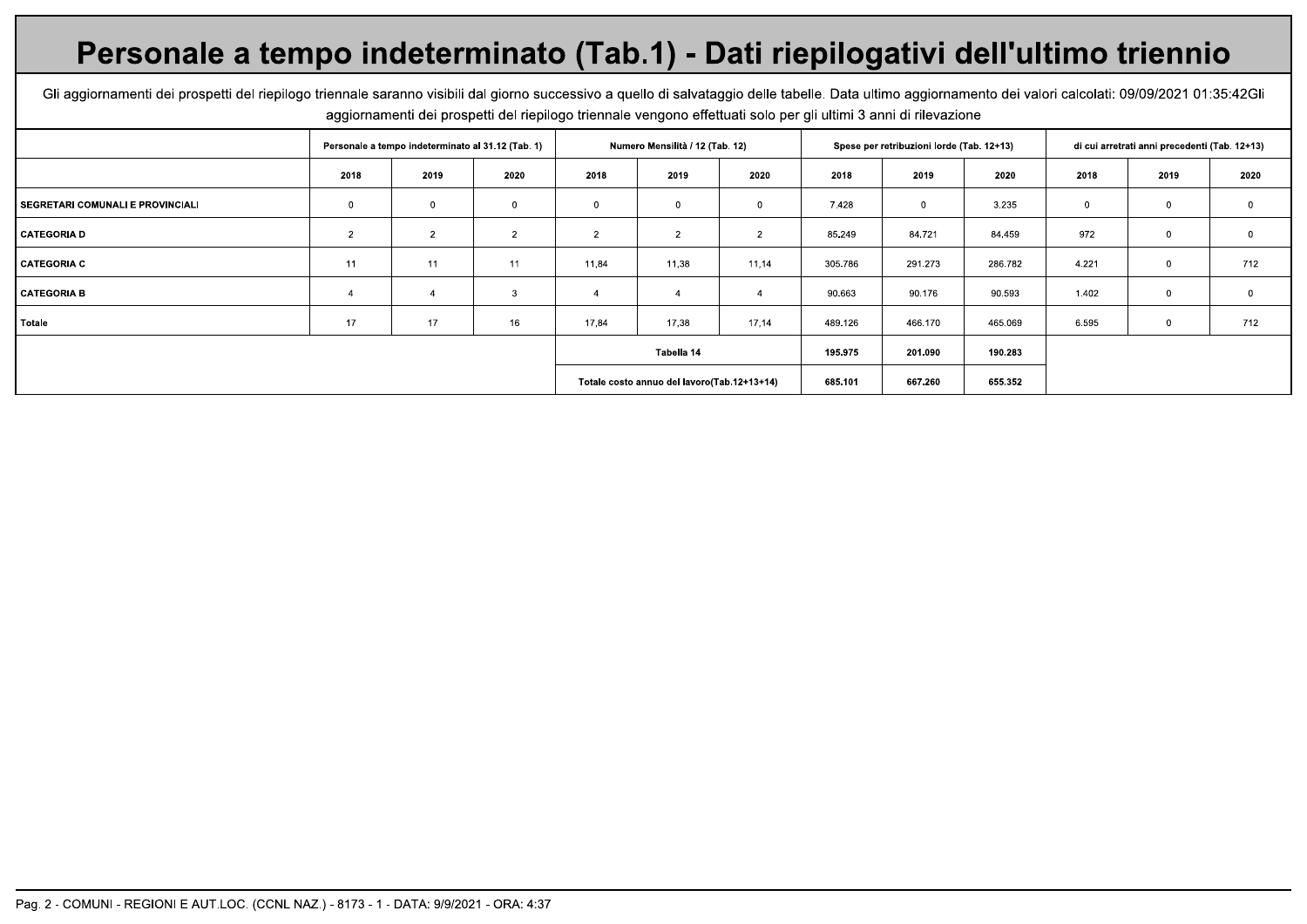# Personale a tempo indeterminato (Tab.1) - Dati riepilogativi dell'ultimo triennio

Gli aggiornamenti dei prospetti del riepilogo triennale saranno visibili dal giorno successivo a quello di salvataggio delle tabelle. Data ultimo aggiornamento dei valori calcolati: 09/09/2021 01:35:42Gli aggiornamenti dei prospetti del riepilogo triennale vengono effettuati solo per gli ultimi 3 anni di rilevazione

| | Personale a tempo indeterminato al 31.12 (Tab. 1) | | | Numero Mensilità / 12 (Tab. 12) | | | Spese per retribuzioni lorde (Tab. 12+13) | | | di cui arretrati anni precedenti (Tab. 12+13) | | |
|---|---|---|---|---|---|---|---|---|---|---|---|---|
| | 2018 | 2019 | 2020 | 2018 | 2019 | 2020 | 2018 | 2019 | 2020 | 2018 | 2019 | 2020 |
| SEGRETARI COMUNALI E PROVINCIALI | 0 | 0 | 0 | 0 | 0 | 0 | 7.428 | 0 | 3.235 | 0 | 0 | 0 |
| CATEGORIA D | 2 | 2 | 2 | 2 | 2 | 2 | 85.249 | 84.721 | 84.459 | 972 | 0 | 0 |
| CATEGORIA C | 11 | 11 | 11 | 11,84 | 11,38 | 11,14 | 305.786 | 291.273 | 286.782 | 4.221 | 0 | 712 |
| CATEGORIA B | 4 | 4 | 3 | 4 | 4 | 4 | 90.663 | 90.176 | 90.593 | 1.402 | 0 | 0 |
| Totale | 17 | 17 | 16 | 17,84 | 17,38 | 17,14 | 489.126 | 466.170 | 465.069 | 6.595 | 0 | 712 |
| | | | | Tabella 14 | | | 195.975 | 201.090 | 190.283 | | | |
| | | | | Totale costo annuo del lavoro(Tab.12+13+14) | | | 685.101 | 667.260 | 655.352 | | | |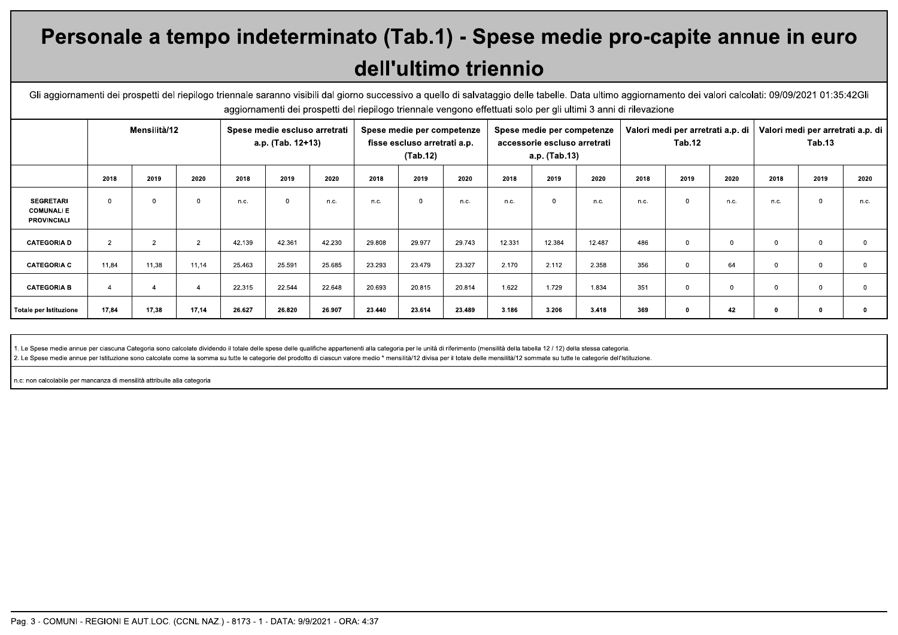# Personale a tempo indeterminato (Tab.1) - Spese medie pro-capite annue in euro dell'ultimo triennio

Gli aggiornamenti dei prospetti del riepilogo triennale saranno visibili dal giorno successivo a quello di salvataggio delle tabelle. Data ultimo aggiornamento dei valori calcolati: 09/09/2021 01:35:42Gli aggiornamenti dei prospetti del riepilogo triennale vengono effettuati solo per gli ultimi 3 anni di rilevazione

| | Mensilità/12 | | | Spese medie escluso arretrati a.p. (Tab. 12+13) | | | Spese medie per competenze fisse escluso arretrati a.p. (Tab.12) | | | Spese medie per competenze accessorie escluso arretrati a.p. (Tab.13) | | | Valori medi per arretrati a.p. di Tab.12 | | | Valori medi per arretrati a.p. di Tab.13 | | |
|---|---|---|---|---|---|---|---|---|---|---|---|---|---|---|---|---|---|---|
| | 2018 | 2019 | 2020 | 2018 | 2019 | 2020 | 2018 | 2019 | 2020 | 2018 | 2019 | 2020 | 2018 | 2019 | 2020 | 2018 | 2019 | 2020 |
| **SEGRETARI COMUNALI E PROVINCIALI** | 0 | 0 | 0 | n.c. | 0 | n.c. | n.c. | 0 | n.c. | n.c. | 0 | n.c. | n.c. | 0 | n.c. | n.c. | 0 | n.c. |
| **CATEGORIA D** | 2 | 2 | 2 | 42.139 | 42.361 | 42.230 | 29.808 | 29.977 | 29.743 | 12.331 | 12.384 | 12.487 | 486 | 0 | 0 | 0 | 0 | 0 |
| **CATEGORIA C** | 11,84 | 11,38 | 11,14 | 25.463 | 25.591 | 25.685 | 23.293 | 23.479 | 23.327 | 2.170 | 2.112 | 2.358 | 356 | 0 | 64 | 0 | 0 | 0 |
| **CATEGORIA B** | 4 | 4 | 4 | 22.315 | 22.544 | 22.648 | 20.693 | 20.815 | 20.814 | 1.622 | 1.729 | 1.834 | 351 | 0 | 0 | 0 | 0 | 0 |
| **Totale per Istituzione** | **17,84** | **17,38** | **17,14** | **26.627** | **26.820** | **26.907** | **23.440** | **23.614** | **23.489** | **3.186** | **3.206** | **3.418** | **369** | **0** | **42** | **0** | **0** | **0** |

1. Le Spese medie annue per ciascuna Categoria sono calcolate dividendo il totale delle spese delle qualifiche appartenenti alla categoria per le unità di riferimento (mensilità della tabella 12 / 12) della stessa categoria.
2. Le Spese medie annue per Istituzione sono calcolate come la somma su tutte le categorie del prodotto di ciascun valore medio * mensilità/12 divisa per il totale delle mensilità/12 sommate su tutte le categorie dell'Istituzione.

n.c: non calcolabile per mancanza di mensilità attribuite alla categoria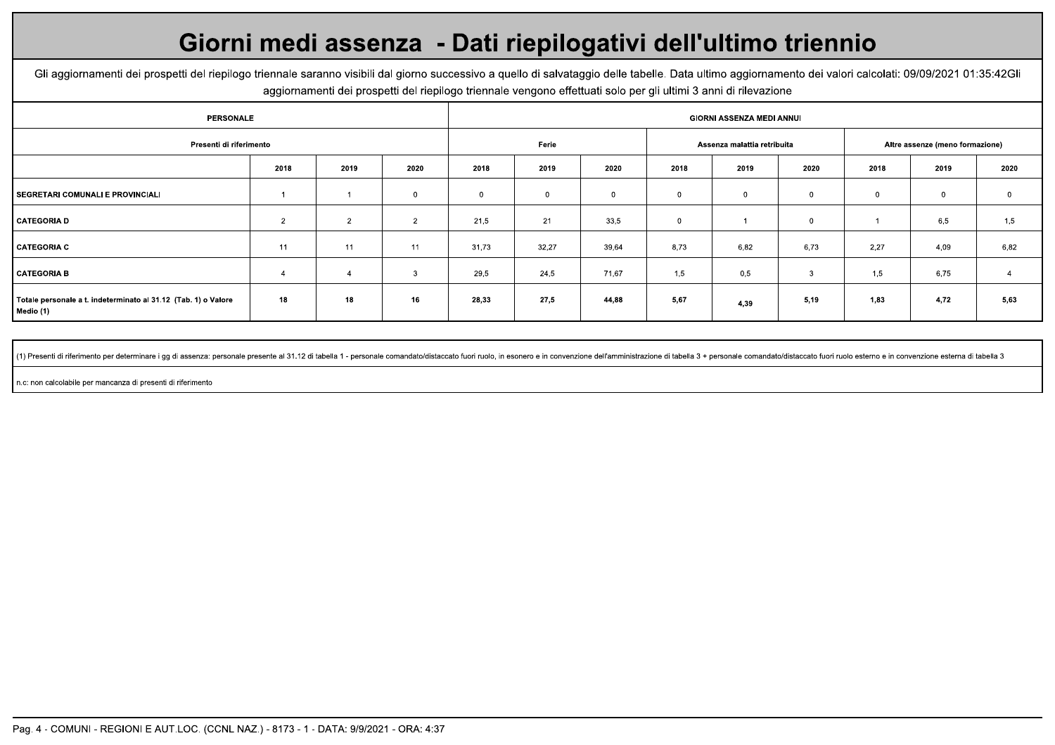# Giorni medi assenza - Dati riepilogativi dell'ultimo triennio

Gli aggiornamenti dei prospetti del riepilogo triennale saranno visibili dal giorno successivo a quello di salvataggio delle tabelle. Data ultimo aggiornamento dei valori calcolati: 09/09/2021 01:35:42Gli aggiornamenti dei prospetti del riepilogo triennale vengono effettuati solo per gli ultimi 3 anni di rilevazione

| PERSONALE | | | | GIORNI ASSENZA MEDI ANNUI | | | | | | | | |
|---|---|---|---|---|---|---|---|---|---|---|---|---|
| Presenti di riferimento | | | | Ferie | | | Assenza malattia retribuita | | | Altre assenze (meno formazione) | | |
| | 2018 | 2019 | 2020 | 2018 | 2019 | 2020 | 2018 | 2019 | 2020 | 2018 | 2019 | 2020 |
| SEGRETARI COMUNALI E PROVINCIALI | 1 | 1 | 0 | 0 | 0 | 0 | 0 | 0 | 0 | 0 | 0 | 0 |
| CATEGORIA D | 2 | 2 | 2 | 21,5 | 21 | 33,5 | 0 | 1 | 0 | 1 | 6,5 | 1,5 |
| CATEGORIA C | 11 | 11 | 11 | 31,73 | 32,27 | 39,64 | 8,73 | 6,82 | 6,73 | 2,27 | 4,09 | 6,82 |
| CATEGORIA B | 4 | 4 | 3 | 29,5 | 24,5 | 71,67 | 1,5 | 0,5 | 3 | 1,5 | 6,75 | 4 |
| **Totale personale a t. indeterminato al 31.12 (Tab. 1) o Valore Medio (1)** | **18** | **18** | **16** | **28,33** | **27,5** | **44,88** | **5,67** | **4,39** | **5,19** | **1,83** | **4,72** | **5,63** |

(1) Presenti di riferimento per determinare i gg di assenza: personale presente al 31.12 di tabella 1 - personale comandato/distaccato fuori ruolo, in esonero e in convenzione dell'amministrazione di tabella 3 + personale comandato/distaccato fuori ruolo esterno e in convenzione esterna di tabella 3

n.c: non calcolabile per mancanza di presenti di riferimento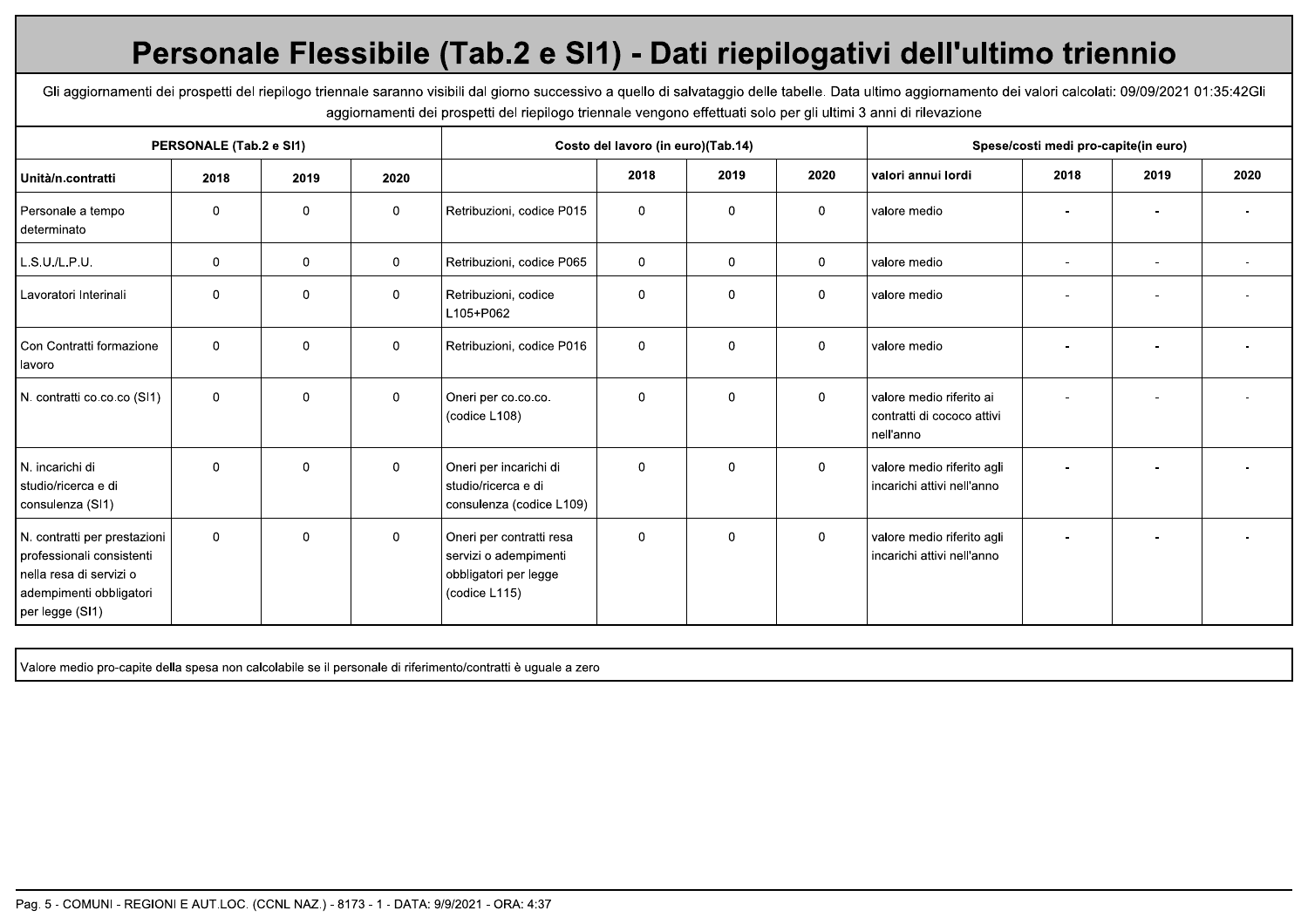# Personale Flessibile (Tab.2 e SI1) - Dati riepilogativi dell'ultimo triennio

Gli aggiornamenti dei prospetti del riepilogo triennale saranno visibili dal giorno successivo a quello di salvataggio delle tabelle. Data ultimo aggiornamento dei valori calcolati: 09/09/2021 01:35:42Gli aggiornamenti dei prospetti del riepilogo triennale vengono effettuati solo per gli ultimi 3 anni di rilevazione

| PERSONALE (Tab.2 e SI1) | | | | Costo del lavoro (in euro)(Tab.14) | | | | Spese/costi medi pro-capite(in euro) | | | |
|---|---|---|---|---|---|---|---|---|---|---|---|
| Unità/n.contratti | 2018 | 2019 | 2020 | | 2018 | 2019 | 2020 | valori annui lordi | 2018 | 2019 | 2020 |
| Personale a tempo determinato | 0 | 0 | 0 | Retribuzioni, codice P015 | 0 | 0 | 0 | valore medio | - | - | - |
| L.S.U./L.P.U. | 0 | 0 | 0 | Retribuzioni, codice P065 | 0 | 0 | 0 | valore medio | - | - | - |
| Lavoratori Interinali | 0 | 0 | 0 | Retribuzioni, codice L105+P062 | 0 | 0 | 0 | valore medio | - | - | - |
| Con Contratti formazione lavoro | 0 | 0 | 0 | Retribuzioni, codice P016 | 0 | 0 | 0 | valore medio | - | - | - |
| N. contratti co.co.co (SI1) | 0 | 0 | 0 | Oneri per co.co.co. (codice L108) | 0 | 0 | 0 | valore medio riferito ai contratti di cococo attivi nell'anno | - | - | - |
| N. incarichi di studio/ricerca e di consulenza (SI1) | 0 | 0 | 0 | Oneri per incarichi di studio/ricerca e di consulenza (codice L109) | 0 | 0 | 0 | valore medio riferito agli incarichi attivi nell'anno | - | - | - |
| N. contratti per prestazioni professionali consistenti nella resa di servizi o adempimenti obbligatori per legge (SI1) | 0 | 0 | 0 | Oneri per contratti resa servizi o adempimenti obbligatori per legge (codice L115) | 0 | 0 | 0 | valore medio riferito agli incarichi attivi nell'anno | - | - | - |

Valore medio pro-capite della spesa non calcolabile se il personale di riferimento/contratti è uguale a zero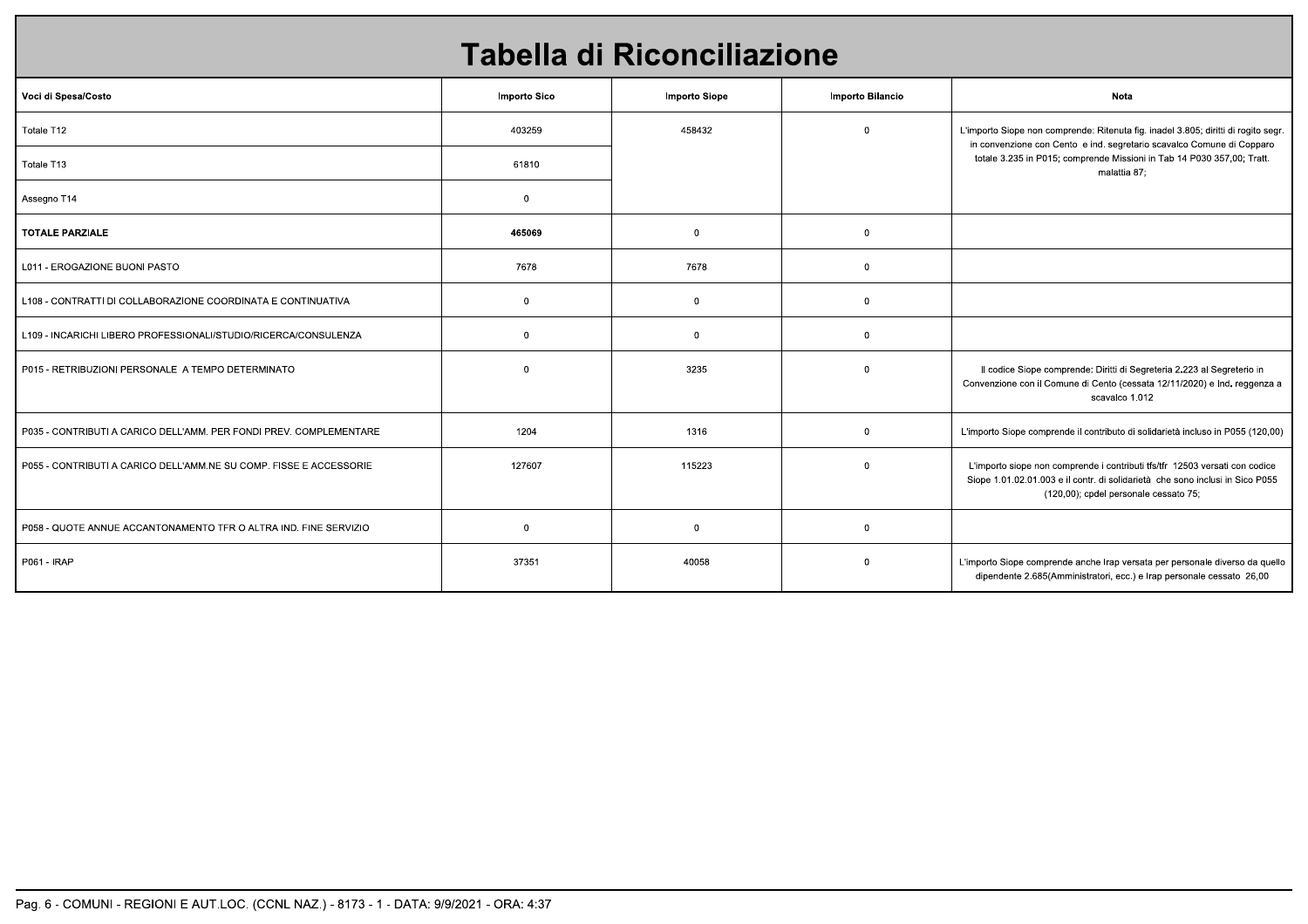# Tabella di Riconciliazione

| Voci di Spesa/Costo | Importo Sico | Importo Siope | Importo Bilancio | Nota |
|---|---|---|---|---|
| Totale T12 | 403259 | 458432 | 0 | L'importo Siope non comprende: Ritenuta fig. inadel 3.805; diritti di rogito segr. in convenzione con Cento e ind. segretario scavalco Comune di Copparo totale 3.235 in P015; comprende Missioni in Tab 14 P030 357,00; Tratt. malattia 87; |
| Totale T13 | 61810 | | | |
| Assegno T14 | 0 | | | |
| **TOTALE PARZIALE** | **465069** | 0 | 0 | |
| L011 - EROGAZIONE BUONI PASTO | 7678 | 7678 | 0 | |
| L108 - CONTRATTI DI COLLABORAZIONE COORDINATA E CONTINUATIVA | 0 | 0 | 0 | |
| L109 - INCARICHI LIBERO PROFESSIONALI/STUDIO/RICERCA/CONSULENZA | 0 | 0 | 0 | |
| P015 - RETRIBUZIONI PERSONALE A TEMPO DETERMINATO | 0 | 3235 | 0 | Il codice Siope comprende: Diritti di Segreteria 2.223 al Segreterio in Convenzione con il Comune di Cento (cessata 12/11/2020) e Ind. reggenza a scavalco 1.012 |
| P035 - CONTRIBUTI A CARICO DELL'AMM. PER FONDI PREV. COMPLEMENTARE | 1204 | 1316 | 0 | L'importo Siope comprende il contributo di solidarietà incluso in P055 (120,00) |
| P055 - CONTRIBUTI A CARICO DELL'AMM.NE SU COMP. FISSE E ACCESSORIE | 127607 | 115223 | 0 | L'importo siope non comprende i contributi tfs/tfr 12503 versati con codice Siope 1.01.02.01.003 e il contr. di solidarietà che sono inclusi in Sico P055 (120,00); cpdel personale cessato 75; |
| P058 - QUOTE ANNUE ACCANTONAMENTO TFR O ALTRA IND. FINE SERVIZIO | 0 | 0 | 0 | |
| P061 - IRAP | 37351 | 40058 | 0 | L'importo Siope comprende anche Irap versata per personale diverso da quello dipendente 2.685(Amministratori, ecc.) e Irap personale cessato 26,00 |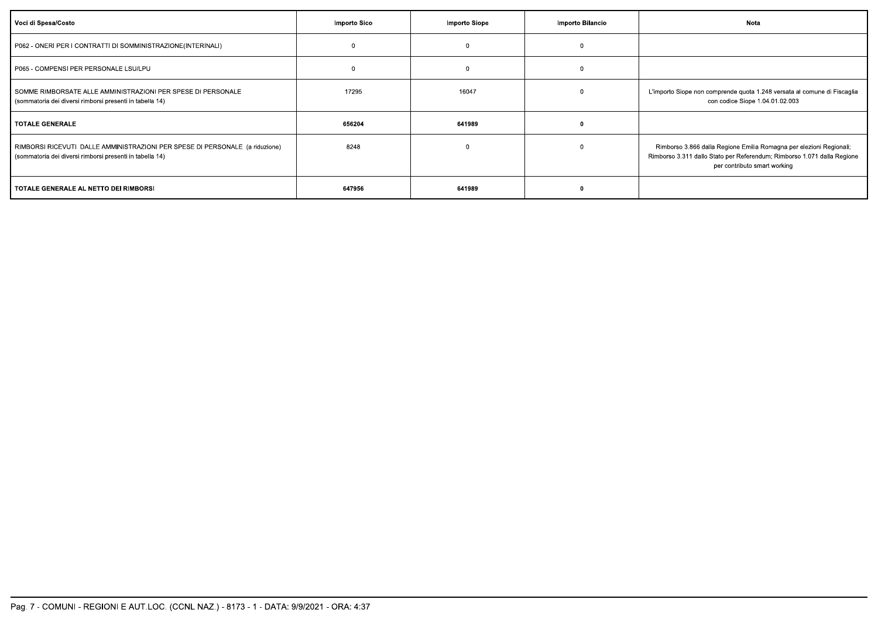| Voci di Spesa/Costo | Importo Sico | Importo Siope | Importo Bilancio | Nota |
|---|---|---|---|---|
| P062 - ONERI PER I CONTRATTI DI SOMMINISTRAZIONE(INTERINALI) | 0 | 0 | 0 | |
| P065 - COMPENSI PER PERSONALE LSU/LPU | 0 | 0 | 0 | |
| SOMME RIMBORSATE ALLE AMMINISTRAZIONI PER SPESE DI PERSONALE (sommatoria dei diversi rimborsi presenti in tabella 14) | 17295 | 16047 | 0 | L'importo Siope non comprende quota 1.248 versata al comune di Fiscaglia con codice Siope 1.04.01.02.003 |
| **TOTALE GENERALE** | **656204** | **641989** | **0** | |
| RIMBORSI RICEVUTI DALLE AMMINISTRAZIONI PER SPESE DI PERSONALE (a riduzione) (sommatoria dei diversi rimborsi presenti in tabella 14) | 8248 | 0 | 0 | Rimborso 3.866 dalla Regione Emilia Romagna per elezioni Regionali; Rimborso 3.311 dallo Stato per Referendum; Rimborso 1.071 dalla Regione per contributo smart working |
| **TOTALE GENERALE AL NETTO DEI RIMBORSI** | **647956** | **641989** | **0** | |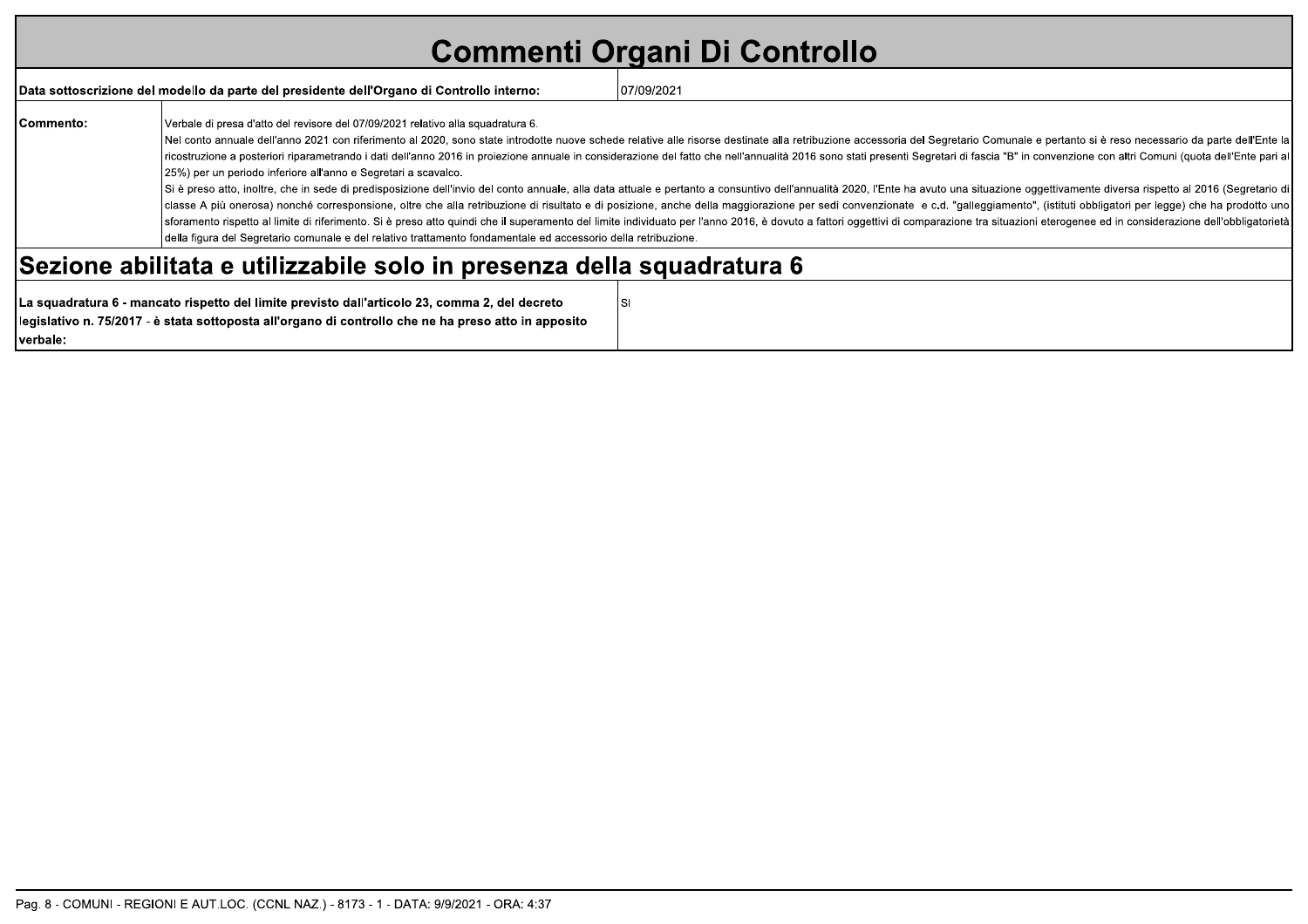# Commenti Organi Di Controllo

| | |
|---|---|
| **Data sottoscrizione del modello da parte del presidente dell'Organo di Controllo interno:** | 07/09/2021 |

| | |
|---|---|
| **Commento:** | Verbale di presa d'atto del revisore del 07/09/2021 relativo alla squadratura 6. Nel conto annuale dell'anno 2021 con riferimento al 2020, sono state introdotte nuove schede relative alle risorse destinate alla retribuzione accessoria del Segretario Comunale e pertanto si è reso necessario da parte dell'Ente la ricostruzione a posteriori riparametrando i dati dell'anno 2016 in proiezione annuale in considerazione del fatto che nell'annualità 2016 sono stati presenti Segretari di fascia "B" in convenzione con altri Comuni (quota dell'Ente pari al 25%) per un periodo inferiore all'anno e Segretari a scavalco. Si è preso atto, inoltre, che in sede di predisposizione dell'invio del conto annuale, alla data attuale e pertanto a consuntivo dell'annualità 2020, l'Ente ha avuto una situazione oggettivamente diversa rispetto al 2016 (Segretario di classe A più onerosa) nonché corresponsione, oltre che alla retribuzione di risultato e di posizione, anche della maggiorazione per sedi convenzionate e c.d. "galleggiamento", (istituti obbligatori per legge) che ha prodotto uno sforamento rispetto al limite di riferimento. Si è preso atto quindi che il superamento del limite individuato per l'anno 2016, è dovuto a fattori oggettivi di comparazione tra situazioni eterogenee ed in considerazione dell'obbligatorietà della figura del Segretario comunale e del relativo trattamento fondamentale ed accessorio della retribuzione. |

## Sezione abilitata e utilizzabile solo in presenza della squadratura 6

| | |
|---|---|
| **La squadratura 6 - mancato rispetto del limite previsto dall'articolo 23, comma 2, del decreto legislativo n. 75/2017 - è stata sottoposta all'organo di controllo che ne ha preso atto in apposito verbale:** | SI |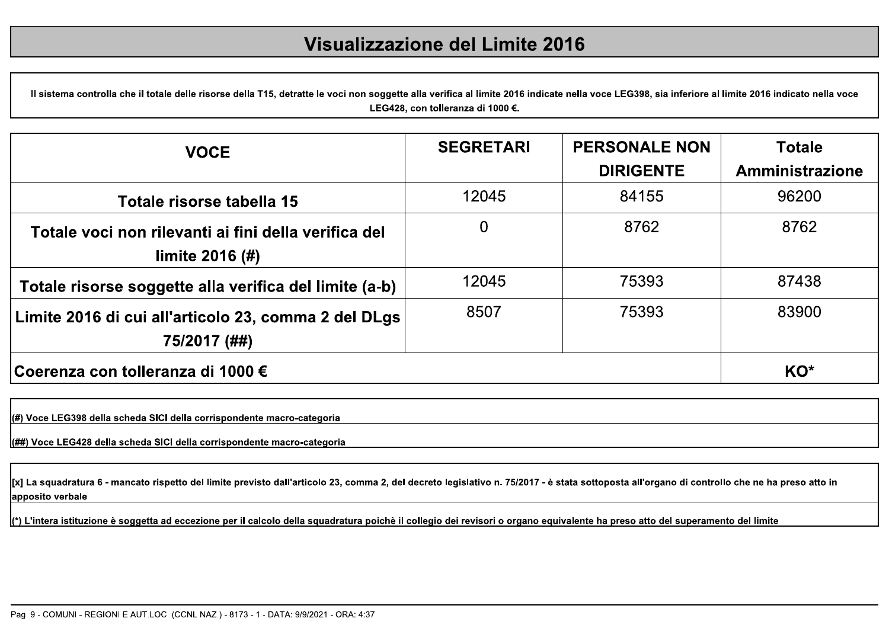# Visualizzazione del Limite 2016

Il sistema controlla che il totale delle risorse della T15, detratte le voci non soggette alla verifica al limite 2016 indicate nella voce LEG398, sia inferiore al limite 2016 indicato nella voce LEG428, con tolleranza di 1000 €.

| VOCE | SEGRETARI | PERSONALE NON DIRIGENTE | Totale Amministrazione |
|---|---|---|---|
| Totale risorse tabella 15 | 12045 | 84155 | 96200 |
| Totale voci non rilevanti ai fini della verifica del limite 2016 (#) | 0 | 8762 | 8762 |
| Totale risorse soggette alla verifica del limite (a-b) | 12045 | 75393 | 87438 |
| Limite 2016 di cui all'articolo 23, comma 2 del DLgs 75/2017 (##) | 8507 | 75393 | 83900 |
| Coerenza con tolleranza di 1000 € | | | KO* |

(#) Voce LEG398 della scheda SICI della corrispondente macro-categoria

(##) Voce LEG428 della scheda SICI della corrispondente macro-categoria

[x] La squadratura 6 - mancato rispetto del limite previsto dall'articolo 23, comma 2, del decreto legislativo n. 75/2017 - è stata sottoposta all'organo di controllo che ne ha preso atto in apposito verbale

(*) L'intera istituzione è soggetta ad eccezione per il calcolo della squadratura poichè il collegio dei revisori o organo equivalente ha preso atto del superamento del limite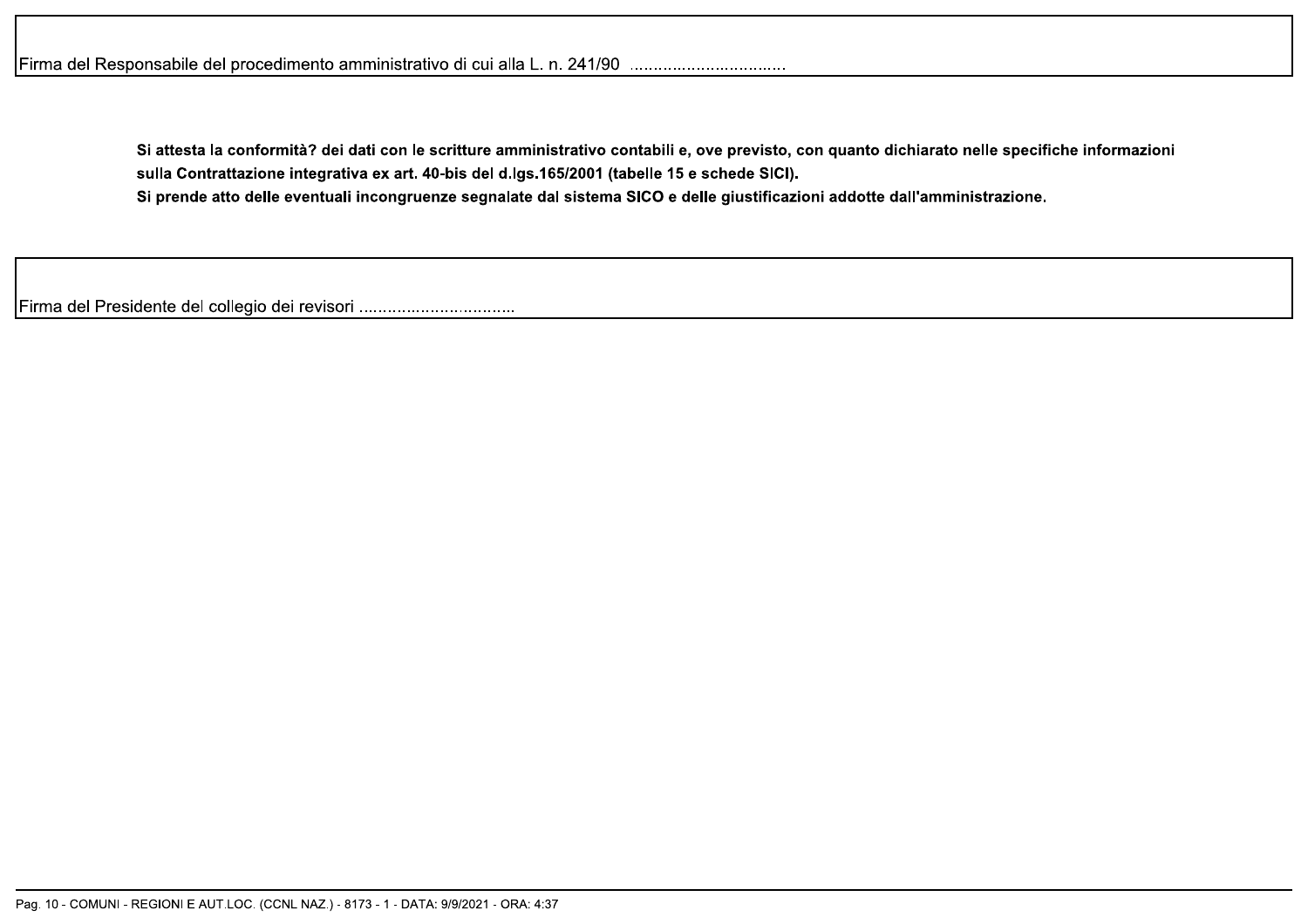Firma del Responsabile del procedimento amministrativo di cui alla L. n. 241/90 ..................................

**Si attesta la conformità? dei dati con le scritture amministrativo contabili e, ove previsto, con quanto dichiarato nelle specifiche informazioni sulla Contrattazione integrativa ex art. 40-bis del d.lgs.165/2001 (tabelle 15 e schede SICI).**

**Si prende atto delle eventuali incongruenze segnalate dal sistema SICO e delle giustificazioni addotte dall'amministrazione.**

Firma del Presidente del collegio dei revisori ..................................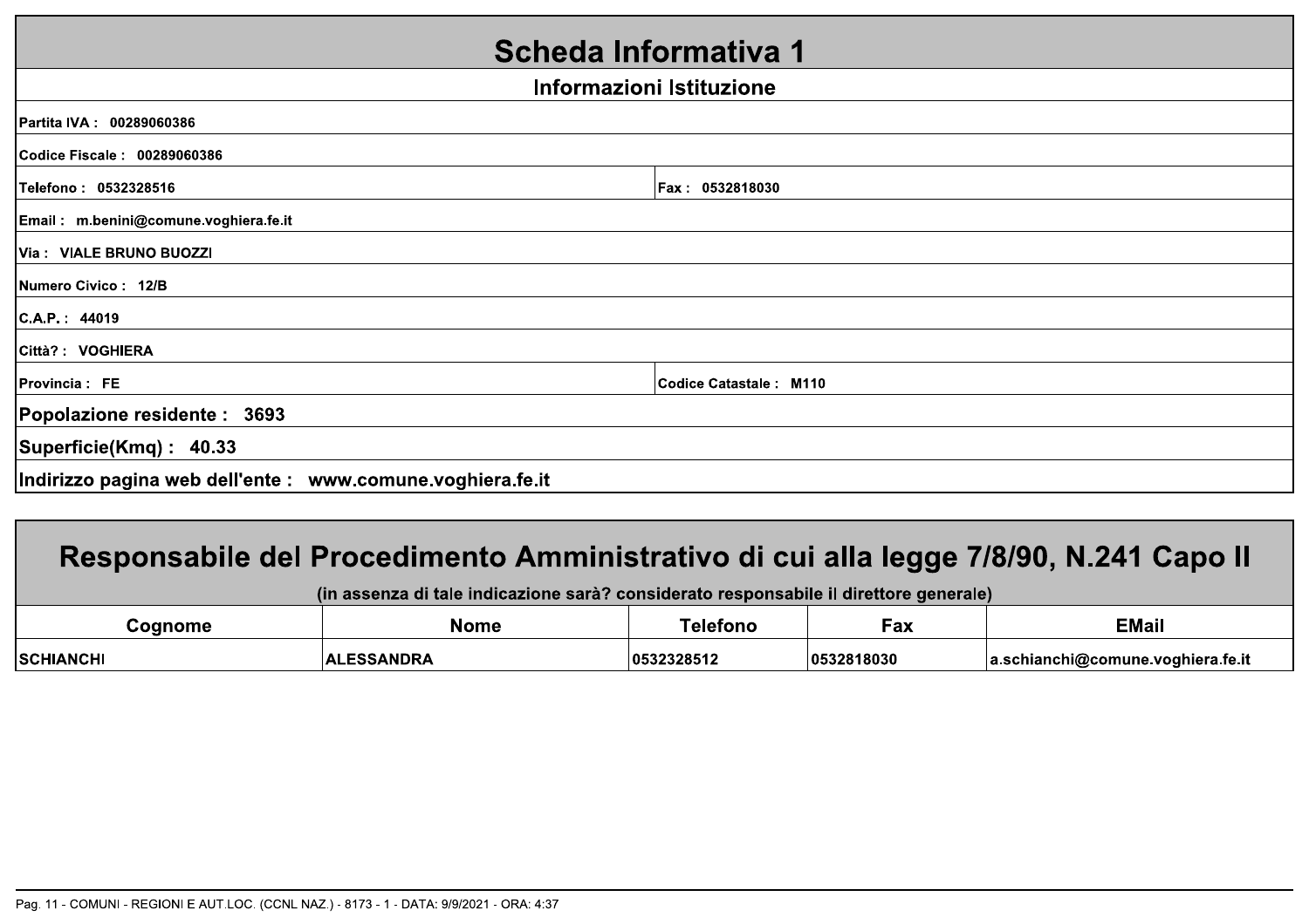# Scheda Informativa 1

## Informazioni Istituzione

| | |
|---|---|
| Partita IVA : 00289060386 | |
| Codice Fiscale : 00289060386 | |
| Telefono : 0532328516 | Fax : 0532818030 |
| Email : m.benini@comune.voghiera.fe.it | |
| Via : VIALE BRUNO BUOZZI | |
| Numero Civico : 12/B | |
| C.A.P. : 44019 | |
| Città? : VOGHIERA | |
| Provincia : FE | Codice Catastale : M110 |
| **Popolazione residente : 3693** | |
| **Superficie(Kmq) : 40.33** | |
| **Indirizzo pagina web dell'ente : www.comune.voghiera.fe.it** | |

## Responsabile del Procedimento Amministrativo di cui alla legge 7/8/90, N.241 Capo II

(in assenza di tale indicazione sarà? considerato responsabile il direttore generale)

| Cognome | Nome | Telefono | Fax | EMail |
|---|---|---|---|---|
| SCHIANCHI | ALESSANDRA | 0532328512 | 0532818030 | a.schianchi@comune.voghiera.fe.it |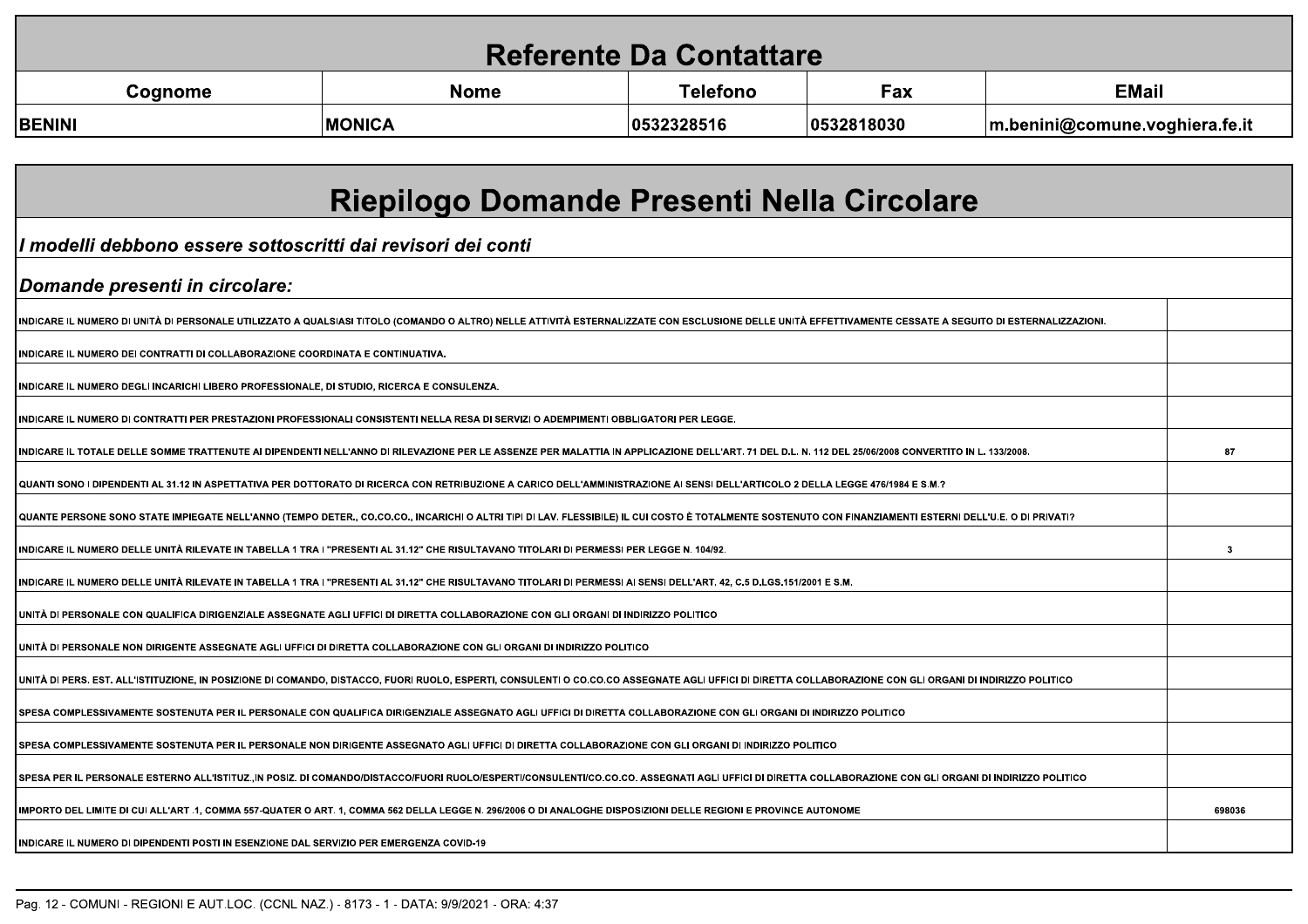## Referente Da Contattare

| Cognome | Nome | Telefono | Fax | EMail |
|---|---|---|---|---|
| BENINI | MONICA | 0532328516 | 0532818030 | m.benini@comune.voghiera.fe.it |

## Riepilogo Domande Presenti Nella Circolare

***I modelli debbono essere sottoscritti dai revisori dei conti***

***Domande presenti in circolare:***

| Domanda | Valore |
|---|---|
| INDICARE IL NUMERO DI UNITÀ DI PERSONALE UTILIZZATO A QUALSIASI TITOLO (COMANDO O ALTRO) NELLE ATTIVITÀ ESTERNALIZZATE CON ESCLUSIONE DELLE UNITÀ EFFETTIVAMENTE CESSATE A SEGUITO DI ESTERNALIZZAZIONI. | |
| INDICARE IL NUMERO DEI CONTRATTI DI COLLABORAZIONE COORDINATA E CONTINUATIVA. | |
| INDICARE IL NUMERO DEGLI INCARICHI LIBERO PROFESSIONALE, DI STUDIO, RICERCA E CONSULENZA. | |
| INDICARE IL NUMERO DI CONTRATTI PER PRESTAZIONI PROFESSIONALI CONSISTENTI NELLA RESA DI SERVIZI O ADEMPIMENTI OBBLIGATORI PER LEGGE. | |
| INDICARE IL TOTALE DELLE SOMME TRATTENUTE AI DIPENDENTI NELL'ANNO DI RILEVAZIONE PER LE ASSENZE PER MALATTIA IN APPLICAZIONE DELL'ART. 71 DEL D.L. N. 112 DEL 25/06/2008 CONVERTITO IN L. 133/2008. | 87 |
| QUANTI SONO I DIPENDENTI AL 31.12 IN ASPETTATIVA PER DOTTORATO DI RICERCA CON RETRIBUZIONE A CARICO DELL'AMMINISTRAZIONE AI SENSI DELL'ARTICOLO 2 DELLA LEGGE 476/1984 E S.M.? | |
| QUANTE PERSONE SONO STATE IMPIEGATE NELL'ANNO (TEMPO DETER., CO.CO.CO., INCARICHI O ALTRI TIPI DI LAV. FLESSIBILE) IL CUI COSTO È TOTALMENTE SOSTENUTO CON FINANZIAMENTI ESTERNI DELL'U.E. O DI PRIVATI? | |
| INDICARE IL NUMERO DELLE UNITÀ RILEVATE IN TABELLA 1 TRA I "PRESENTI AL 31.12" CHE RISULTAVANO TITOLARI DI PERMESSI PER LEGGE N. 104/92. | 3 |
| INDICARE IL NUMERO DELLE UNITÀ RILEVATE IN TABELLA 1 TRA I "PRESENTI AL 31.12" CHE RISULTAVANO TITOLARI DI PERMESSI AI SENSI DELL'ART. 42, C.5 D.LGS.151/2001 E S.M. | |
| UNITÀ DI PERSONALE CON QUALIFICA DIRIGENZIALE ASSEGNATE AGLI UFFICI DI DIRETTA COLLABORAZIONE CON GLI ORGANI DI INDIRIZZO POLITICO | |
| UNITÀ DI PERSONALE NON DIRIGENTE ASSEGNATE AGLI UFFICI DI DIRETTA COLLABORAZIONE CON GLI ORGANI DI INDIRIZZO POLITICO | |
| UNITÀ DI PERS. EST. ALL'ISTITUZIONE, IN POSIZIONE DI COMANDO, DISTACCO, FUORI RUOLO, ESPERTI, CONSULENTI O CO.CO.CO ASSEGNATE AGLI UFFICI DI DIRETTA COLLABORAZIONE CON GLI ORGANI DI INDIRIZZO POLITICO | |
| SPESA COMPLESSIVAMENTE SOSTENUTA PER IL PERSONALE CON QUALIFICA DIRIGENZIALE ASSEGNATO AGLI UFFICI DI DIRETTA COLLABORAZIONE CON GLI ORGANI DI INDIRIZZO POLITICO | |
| SPESA COMPLESSIVAMENTE SOSTENUTA PER IL PERSONALE NON DIRIGENTE ASSEGNATO AGLI UFFICI DI DIRETTA COLLABORAZIONE CON GLI ORGANI DI INDIRIZZO POLITICO | |
| SPESA PER IL PERSONALE ESTERNO ALL'ISTITUZ.,IN POSIZ. DI COMANDO/DISTACCO/FUORI RUOLO/ESPERTI/CONSULENTI/CO.CO.CO. ASSEGNATI AGLI UFFICI DI DIRETTA COLLABORAZIONE CON GLI ORGANI DI INDIRIZZO POLITICO | |
| IMPORTO DEL LIMITE DI CUI ALL'ART .1, COMMA 557-QUATER O ART. 1, COMMA 562 DELLA LEGGE N. 296/2006 O DI ANALOGHE DISPOSIZIONI DELLE REGIONI E PROVINCE AUTONOME | 698036 |
| INDICARE IL NUMERO DI DIPENDENTI POSTI IN ESENZIONE DAL SERVIZIO PER EMERGENZA COVID-19 | |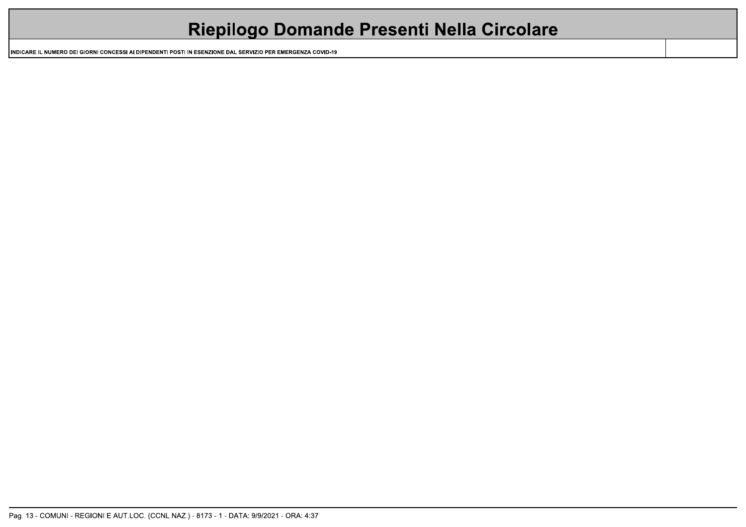# Riepilogo Domande Presenti Nella Circolare

| INDICARE IL NUMERO DEI GIORNI CONCESSI AI DIPENDENTI POSTI IN ESENZIONE DAL SERVIZIO PER EMERGENZA COVID-19 | |
| --- | --- |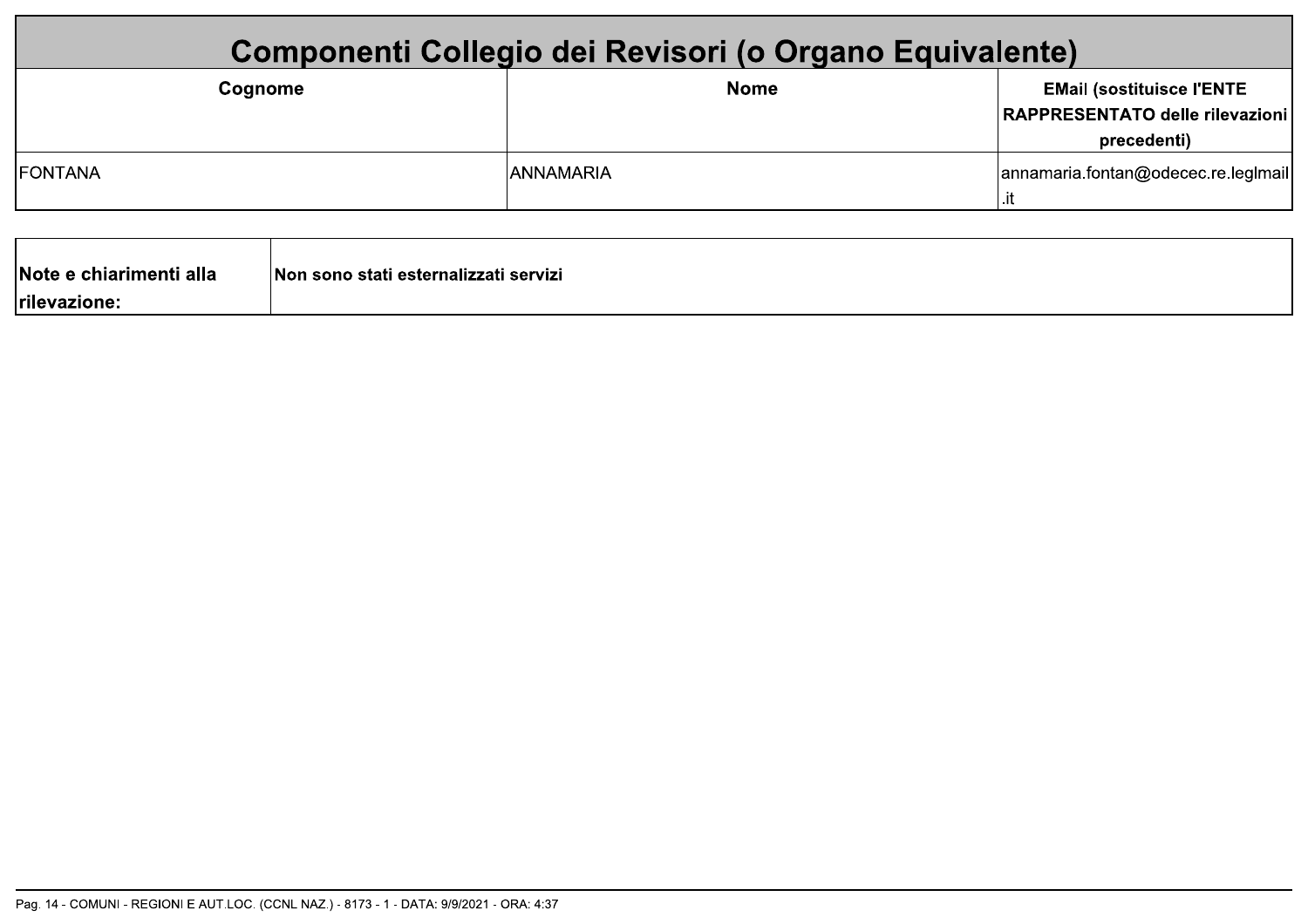## Componenti Collegio dei Revisori (o Organo Equivalente)

| Cognome | Nome | EMail (sostituisce l'ENTE RAPPRESENTATO delle rilevazioni precedenti) |
|---|---|---|
| FONTANA | ANNAMARIA | annamaria.fontan@odecec.re.leglmail.it |

| Note e chiarimenti alla rilevazione: | Non sono stati esternalizzati servizi |
|---|---|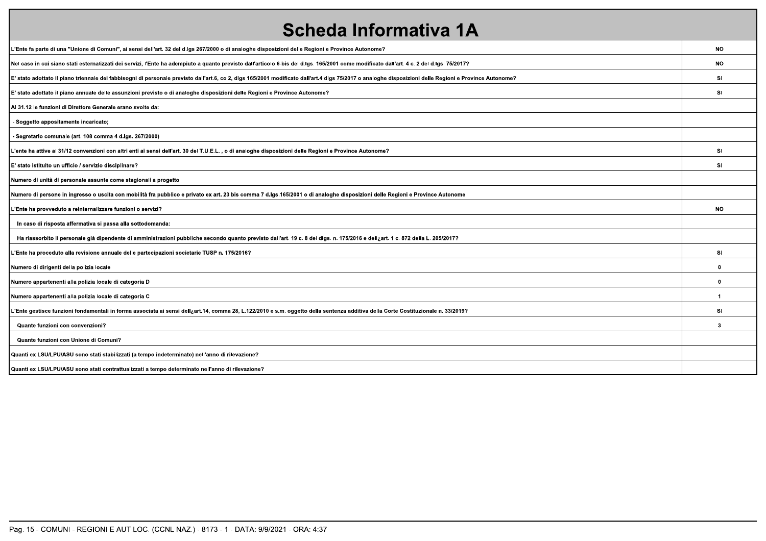# Scheda Informativa 1A

| | |
|---|---|
| L'Ente fa parte di una "Unione di Comuni", ai sensi dell'art. 32 del d.lgs 267/2000 o di analoghe disposizioni delle Regioni e Province Autonome? | NO |
| Nel caso in cui siano stati esternalizzati dei servizi, l'Ente ha adempiuto a quanto previsto dall'articolo 6-bis del d.lgs. 165/2001 come modificato dall'art. 4 c. 2 del d.lgs. 75/2017? | NO |
| E' stato adottato il piano triennale dei fabbisogni di personale previsto dall'art.6, co 2, dlgs 165/2001 modificato dall'art.4 dlgs 75/2017 o analoghe disposizioni delle Regioni e Province Autonome? | SI |
| E' stato adottato il piano annuale delle assunzioni previsto o di analoghe disposizioni delle Regioni e Province Autonome? | SI |
| Al 31.12 le funzioni di Direttore Generale erano svolte da: | |
| - Soggetto appositamente incaricato; | |
| - Segretario comunale (art. 108 comma 4 d.lgs. 267/2000) | |
| L'ente ha attive al 31/12 convenzioni con altri enti ai sensi dell'art. 30 del T.U.E.L. , o di analoghe disposizioni delle Regioni e Province Autonome? | SI |
| E' stato istituito un ufficio / servizio disciplinare? | SI |
| Numero di unità di personale assunte come stagionali a progetto | |
| Numero di persone in ingresso o uscita con mobilità fra pubblico e privato ex art. 23 bis comma 7 d.lgs.165/2001 o di analoghe disposizioni delle Regioni e Province Autonome | |
| L'Ente ha provveduto a reinternalizzare funzioni o servizi? | NO |
| In caso di risposta affermativa si passa alla sottodomanda: | |
| Ha riassorbito il personale già dipendente di amministrazioni pubbliche secondo quanto previsto dall'art. 19 c. 8 del dlgs. n. 175/2016 e dell¿art. 1 c. 872 della L. 205/2017? | |
| L'Ente ha proceduto alla revisione annuale delle partecipazioni societarie TUSP n. 175/2016? | SI |
| Numero di dirigenti della polizia locale | 0 |
| Numero appartenenti alla polizia locale di categoria D | 0 |
| Numero appartenenti alla polizia locale di categoria C | 1 |
| L'Ente gestisce funzioni fondamentali in forma associata ai sensi dell¿art.14, comma 28, L.122/2010 e s.m. oggetto della sentenza additiva della Corte Costituzionale n. 33/2019? | SI |
| Quante funzioni con convenzioni? | 3 |
| Quante funzioni con Unione di Comuni? | |
| Quanti ex LSU/LPU/ASU sono stati stabilizzati (a tempo indeterminato) nell'anno di rilevazione? | |
| Quanti ex LSU/LPU/ASU sono stati contrattualizzati a tempo determinato nell'anno di rilevazione? | |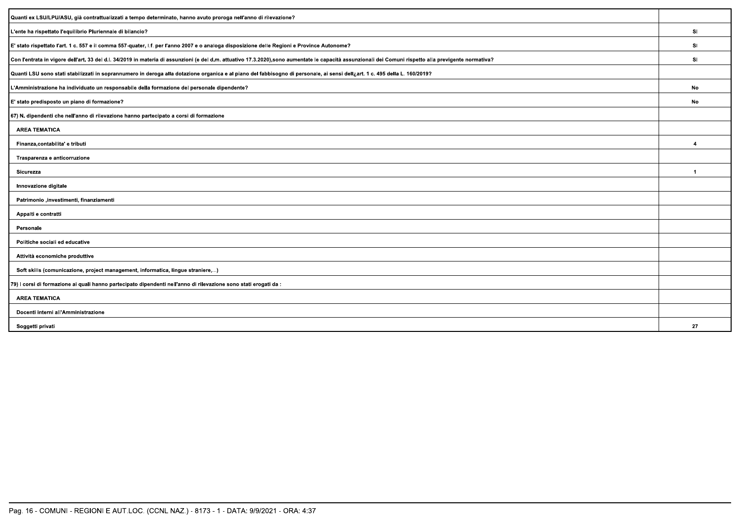| | |
|---|---|
| Quanti ex LSU/LPU/ASU, già contrattualizzati a tempo determinato, hanno avuto proroga nell'anno di rilevazione? | |
| L'ente ha rispettato l'equilibrio Pluriennale di bilancio? | SI |
| E' stato rispettato l'art. 1 c. 557 e il comma 557-quater, l.f. per l'anno 2007 e o analoga disposizione delle Regioni e Province Autonome? | SI |
| Con l'entrata in vigore dell'art. 33 del d.l. 34/2019 in materia di assunzioni (e del d.m. attuativo 17.3.2020),sono aumentate le capacità assunzionali dei Comuni rispetto alla previgente normativa? | SI |
| Quanti LSU sono stati stabilizzati in soprannumero in deroga alla dotazione organica e al piano del fabbisogno di personale, ai sensi dell¿art. 1 c. 495 della L. 160/2019? | |
| L'Amministrazione ha individuato un responsabile della formazione del personale dipendente? | No |
| E' stato predisposto un piano di formazione? | No |
| 67) N. dipendenti che nell'anno di rilevazione hanno partecipato a corsi di formazione | |
| AREA TEMATICA | |
| Finanza,contabilita' e tributi | 4 |
| Trasparenza e anticorruzione | |
| Sicurezza | 1 |
| Innovazione digitale | |
| Patrimonio ,investimenti, finanziamenti | |
| Appalti e contratti | |
| Personale | |
| Politiche sociali ed educative | |
| Attività economiche produttive | |
| Soft skills (comunicazione, project management, informatica, lingue straniere,...) | |
| 79) I corsi di formazione ai quali hanno partecipato dipendenti nell'anno di rilevazione sono stati erogati da : | |
| AREA TEMATICA | |
| Docenti interni all'Amministrazione | |
| Soggetti privati | 27 |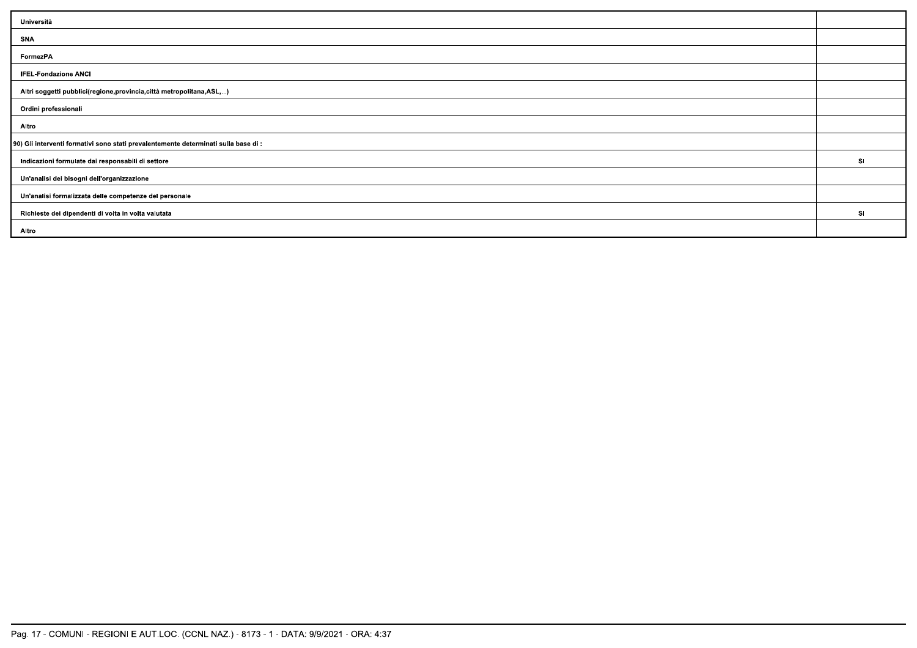| | |
|---|---|
| Università | |
| SNA | |
| FormezPA | |
| IFEL-Fondazione ANCI | |
| Altri soggetti pubblici(regione,provincia,città metropolitana,ASL,...) | |
| Ordini professionali | |
| Altro | |
| 90) Gli interventi formativi sono stati prevalentemente determinati sulla base di : | |
| Indicazioni formulate dai responsabili di settore | SI |
| Un'analisi dei bisogni dell'organizzazione | |
| Un'analisi formalizzata delle competenze del personale | |
| Richieste dei dipendenti di volta in volta valutata | SI |
| Altro | |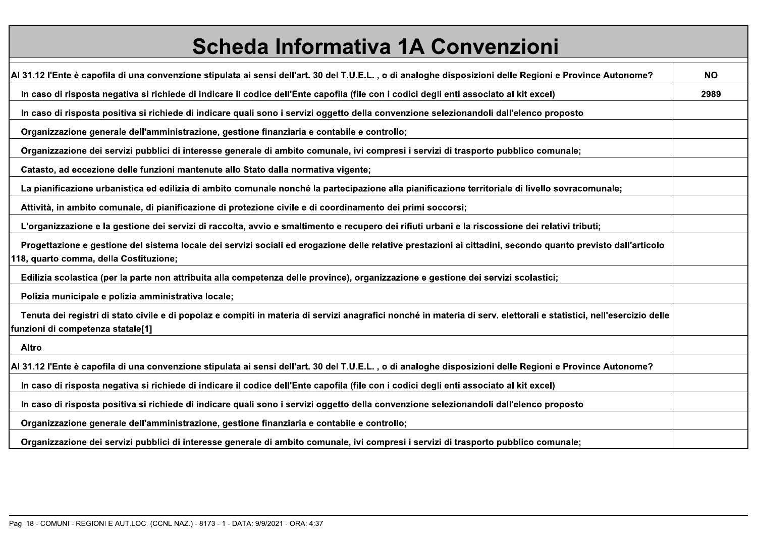# Scheda Informativa 1A Convenzioni

| | |
|---|---|
| Al 31.12 l'Ente è capofila di una convenzione stipulata ai sensi dell'art. 30 del T.U.E.L. , o di analoghe disposizioni delle Regioni e Province Autonome? | NO |
| In caso di risposta negativa si richiede di indicare il codice dell'Ente capofila (file con i codici degli enti associato al kit excel) | 2989 |
| In caso di risposta positiva si richiede di indicare quali sono i servizi oggetto della convenzione selezionandoli dall'elenco proposto | |
| Organizzazione generale dell'amministrazione, gestione finanziaria e contabile e controllo; | |
| Organizzazione dei servizi pubblici di interesse generale di ambito comunale, ivi compresi i servizi di trasporto pubblico comunale; | |
| Catasto, ad eccezione delle funzioni mantenute allo Stato dalla normativa vigente; | |
| La pianificazione urbanistica ed edilizia di ambito comunale nonché la partecipazione alla pianificazione territoriale di livello sovracomunale; | |
| Attività, in ambito comunale, di pianificazione di protezione civile e di coordinamento dei primi soccorsi; | |
| L'organizzazione e la gestione dei servizi di raccolta, avvio e smaltimento e recupero dei rifiuti urbani e la riscossione dei relativi tributi; | |
| Progettazione e gestione del sistema locale dei servizi sociali ed erogazione delle relative prestazioni ai cittadini, secondo quanto previsto dall'articolo 118, quarto comma, della Costituzione; | |
| Edilizia scolastica (per la parte non attribuita alla competenza delle province), organizzazione e gestione dei servizi scolastici; | |
| Polizia municipale e polizia amministrativa locale; | |
| Tenuta dei registri di stato civile e di popolaz e compiti in materia di servizi anagrafici nonché in materia di serv. elettorali e statistici, nell'esercizio delle funzioni di competenza statale[1] | |
| Altro | |
| Al 31.12 l'Ente è capofila di una convenzione stipulata ai sensi dell'art. 30 del T.U.E.L. , o di analoghe disposizioni delle Regioni e Province Autonome? | |
| In caso di risposta negativa si richiede di indicare il codice dell'Ente capofila (file con i codici degli enti associato al kit excel) | |
| In caso di risposta positiva si richiede di indicare quali sono i servizi oggetto della convenzione selezionandoli dall'elenco proposto | |
| Organizzazione generale dell'amministrazione, gestione finanziaria e contabile e controllo; | |
| Organizzazione dei servizi pubblici di interesse generale di ambito comunale, ivi compresi i servizi di trasporto pubblico comunale; | |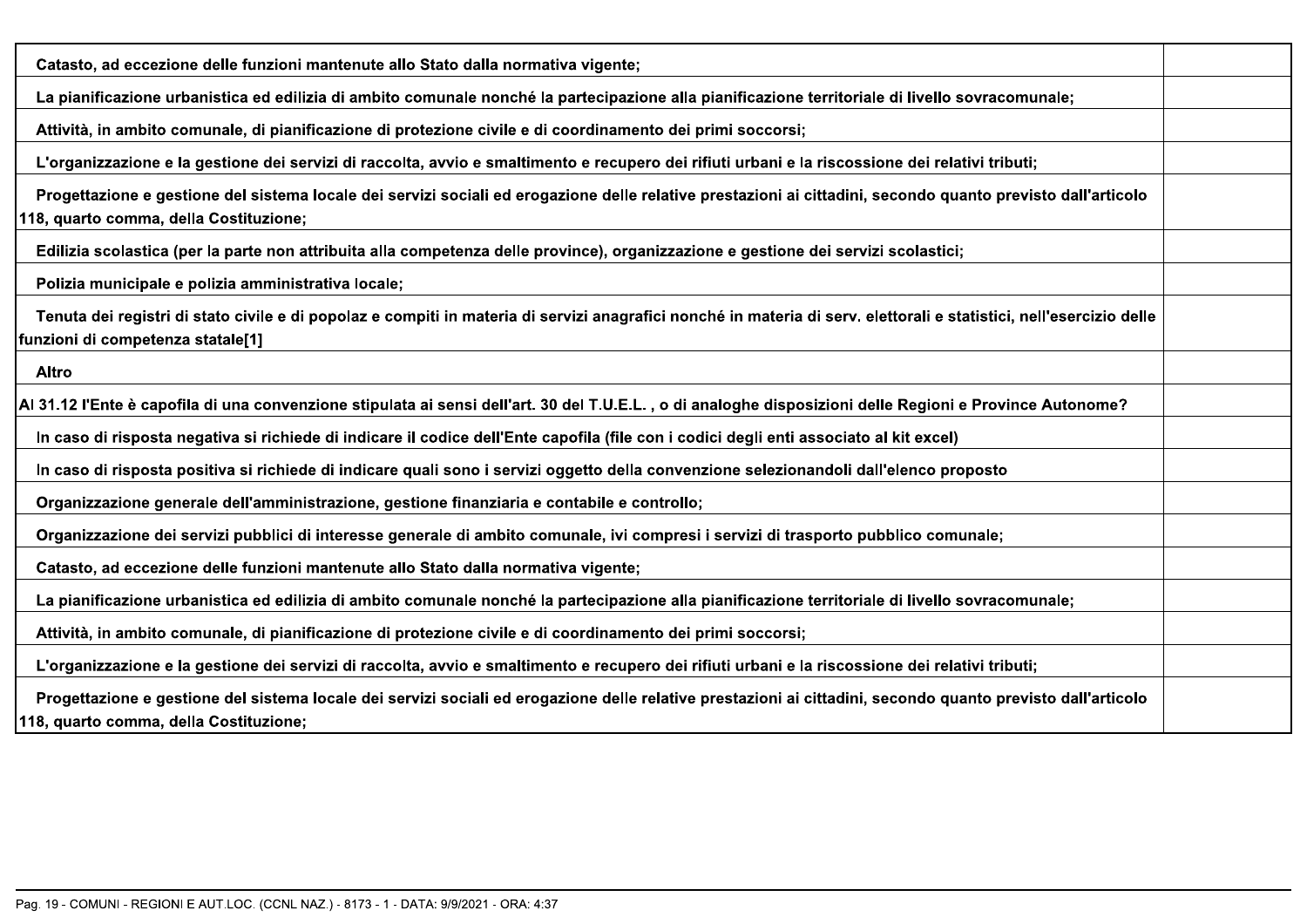| | |
|---|---|
| Catasto, ad eccezione delle funzioni mantenute allo Stato dalla normativa vigente; | |
| La pianificazione urbanistica ed edilizia di ambito comunale nonché la partecipazione alla pianificazione territoriale di livello sovracomunale; | |
| Attività, in ambito comunale, di pianificazione di protezione civile e di coordinamento dei primi soccorsi; | |
| L'organizzazione e la gestione dei servizi di raccolta, avvio e smaltimento e recupero dei rifiuti urbani e la riscossione dei relativi tributi; | |
| Progettazione e gestione del sistema locale dei servizi sociali ed erogazione delle relative prestazioni ai cittadini, secondo quanto previsto dall'articolo 118, quarto comma, della Costituzione; | |
| Edilizia scolastica (per la parte non attribuita alla competenza delle province), organizzazione e gestione dei servizi scolastici; | |
| Polizia municipale e polizia amministrativa locale; | |
| Tenuta dei registri di stato civile e di popolaz e compiti in materia di servizi anagrafici nonché in materia di serv. elettorali e statistici, nell'esercizio delle funzioni di competenza statale[1] | |
| Altro | |
| Al 31.12 l'Ente è capofila di una convenzione stipulata ai sensi dell'art. 30 del T.U.E.L. , o di analoghe disposizioni delle Regioni e Province Autonome? | |
| In caso di risposta negativa si richiede di indicare il codice dell'Ente capofila (file con i codici degli enti associato al kit excel) | |
| In caso di risposta positiva si richiede di indicare quali sono i servizi oggetto della convenzione selezionandoli dall'elenco proposto | |
| Organizzazione generale dell'amministrazione, gestione finanziaria e contabile e controllo; | |
| Organizzazione dei servizi pubblici di interesse generale di ambito comunale, ivi compresi i servizi di trasporto pubblico comunale; | |
| Catasto, ad eccezione delle funzioni mantenute allo Stato dalla normativa vigente; | |
| La pianificazione urbanistica ed edilizia di ambito comunale nonché la partecipazione alla pianificazione territoriale di livello sovracomunale; | |
| Attività, in ambito comunale, di pianificazione di protezione civile e di coordinamento dei primi soccorsi; | |
| L'organizzazione e la gestione dei servizi di raccolta, avvio e smaltimento e recupero dei rifiuti urbani e la riscossione dei relativi tributi; | |
| Progettazione e gestione del sistema locale dei servizi sociali ed erogazione delle relative prestazioni ai cittadini, secondo quanto previsto dall'articolo 118, quarto comma, della Costituzione; | |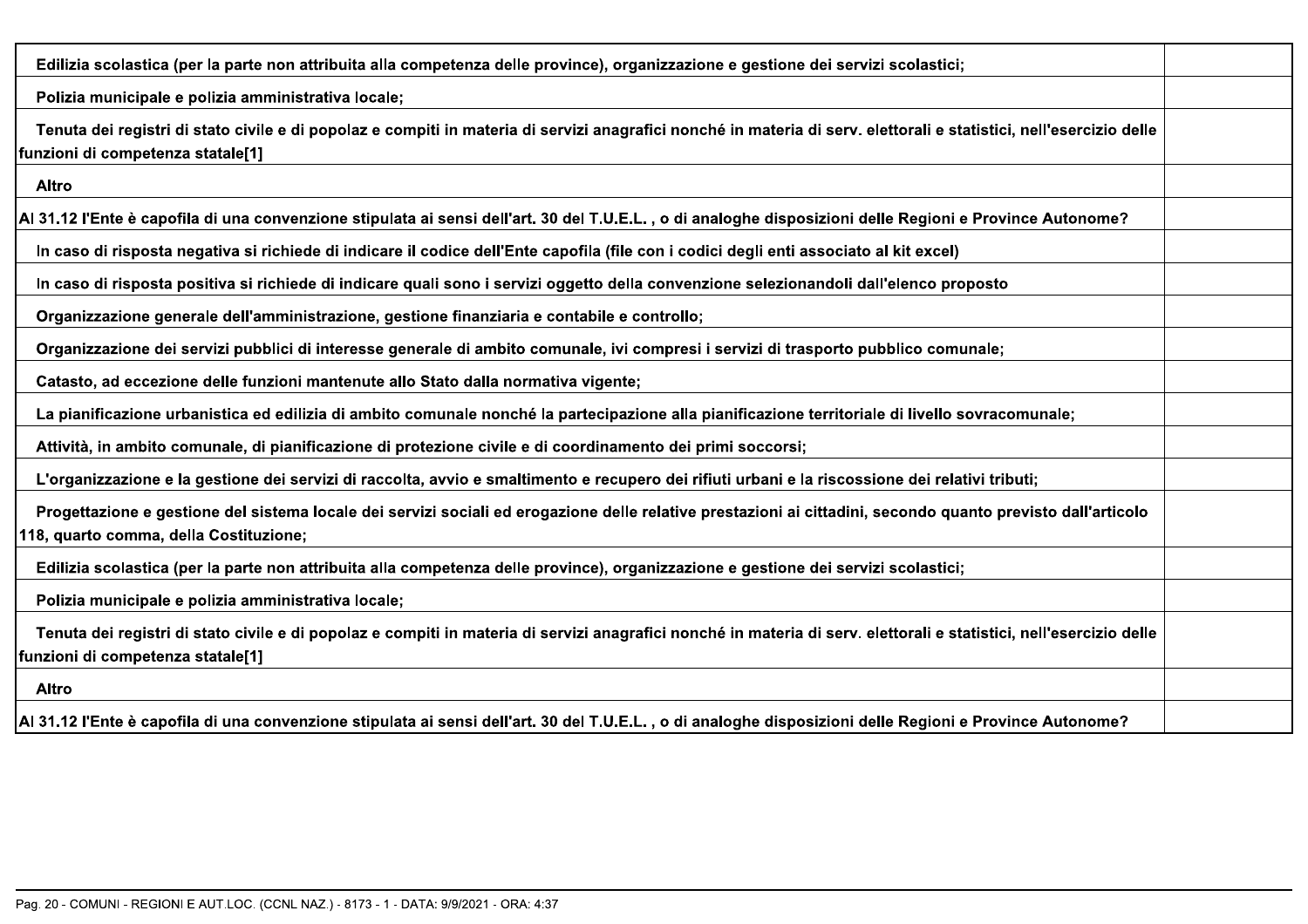| | |
|---|---|
| Edilizia scolastica (per la parte non attribuita alla competenza delle province), organizzazione e gestione dei servizi scolastici; | |
| Polizia municipale e polizia amministrativa locale; | |
| Tenuta dei registri di stato civile e di popolaz e compiti in materia di servizi anagrafici nonché in materia di serv. elettorali e statistici, nell'esercizio delle funzioni di competenza statale[1] | |
| Altro | |
| Al 31.12 l'Ente è capofila di una convenzione stipulata ai sensi dell'art. 30 del T.U.E.L. , o di analoghe disposizioni delle Regioni e Province Autonome? | |
| In caso di risposta negativa si richiede di indicare il codice dell'Ente capofila (file con i codici degli enti associato al kit excel) | |
| In caso di risposta positiva si richiede di indicare quali sono i servizi oggetto della convenzione selezionandoli dall'elenco proposto | |
| Organizzazione generale dell'amministrazione, gestione finanziaria e contabile e controllo; | |
| Organizzazione dei servizi pubblici di interesse generale di ambito comunale, ivi compresi i servizi di trasporto pubblico comunale; | |
| Catasto, ad eccezione delle funzioni mantenute allo Stato dalla normativa vigente; | |
| La pianificazione urbanistica ed edilizia di ambito comunale nonché la partecipazione alla pianificazione territoriale di livello sovracomunale; | |
| Attività, in ambito comunale, di pianificazione di protezione civile e di coordinamento dei primi soccorsi; | |
| L'organizzazione e la gestione dei servizi di raccolta, avvio e smaltimento e recupero dei rifiuti urbani e la riscossione dei relativi tributi; | |
| Progettazione e gestione del sistema locale dei servizi sociali ed erogazione delle relative prestazioni ai cittadini, secondo quanto previsto dall'articolo 118, quarto comma, della Costituzione; | |
| Edilizia scolastica (per la parte non attribuita alla competenza delle province), organizzazione e gestione dei servizi scolastici; | |
| Polizia municipale e polizia amministrativa locale; | |
| Tenuta dei registri di stato civile e di popolaz e compiti in materia di servizi anagrafici nonché in materia di serv. elettorali e statistici, nell'esercizio delle funzioni di competenza statale[1] | |
| Altro | |
| Al 31.12 l'Ente è capofila di una convenzione stipulata ai sensi dell'art. 30 del T.U.E.L. , o di analoghe disposizioni delle Regioni e Province Autonome? | |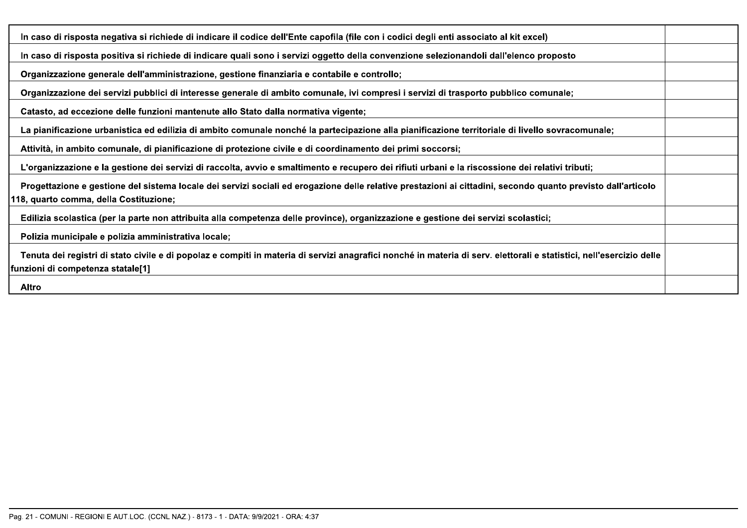| | |
|---|---|
| In caso di risposta negativa si richiede di indicare il codice dell'Ente capofila (file con i codici degli enti associato al kit excel) | |
| In caso di risposta positiva si richiede di indicare quali sono i servizi oggetto della convenzione selezionandoli dall'elenco proposto | |
| Organizzazione generale dell'amministrazione, gestione finanziaria e contabile e controllo; | |
| Organizzazione dei servizi pubblici di interesse generale di ambito comunale, ivi compresi i servizi di trasporto pubblico comunale; | |
| Catasto, ad eccezione delle funzioni mantenute allo Stato dalla normativa vigente; | |
| La pianificazione urbanistica ed edilizia di ambito comunale nonché la partecipazione alla pianificazione territoriale di livello sovracomunale; | |
| Attività, in ambito comunale, di pianificazione di protezione civile e di coordinamento dei primi soccorsi; | |
| L'organizzazione e la gestione dei servizi di raccolta, avvio e smaltimento e recupero dei rifiuti urbani e la riscossione dei relativi tributi; | |
| Progettazione e gestione del sistema locale dei servizi sociali ed erogazione delle relative prestazioni ai cittadini, secondo quanto previsto dall'articolo 118, quarto comma, della Costituzione; | |
| Edilizia scolastica (per la parte non attribuita alla competenza delle province), organizzazione e gestione dei servizi scolastici; | |
| Polizia municipale e polizia amministrativa locale; | |
| Tenuta dei registri di stato civile e di popolaz e compiti in materia di servizi anagrafici nonché in materia di serv. elettorali e statistici, nell'esercizio delle funzioni di competenza statale[1] | |
| Altro | |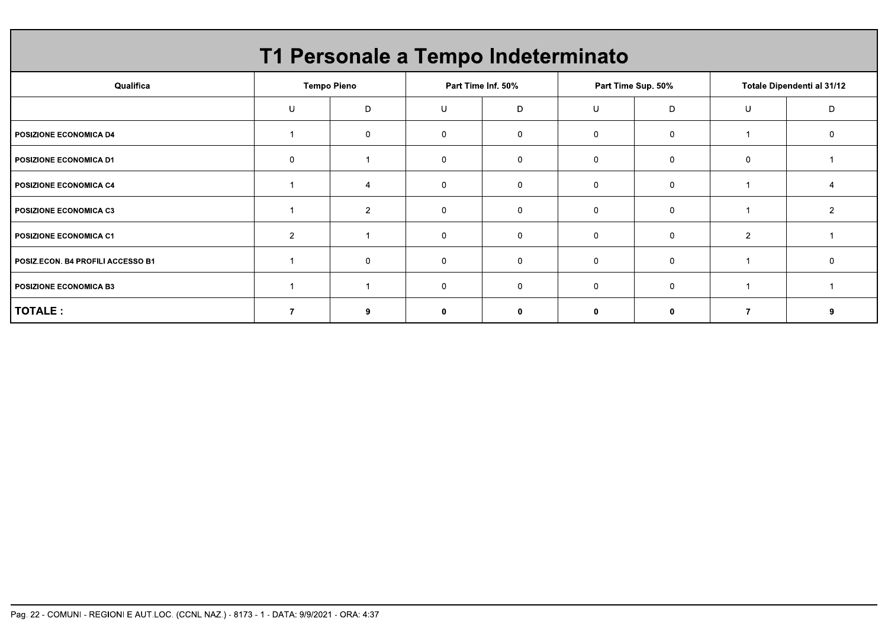# T1 Personale a Tempo Indeterminato

| Qualifica | Tempo Pieno | | Part Time Inf. 50% | | Part Time Sup. 50% | | Totale Dipendenti al 31/12 | |
|---|---|---|---|---|---|---|---|---|
| | U | D | U | D | U | D | U | D |
| **POSIZIONE ECONOMICA D4** | 1 | 0 | 0 | 0 | 0 | 0 | 1 | 0 |
| **POSIZIONE ECONOMICA D1** | 0 | 1 | 0 | 0 | 0 | 0 | 0 | 1 |
| **POSIZIONE ECONOMICA C4** | 1 | 4 | 0 | 0 | 0 | 0 | 1 | 4 |
| **POSIZIONE ECONOMICA C3** | 1 | 2 | 0 | 0 | 0 | 0 | 1 | 2 |
| **POSIZIONE ECONOMICA C1** | 2 | 1 | 0 | 0 | 0 | 0 | 2 | 1 |
| **POSIZ.ECON. B4 PROFILI ACCESSO B1** | 1 | 0 | 0 | 0 | 0 | 0 | 1 | 0 |
| **POSIZIONE ECONOMICA B3** | 1 | 1 | 0 | 0 | 0 | 0 | 1 | 1 |
| **TOTALE :** | **7** | **9** | **0** | **0** | **0** | **0** | **7** | **9** |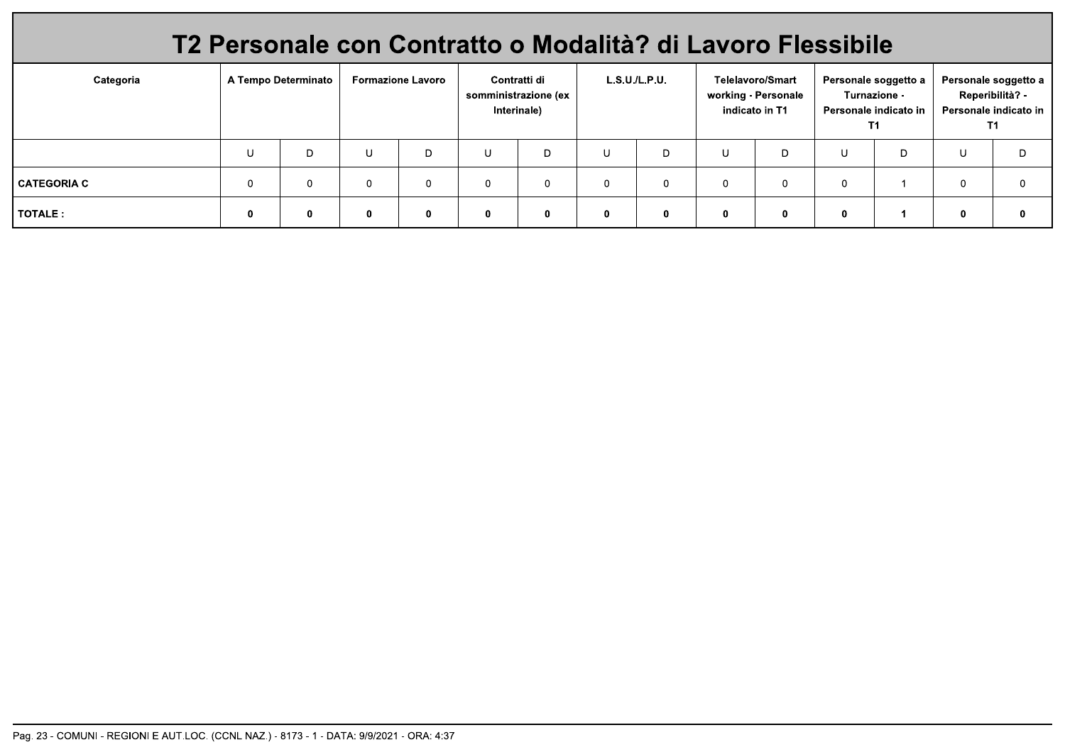# T2 Personale con Contratto o Modalità? di Lavoro Flessibile

| Categoria | A Tempo Determinato | | Formazione Lavoro | | Contratti di somministrazione (ex Interinale) | | L.S.U./L.P.U. | | Telelavoro/Smart working - Personale indicato in T1 | | Personale soggetto a Turnazione - Personale indicato in T1 | | Personale soggetto a Reperibilità? - Personale indicato in T1 | |
|---|---|---|---|---|---|---|---|---|---|---|---|---|---|---|
| | U | D | U | D | U | D | U | D | U | D | U | D | U | D |
| **CATEGORIA C** | 0 | 0 | 0 | 0 | 0 | 0 | 0 | 0 | 0 | 0 | 0 | 1 | 0 | 0 |
| **TOTALE :** | **0** | **0** | **0** | **0** | **0** | **0** | **0** | **0** | **0** | **0** | **0** | **1** | **0** | **0** |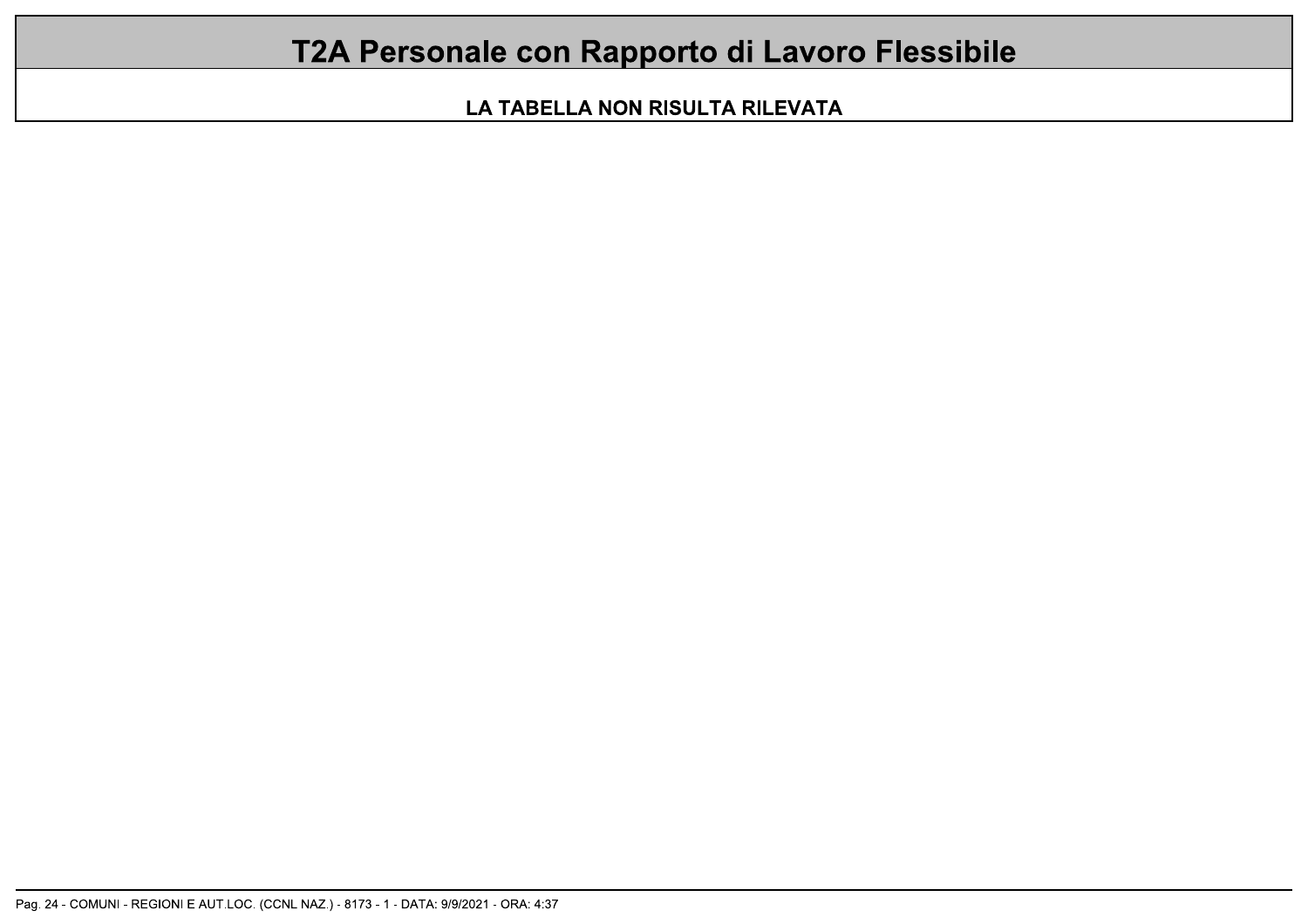# T2A Personale con Rapporto di Lavoro Flessibile

**LA TABELLA NON RISULTA RILEVATA**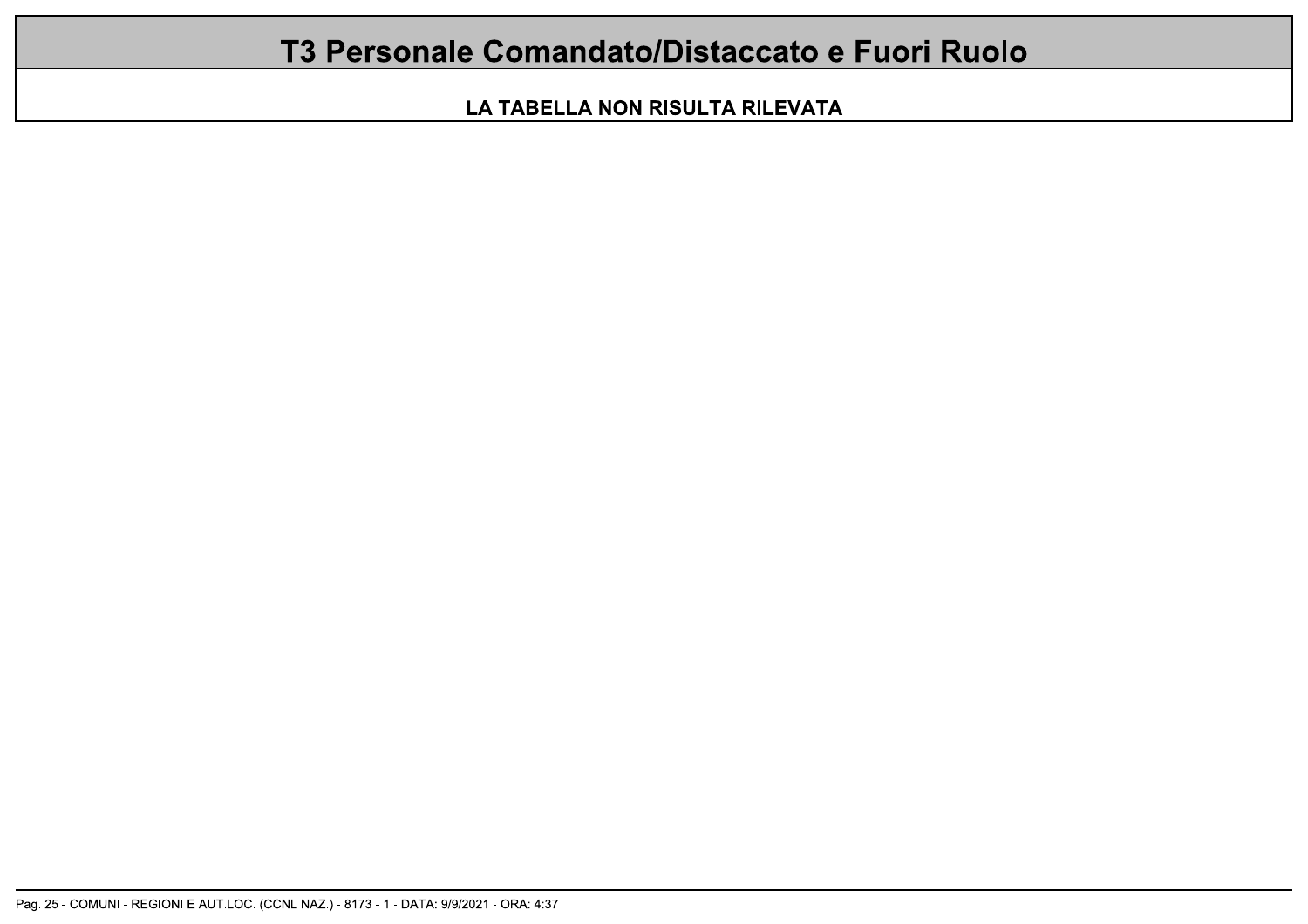# T3 Personale Comandato/Distaccato e Fuori Ruolo

**LA TABELLA NON RISULTA RILEVATA**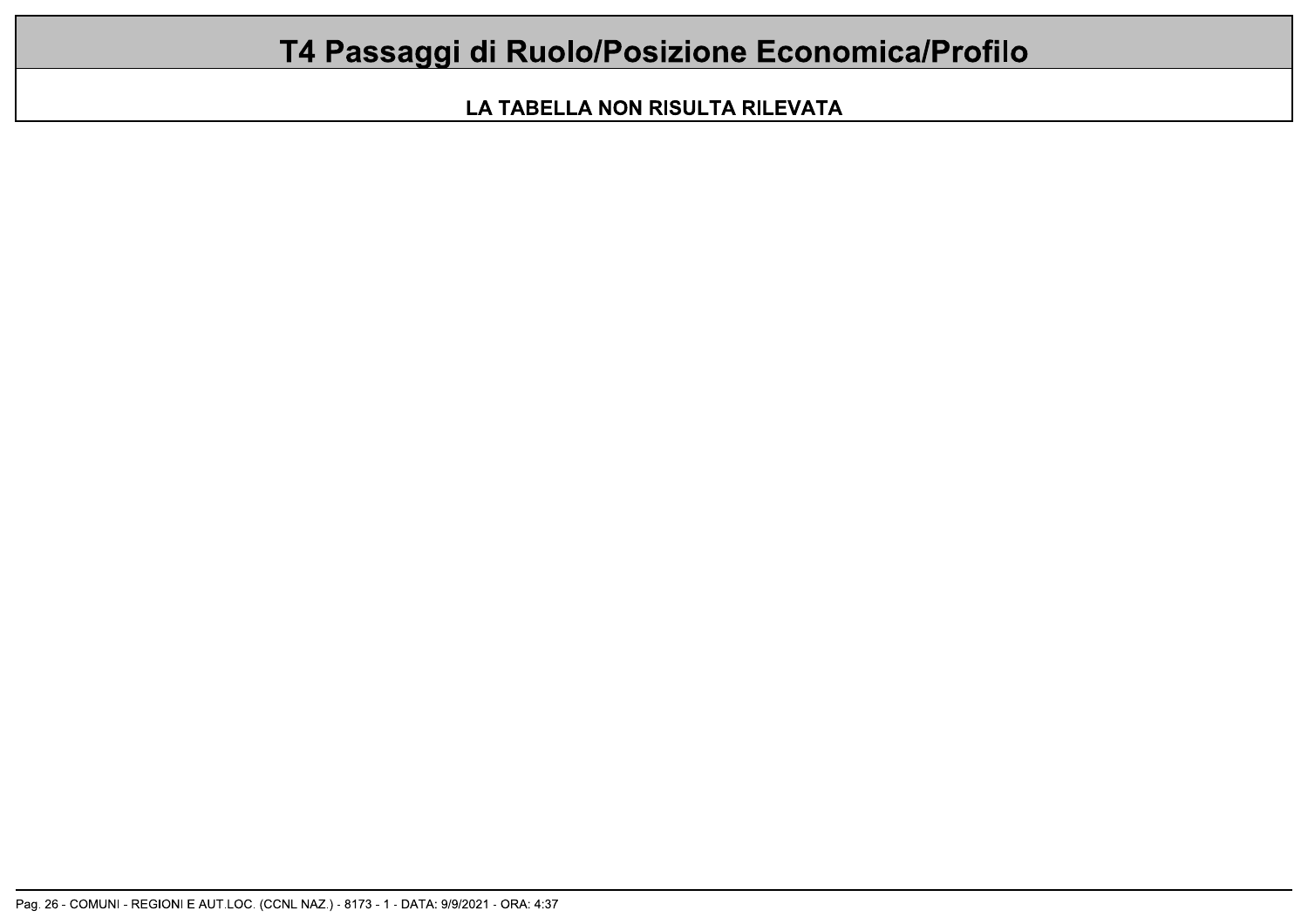# T4 Passaggi di Ruolo/Posizione Economica/Profilo

**LA TABELLA NON RISULTA RILEVATA**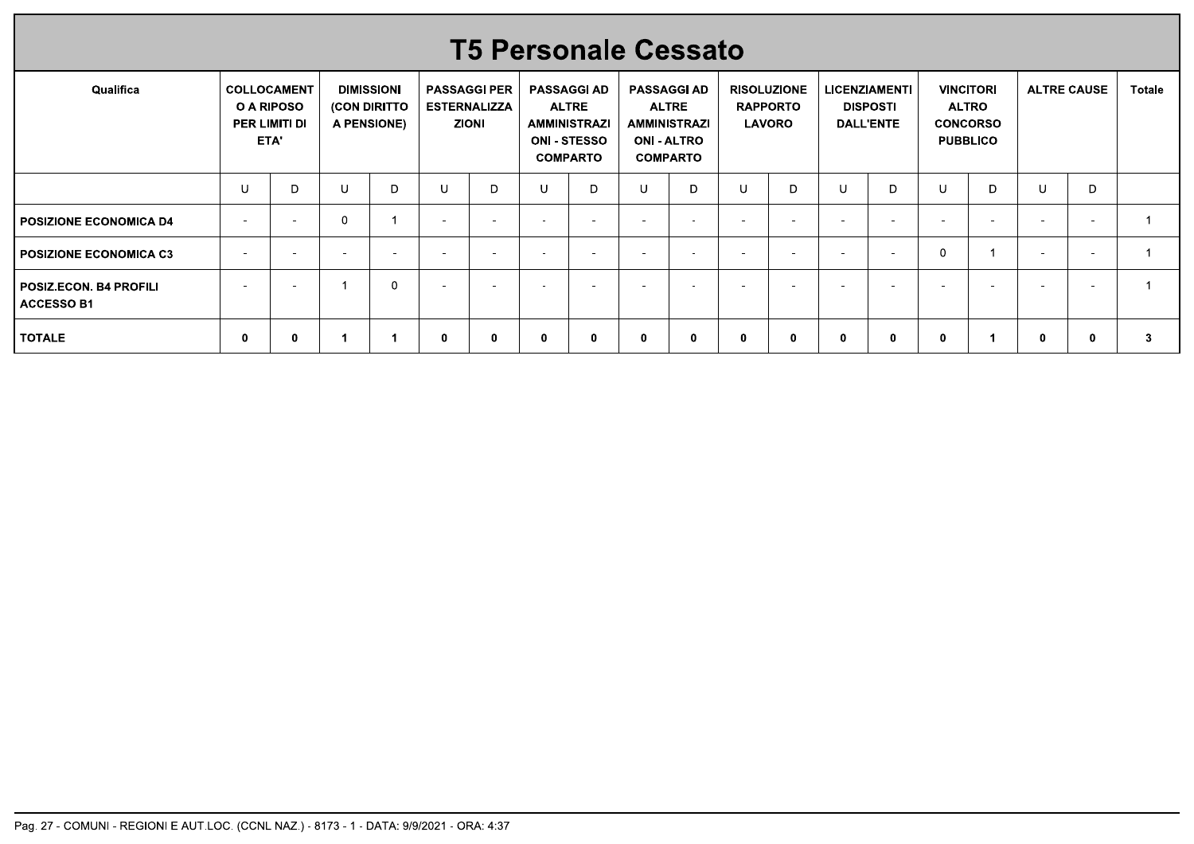# T5 Personale Cessato

| Qualifica | COLLOCAMENTO A RIPOSO PER LIMITI DI ETA' | | DIMISSIONI (CON DIRITTO A PENSIONE) | | PASSAGGI PER ESTERNALIZZAZIONI | | PASSAGGI AD ALTRE AMMINISTRAZIONI - STESSO COMPARTO | | PASSAGGI AD ALTRE AMMINISTRAZIONI - ALTRO COMPARTO | | RISOLUZIONE RAPPORTO LAVORO | | LICENZIAMENTI DISPOSTI DALL'ENTE | | VINCITORI ALTRO CONCORSO PUBBLICO | | ALTRE CAUSE | | Totale |
|---|---|---|---|---|---|---|---|---|---|---|---|---|---|---|---|---|---|---|---|
| | U | D | U | D | U | D | U | D | U | D | U | D | U | D | U | D | U | D | |
| **POSIZIONE ECONOMICA D4** | - | - | 0 | 1 | - | - | - | - | - | - | - | - | - | - | - | - | - | - | 1 |
| **POSIZIONE ECONOMICA C3** | - | - | - | - | - | - | - | - | - | - | - | - | - | - | 0 | 1 | - | - | 1 |
| **POSIZ.ECON. B4 PROFILI ACCESSO B1** | - | - | 1 | 0 | - | - | - | - | - | - | - | - | - | - | - | - | - | - | 1 |
| **TOTALE** | **0** | **0** | **1** | **1** | **0** | **0** | **0** | **0** | **0** | **0** | **0** | **0** | **0** | **0** | **0** | **1** | **0** | **0** | **3** |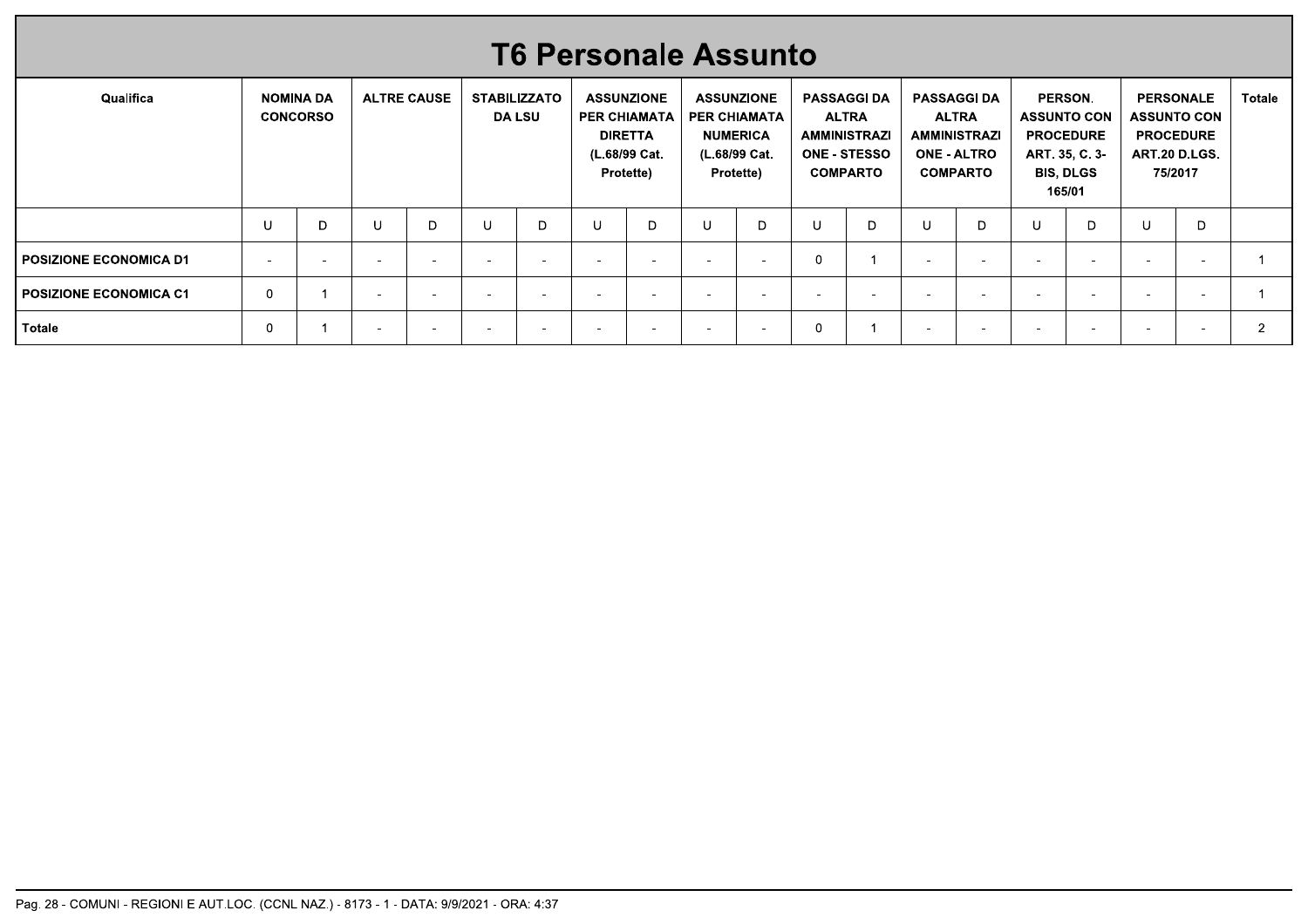# T6 Personale Assunto

| Qualifica | NOMINA DA CONCORSO | | ALTRE CAUSE | | STABILIZZATO DA LSU | | ASSUNZIONE PER CHIAMATA DIRETTA (L.68/99 Cat. Protette) | | ASSUNZIONE PER CHIAMATA NUMERICA (L.68/99 Cat. Protette) | | PASSAGGI DA ALTRA AMMINISTRAZIONE - STESSO COMPARTO | | PASSAGGI DA ALTRA AMMINISTRAZIONE - ALTRO COMPARTO | | PERSON. ASSUNTO CON PROCEDURE ART. 35, C. 3-BIS, DLGS 165/01 | | PERSONALE ASSUNTO CON PROCEDURE ART.20 D.LGS. 75/2017 | | Totale |
|---|---|---|---|---|---|---|---|---|---|---|---|---|---|---|---|---|---|---|---|
| | U | D | U | D | U | D | U | D | U | D | U | D | U | D | U | D | U | D | |
| **POSIZIONE ECONOMICA D1** | - | - | - | - | - | - | - | - | - | - | 0 | 1 | - | - | - | - | - | - | 1 |
| **POSIZIONE ECONOMICA C1** | 0 | 1 | - | - | - | - | - | - | - | - | - | - | - | - | - | - | - | - | 1 |
| **Totale** | 0 | 1 | - | - | - | - | - | - | - | - | 0 | 1 | - | - | - | - | - | - | 2 |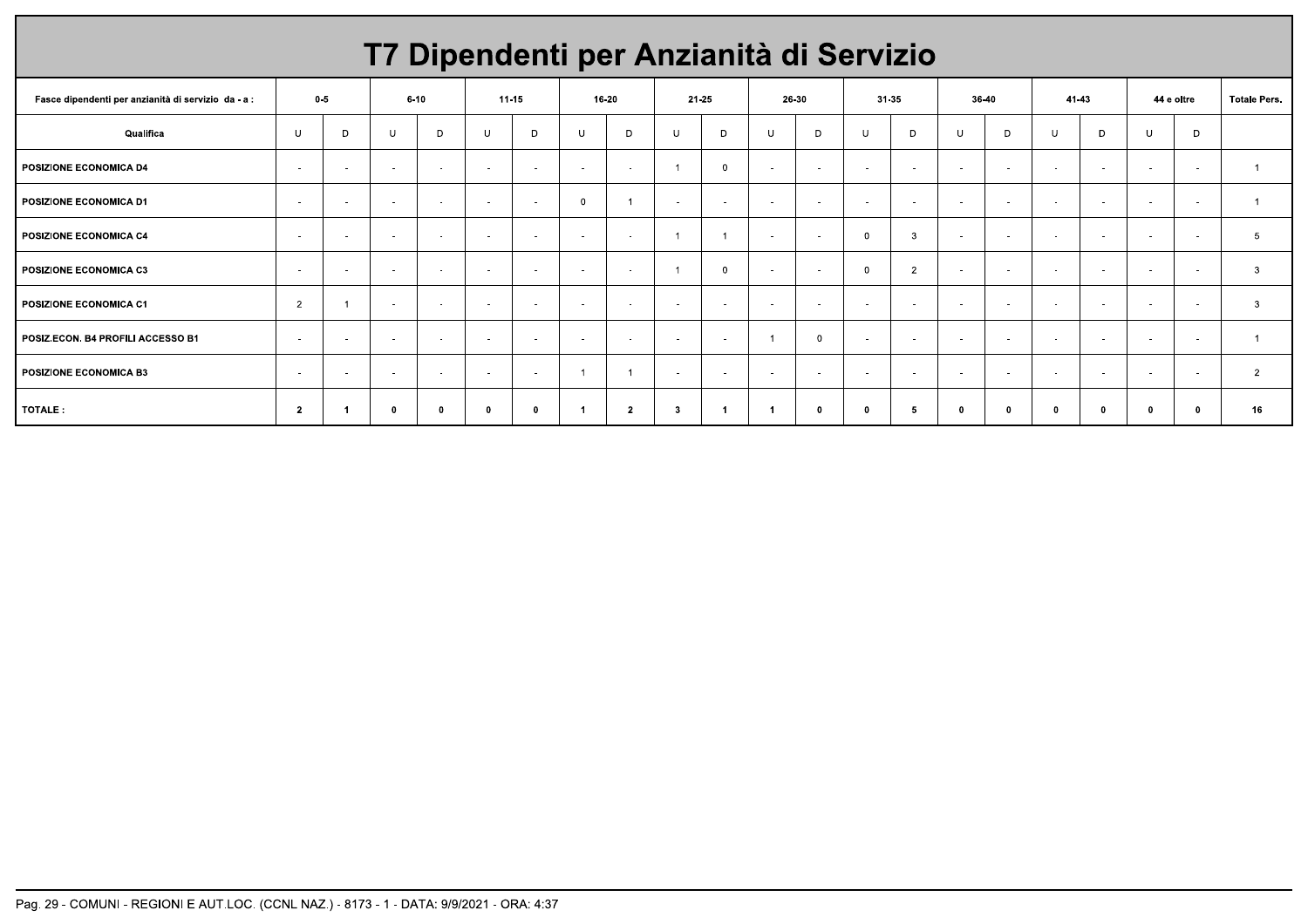# T7 Dipendenti per Anzianità di Servizio

| Fasce dipendenti per anzianità di servizio da - a : | 0-5 | | 6-10 | | 11-15 | | 16-20 | | 21-25 | | 26-30 | | 31-35 | | 36-40 | | 41-43 | | 44 e oltre | | Totale Pers. |
|---|---|---|---|---|---|---|---|---|---|---|---|---|---|---|---|---|---|---|---|---|---|
| Qualifica | U | D | U | D | U | D | U | D | U | D | U | D | U | D | U | D | U | D | U | D | |
| POSIZIONE ECONOMICA D4 | - | - | - | - | - | - | - | - | 1 | 0 | - | - | - | - | - | - | - | - | - | - | 1 |
| POSIZIONE ECONOMICA D1 | - | - | - | - | - | - | 0 | 1 | - | - | - | - | - | - | - | - | - | - | - | - | 1 |
| POSIZIONE ECONOMICA C4 | - | - | - | - | - | - | - | - | 1 | 1 | - | - | 0 | 3 | - | - | - | - | - | - | 5 |
| POSIZIONE ECONOMICA C3 | - | - | - | - | - | - | - | - | 1 | 0 | - | - | 0 | 2 | - | - | - | - | - | - | 3 |
| POSIZIONE ECONOMICA C1 | 2 | 1 | - | - | - | - | - | - | - | - | - | - | - | - | - | - | - | - | - | - | 3 |
| POSIZ.ECON. B4 PROFILI ACCESSO B1 | - | - | - | - | - | - | - | - | - | - | 1 | 0 | - | - | - | - | - | - | - | - | 1 |
| POSIZIONE ECONOMICA B3 | - | - | - | - | - | - | 1 | 1 | - | - | - | - | - | - | - | - | - | - | - | - | 2 |
| **TOTALE :** | **2** | **1** | **0** | **0** | **0** | **0** | **1** | **2** | **3** | **1** | **1** | **0** | **0** | **5** | **0** | **0** | **0** | **0** | **0** | **0** | **16** |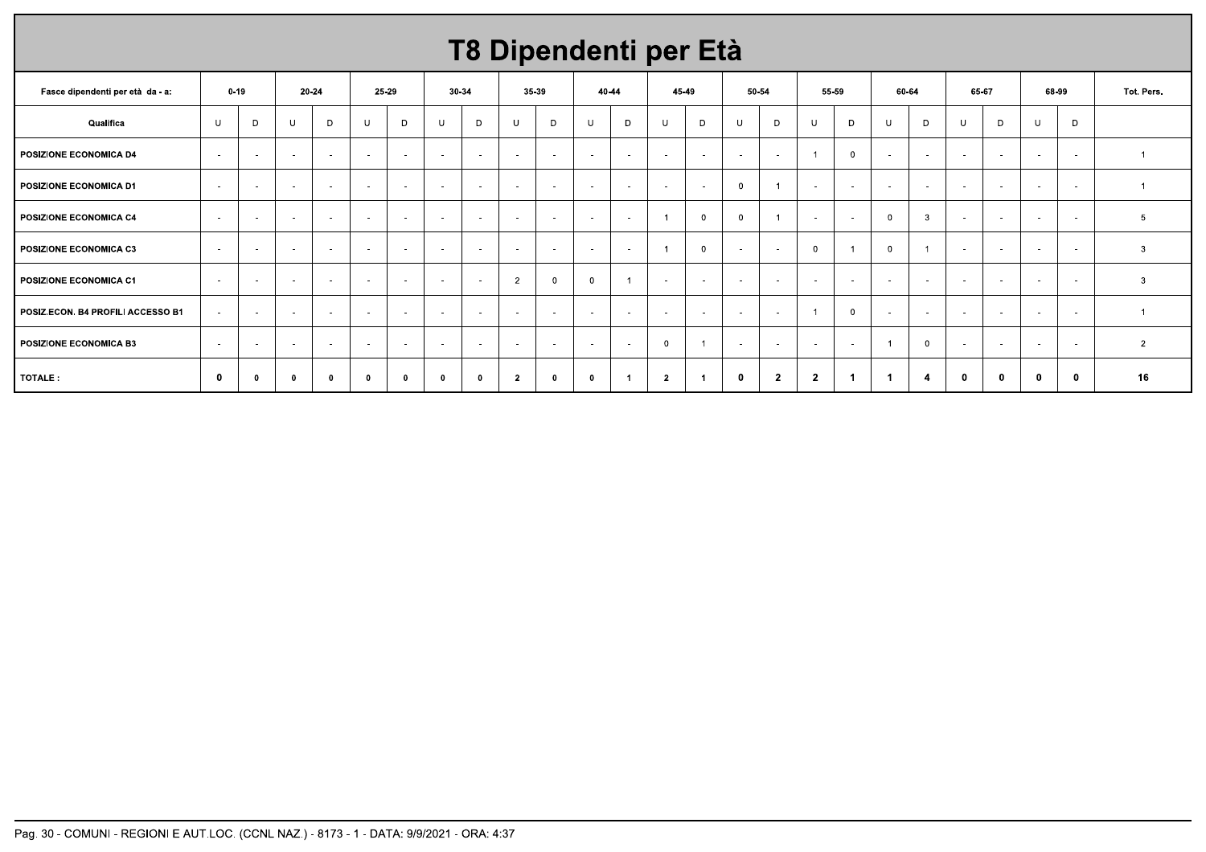# T8 Dipendenti per Età

| Fasce dipendenti per età da - a: | 0-19 | | 20-24 | | 25-29 | | 30-34 | | 35-39 | | 40-44 | | 45-49 | | 50-54 | | 55-59 | | 60-64 | | 65-67 | | 68-99 | | Tot. Pers. |
|---|---|---|---|---|---|---|---|---|---|---|---|---|---|---|---|---|---|---|---|---|---|---|---|---|---|
| **Qualifica** | U | D | U | D | U | D | U | D | U | D | U | D | U | D | U | D | U | D | U | D | U | D | U | D | |
| **POSIZIONE ECONOMICA D4** | - | - | - | - | - | - | - | - | - | - | - | - | - | - | - | - | 1 | 0 | - | - | - | - | - | - | 1 |
| **POSIZIONE ECONOMICA D1** | - | - | - | - | - | - | - | - | - | - | - | - | - | - | 0 | 1 | - | - | - | - | - | - | - | - | 1 |
| **POSIZIONE ECONOMICA C4** | - | - | - | - | - | - | - | - | - | - | - | - | 1 | 0 | 0 | 1 | - | - | 0 | 3 | - | - | - | - | 5 |
| **POSIZIONE ECONOMICA C3** | - | - | - | - | - | - | - | - | - | - | - | - | 1 | 0 | - | - | 0 | 1 | 0 | 1 | - | - | - | - | 3 |
| **POSIZIONE ECONOMICA C1** | - | - | - | - | - | - | - | - | 2 | 0 | 0 | 1 | - | - | - | - | - | - | - | - | - | - | - | - | 3 |
| **POSIZ.ECON. B4 PROFILI ACCESSO B1** | - | - | - | - | - | - | - | - | - | - | - | - | - | - | - | - | 1 | 0 | - | - | - | - | - | - | 1 |
| **POSIZIONE ECONOMICA B3** | - | - | - | - | - | - | - | - | - | - | - | - | 0 | 1 | - | - | - | - | 1 | 0 | - | - | - | - | 2 |
| **TOTALE :** | **0** | **0** | **0** | **0** | **0** | **0** | **0** | **0** | **2** | **0** | **0** | **1** | **2** | **1** | **0** | **2** | **2** | **1** | **1** | **4** | **0** | **0** | **0** | **0** | **16** |

Pag. 30 - COMUNI - REGIONI E AUT.LOC. (CCNL NAZ.) - 8173 - 1 - DATA: 9/9/2021 - ORA: 4:37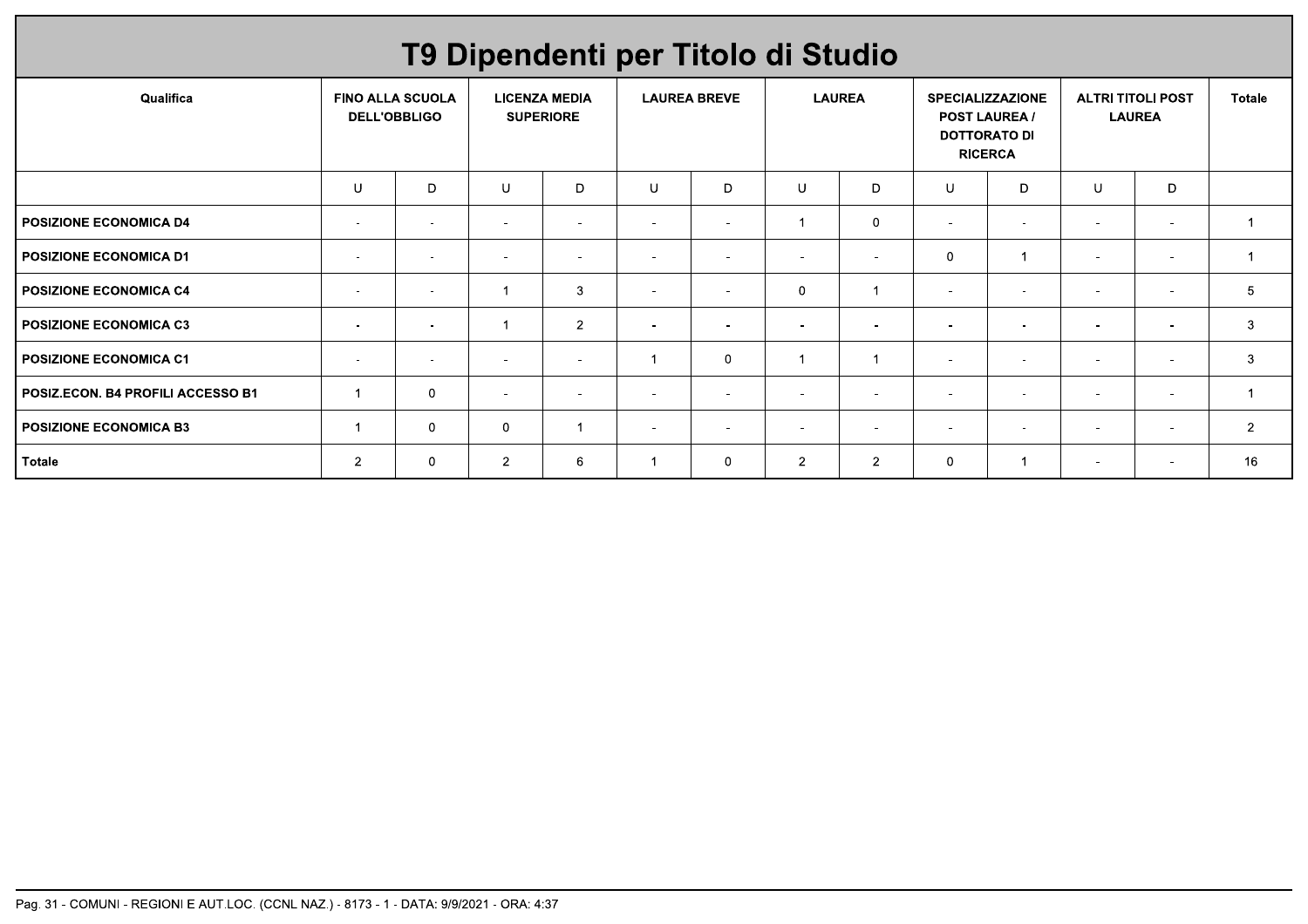# T9 Dipendenti per Titolo di Studio

| Qualifica | FINO ALLA SCUOLA DELL'OBBLIGO | | LICENZA MEDIA SUPERIORE | | LAUREA BREVE | | LAUREA | | SPECIALIZZAZIONE POST LAUREA / DOTTORATO DI RICERCA | | ALTRI TITOLI POST LAUREA | | Totale |
|---|---|---|---|---|---|---|---|---|---|---|---|---|---|
| | U | D | U | D | U | D | U | D | U | D | U | D | |
| POSIZIONE ECONOMICA D4 | - | - | - | - | - | - | 1 | 0 | - | - | - | - | 1 |
| POSIZIONE ECONOMICA D1 | - | - | - | - | - | - | - | - | 0 | 1 | - | - | 1 |
| POSIZIONE ECONOMICA C4 | - | - | 1 | 3 | - | - | 0 | 1 | - | - | - | - | 5 |
| POSIZIONE ECONOMICA C3 | - | - | 1 | 2 | - | - | - | - | - | - | - | - | 3 |
| POSIZIONE ECONOMICA C1 | - | - | - | - | 1 | 0 | 1 | 1 | - | - | - | - | 3 |
| POSIZ.ECON. B4 PROFILI ACCESSO B1 | 1 | 0 | - | - | - | - | - | - | - | - | - | - | 1 |
| POSIZIONE ECONOMICA B3 | 1 | 0 | 0 | 1 | - | - | - | - | - | - | - | - | 2 |
| Totale | 2 | 0 | 2 | 6 | 1 | 0 | 2 | 2 | 0 | 1 | - | - | 16 |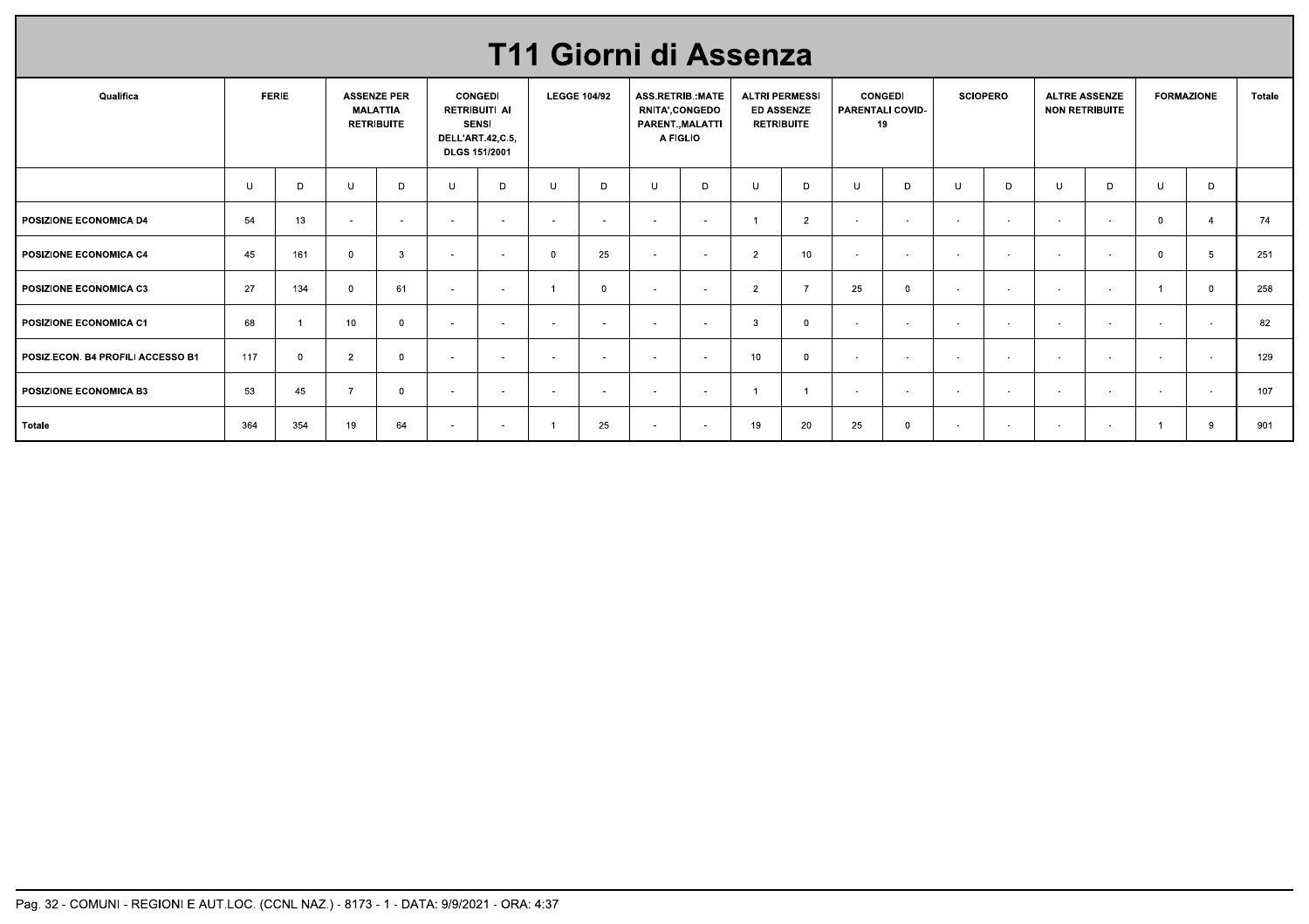# T11 Giorni di Assenza

| Qualifica | FERIE | | ASSENZE PER MALATTIA RETRIBUITE | | CONGEDI RETRIBUITI AI SENSI DELL'ART.42,C.5, DLGS 151/2001 | | LEGGE 104/92 | | ASS.RETRIB.:MATERNITA',CONGEDO PARENT.,MALATTIA FIGLIO | | ALTRI PERMESSI ED ASSENZE RETRIBUITE | | CONGEDI PARENTALI COVID-19 | | SCIOPERO | | ALTRE ASSENZE NON RETRIBUITE | | FORMAZIONE | | Totale |
|---|---|---|---|---|---|---|---|---|---|---|---|---|---|---|---|---|---|---|---|---|---|
| | U | D | U | D | U | D | U | D | U | D | U | D | U | D | U | D | U | D | U | D | |
| POSIZIONE ECONOMICA D4 | 54 | 13 | - | - | - | - | - | - | - | - | 1 | 2 | - | - | - | - | - | - | 0 | 4 | 74 |
| POSIZIONE ECONOMICA C4 | 45 | 161 | 0 | 3 | - | - | 0 | 25 | - | - | 2 | 10 | - | - | - | - | - | - | 0 | 5 | 251 |
| POSIZIONE ECONOMICA C3 | 27 | 134 | 0 | 61 | - | - | 1 | 0 | - | - | 2 | 7 | 25 | 0 | - | - | - | - | 1 | 0 | 258 |
| POSIZIONE ECONOMICA C1 | 68 | 1 | 10 | 0 | - | - | - | - | - | - | 3 | 0 | - | - | - | - | - | - | - | - | 82 |
| POSIZ.ECON. B4 PROFILI ACCESSO B1 | 117 | 0 | 2 | 0 | - | - | - | - | - | - | 10 | 0 | - | - | - | - | - | - | - | - | 129 |
| POSIZIONE ECONOMICA B3 | 53 | 45 | 7 | 0 | - | - | - | - | - | - | 1 | 1 | - | - | - | - | - | - | - | - | 107 |
| Totale | 364 | 354 | 19 | 64 | - | - | 1 | 25 | - | - | 19 | 20 | 25 | 0 | - | - | - | - | 1 | 9 | 901 |

Pag. 32 - COMUNI - REGIONI E AUT.LOC. (CCNL NAZ.) - 8173 - 1 - DATA: 9/9/2021 - ORA: 4:37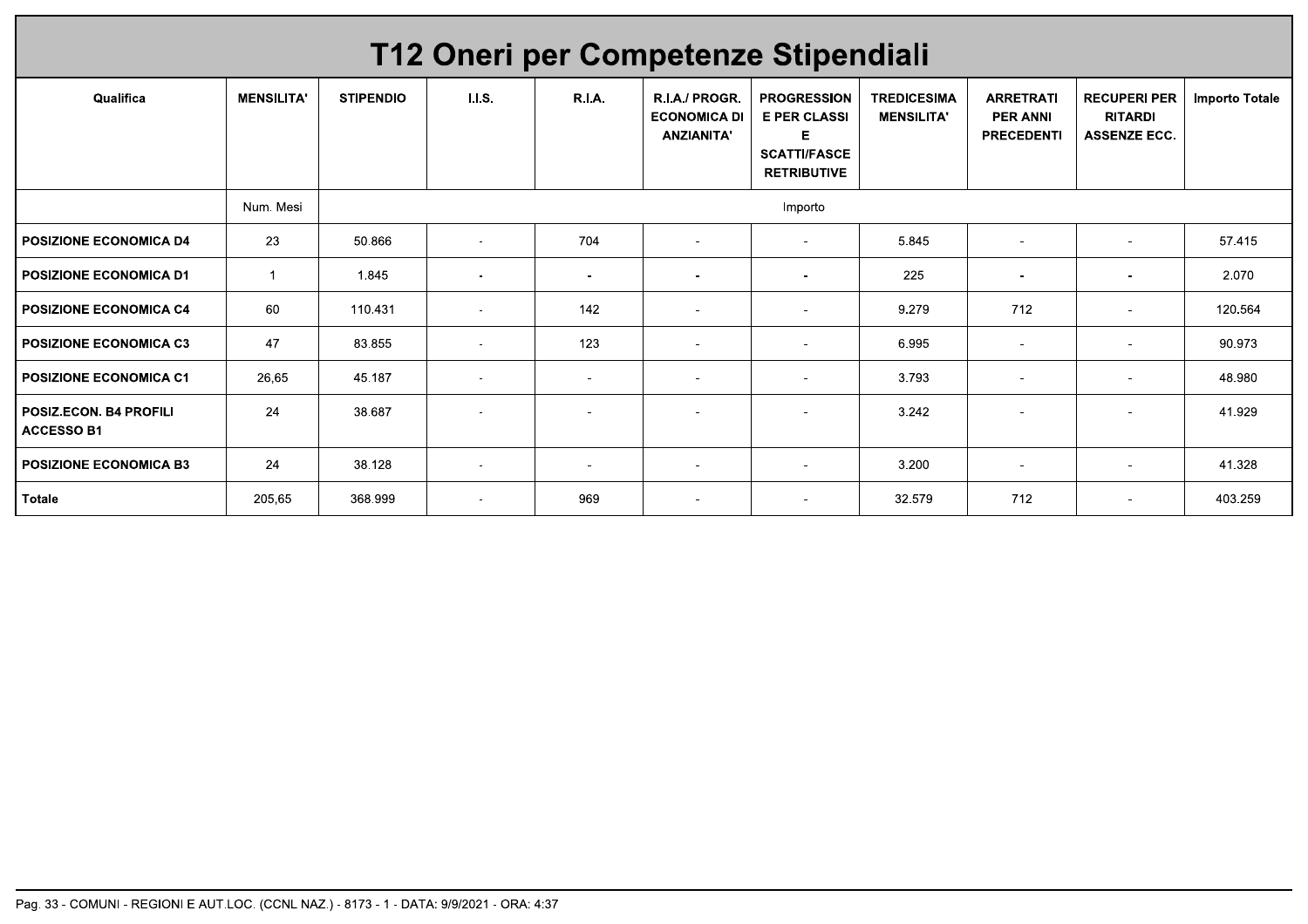# T12 Oneri per Competenze Stipendiali

| Qualifica | MENSILITA' | STIPENDIO | I.I.S. | R.I.A. | R.I.A./ PROGR. ECONOMICA DI ANZIANITA' | PROGRESSIONE PER CLASSI E SCATTI/FASCE RETRIBUTIVE | TREDICESIMA MENSILITA' | ARRETRATI PER ANNI PRECEDENTI | RECUPERI PER RITARDI ASSENZE ECC. | Importo Totale |
|---|---|---|---|---|---|---|---|---|---|---|
| | Num. Mesi | Importo | | | | | | | | |
| **POSIZIONE ECONOMICA D4** | 23 | 50.866 | - | 704 | - | - | 5.845 | - | - | 57.415 |
| **POSIZIONE ECONOMICA D1** | 1 | 1.845 | - | - | - | - | 225 | - | - | 2.070 |
| **POSIZIONE ECONOMICA C4** | 60 | 110.431 | - | 142 | - | - | 9.279 | 712 | - | 120.564 |
| **POSIZIONE ECONOMICA C3** | 47 | 83.855 | - | 123 | - | - | 6.995 | - | - | 90.973 |
| **POSIZIONE ECONOMICA C1** | 26,65 | 45.187 | - | - | - | - | 3.793 | - | - | 48.980 |
| **POSIZ.ECON. B4 PROFILI ACCESSO B1** | 24 | 38.687 | - | - | - | - | 3.242 | - | - | 41.929 |
| **POSIZIONE ECONOMICA B3** | 24 | 38.128 | - | - | - | - | 3.200 | - | - | 41.328 |
| **Totale** | 205,65 | 368.999 | - | 969 | - | - | 32.579 | 712 | - | 403.259 |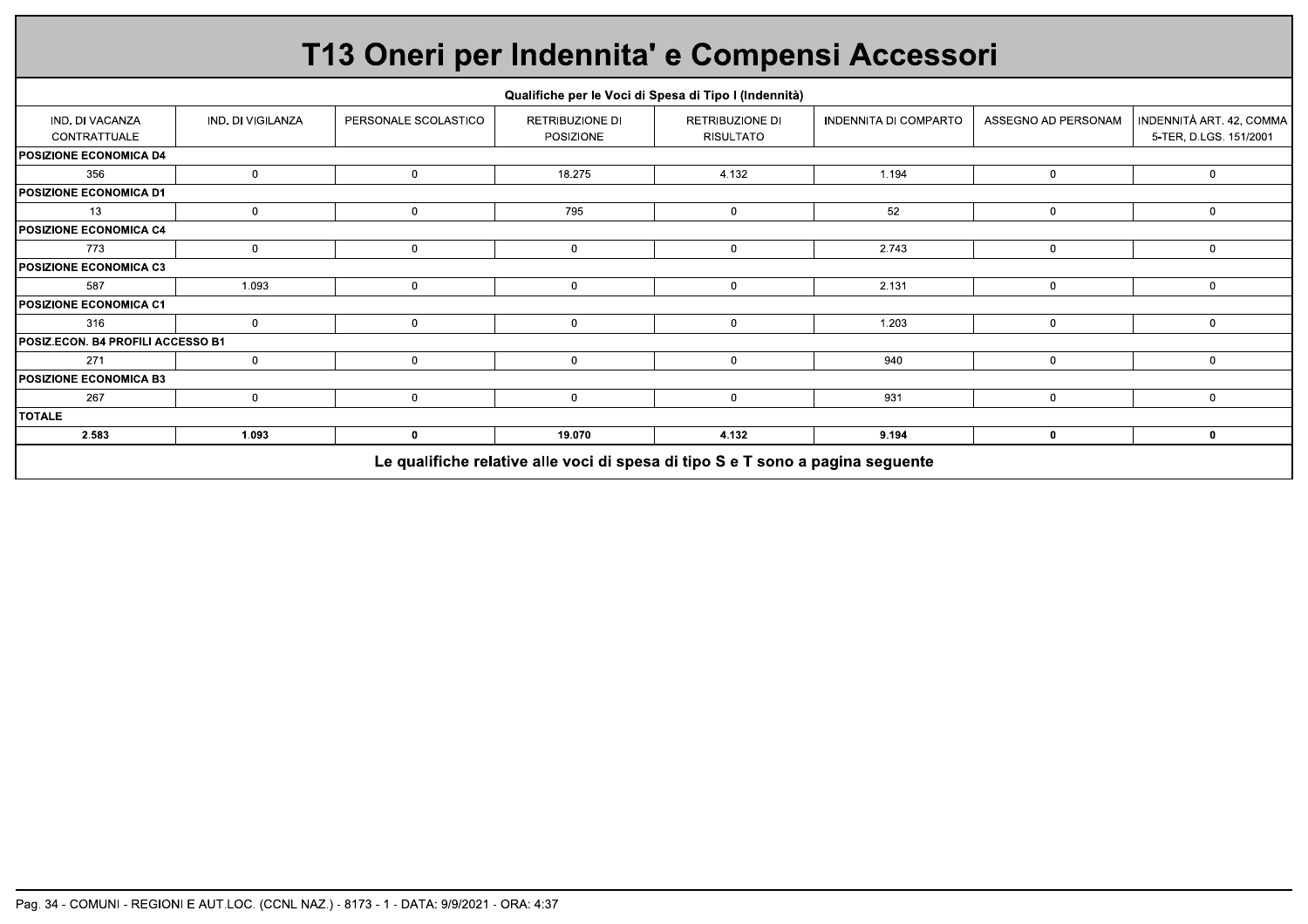# T13 Oneri per Indennita' e Compensi Accessori

| Qualifiche per le Voci di Spesa di Tipo I (Indennità) | | | | | | | |
|---|---|---|---|---|---|---|---|
| IND. DI VACANZA CONTRATTUALE | IND. DI VIGILANZA | PERSONALE SCOLASTICO | RETRIBUZIONE DI POSIZIONE | RETRIBUZIONE DI RISULTATO | INDENNITA DI COMPARTO | ASSEGNO AD PERSONAM | INDENNITÀ ART. 42, COMMA 5-TER, D.LGS. 151/2001 |
| **POSIZIONE ECONOMICA D4** | | | | | | | |
| 356 | 0 | 0 | 18.275 | 4.132 | 1.194 | 0 | 0 |
| **POSIZIONE ECONOMICA D1** | | | | | | | |
| 13 | 0 | 0 | 795 | 0 | 52 | 0 | 0 |
| **POSIZIONE ECONOMICA C4** | | | | | | | |
| 773 | 0 | 0 | 0 | 0 | 2.743 | 0 | 0 |
| **POSIZIONE ECONOMICA C3** | | | | | | | |
| 587 | 1.093 | 0 | 0 | 0 | 2.131 | 0 | 0 |
| **POSIZIONE ECONOMICA C1** | | | | | | | |
| 316 | 0 | 0 | 0 | 0 | 1.203 | 0 | 0 |
| **POSIZ.ECON. B4 PROFILI ACCESSO B1** | | | | | | | |
| 271 | 0 | 0 | 0 | 0 | 940 | 0 | 0 |
| **POSIZIONE ECONOMICA B3** | | | | | | | |
| 267 | 0 | 0 | 0 | 0 | 931 | 0 | 0 |
| **TOTALE** | | | | | | | |
| **2.583** | **1.093** | **0** | **19.070** | **4.132** | **9.194** | **0** | **0** |

**Le qualifiche relative alle voci di spesa di tipo S e T sono a pagina seguente**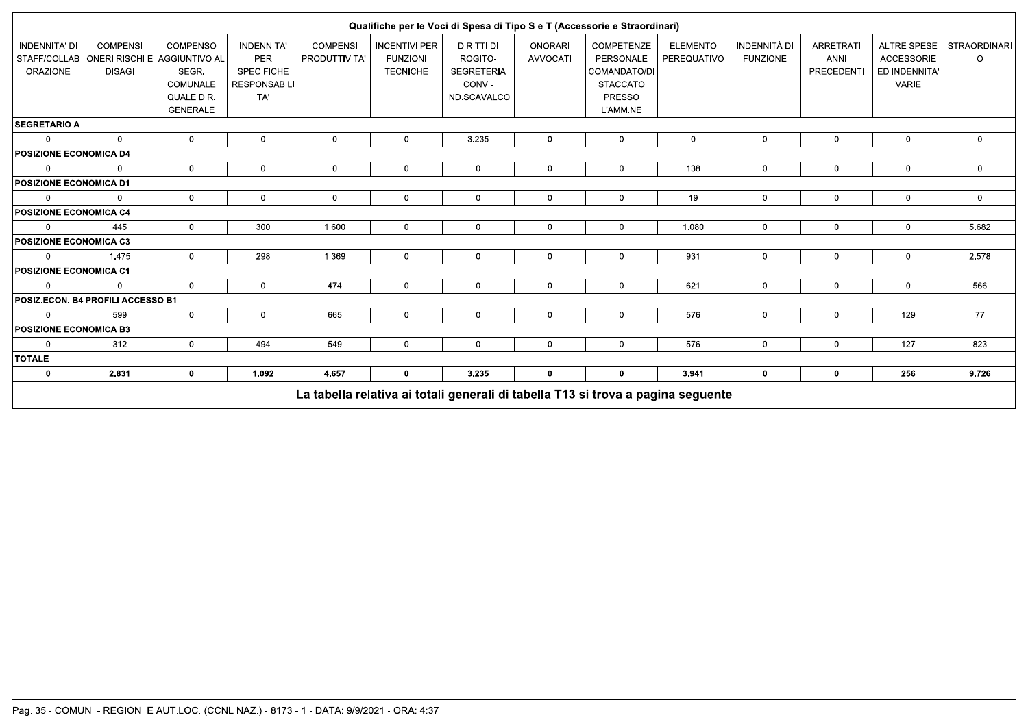**Qualifiche per le Voci di Spesa di Tipo S e T (Accessorie e Straordinari)**

| INDENNITA' DI STAFF/COLLABORAZIONE | COMPENSI ONERI RISCHI E DISAGI | COMPENSO AGGIUNTIVO AL SEGR. COMUNALE QUALE DIR. GENERALE | INDENNITA' PER SPECIFICHE RESPONSABILITA' | COMPENSI PRODUTTIVITA' | INCENTIVI PER FUNZIONI TECNICHE | DIRITTI DI ROGITO-SEGRETERIA CONV.-IND.SCAVALCO | ONORARI AVVOCATI | COMPETENZE PERSONALE COMANDATO/DISTACCATO PRESSO L'AMM.NE | ELEMENTO PEREQUATIVO | INDENNITÀ DI FUNZIONE | ARRETRATI ANNI PRECEDENTI | ALTRE SPESE ACCESSORIE ED INDENNITA' VARIE | STRAORDINARIO |
|---|---|---|---|---|---|---|---|---|---|---|---|---|---|
| **SEGRETARIO A** | | | | | | | | | | | | | |
| 0 | 0 | 0 | 0 | 0 | 0 | 3.235 | 0 | 0 | 0 | 0 | 0 | 0 | 0 |
| **POSIZIONE ECONOMICA D4** | | | | | | | | | | | | | |
| 0 | 0 | 0 | 0 | 0 | 0 | 0 | 0 | 0 | 138 | 0 | 0 | 0 | 0 |
| **POSIZIONE ECONOMICA D1** | | | | | | | | | | | | | |
| 0 | 0 | 0 | 0 | 0 | 0 | 0 | 0 | 0 | 19 | 0 | 0 | 0 | 0 |
| **POSIZIONE ECONOMICA C4** | | | | | | | | | | | | | |
| 0 | 445 | 0 | 300 | 1.600 | 0 | 0 | 0 | 0 | 1.080 | 0 | 0 | 0 | 5.682 |
| **POSIZIONE ECONOMICA C3** | | | | | | | | | | | | | |
| 0 | 1.475 | 0 | 298 | 1.369 | 0 | 0 | 0 | 0 | 931 | 0 | 0 | 0 | 2.578 |
| **POSIZIONE ECONOMICA C1** | | | | | | | | | | | | | |
| 0 | 0 | 0 | 0 | 474 | 0 | 0 | 0 | 0 | 621 | 0 | 0 | 0 | 566 |
| **POSIZ.ECON. B4 PROFILI ACCESSO B1** | | | | | | | | | | | | | |
| 0 | 599 | 0 | 0 | 665 | 0 | 0 | 0 | 0 | 576 | 0 | 0 | 129 | 77 |
| **POSIZIONE ECONOMICA B3** | | | | | | | | | | | | | |
| 0 | 312 | 0 | 494 | 549 | 0 | 0 | 0 | 0 | 576 | 0 | 0 | 127 | 823 |
| **TOTALE** | | | | | | | | | | | | | |
| **0** | **2.831** | **0** | **1.092** | **4.657** | **0** | **3.235** | **0** | **0** | **3.941** | **0** | **0** | **256** | **9.726** |

**La tabella relativa ai totali generali di tabella T13 si trova a pagina seguente**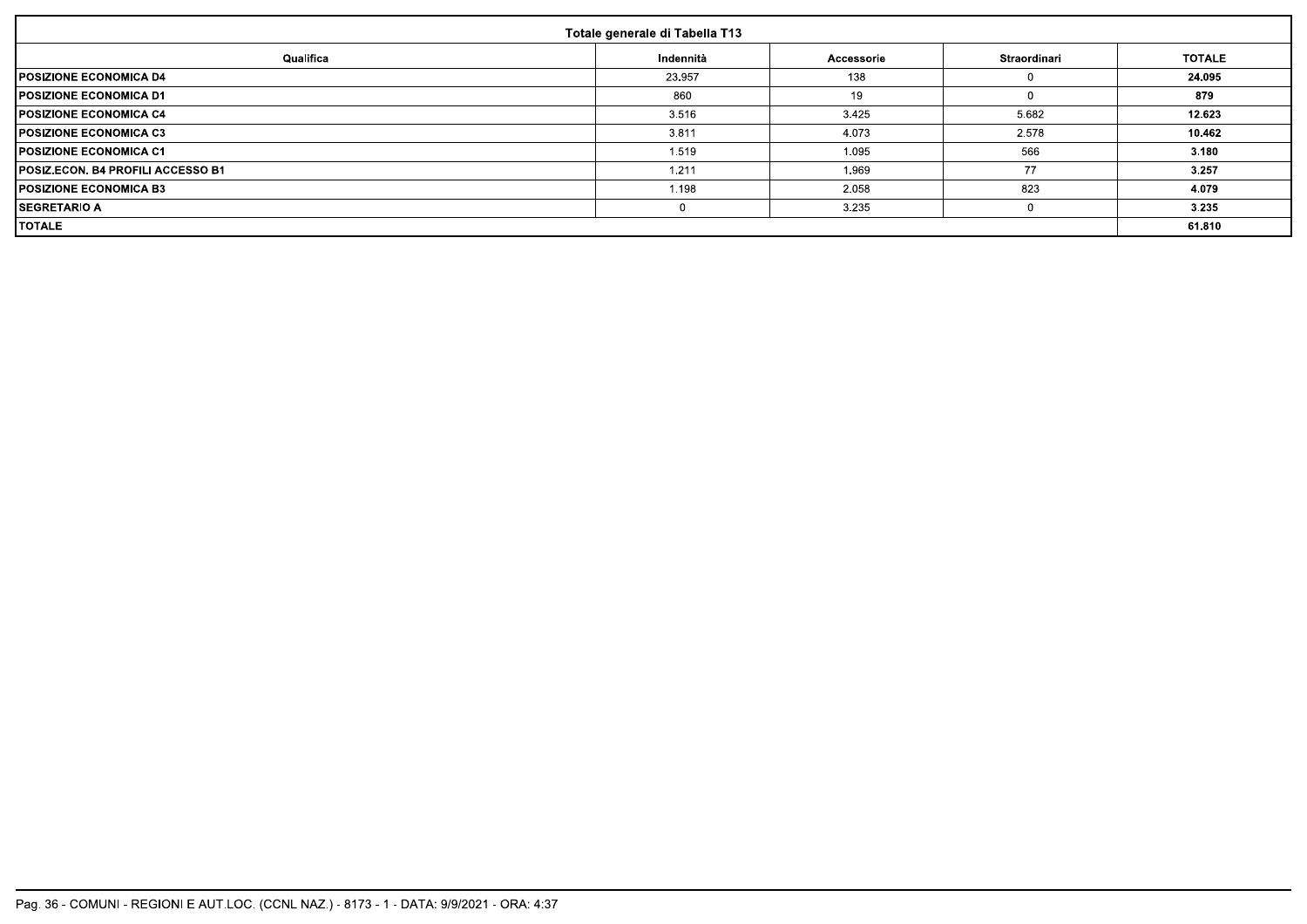| Totale generale di Tabella T13 | | | | |
|---|---|---|---|---|
| Qualifica | Indennità | Accessorie | Straordinari | TOTALE |
| **POSIZIONE ECONOMICA D4** | 23.957 | 138 | 0 | **24.095** |
| **POSIZIONE ECONOMICA D1** | 860 | 19 | 0 | **879** |
| **POSIZIONE ECONOMICA C4** | 3.516 | 3.425 | 5.682 | **12.623** |
| **POSIZIONE ECONOMICA C3** | 3.811 | 4.073 | 2.578 | **10.462** |
| **POSIZIONE ECONOMICA C1** | 1.519 | 1.095 | 566 | **3.180** |
| **POSIZ.ECON. B4 PROFILI ACCESSO B1** | 1.211 | 1.969 | 77 | **3.257** |
| **POSIZIONE ECONOMICA B3** | 1.198 | 2.058 | 823 | **4.079** |
| **SEGRETARIO A** | 0 | 3.235 | 0 | **3.235** |
| **TOTALE** | | | | **61.810** |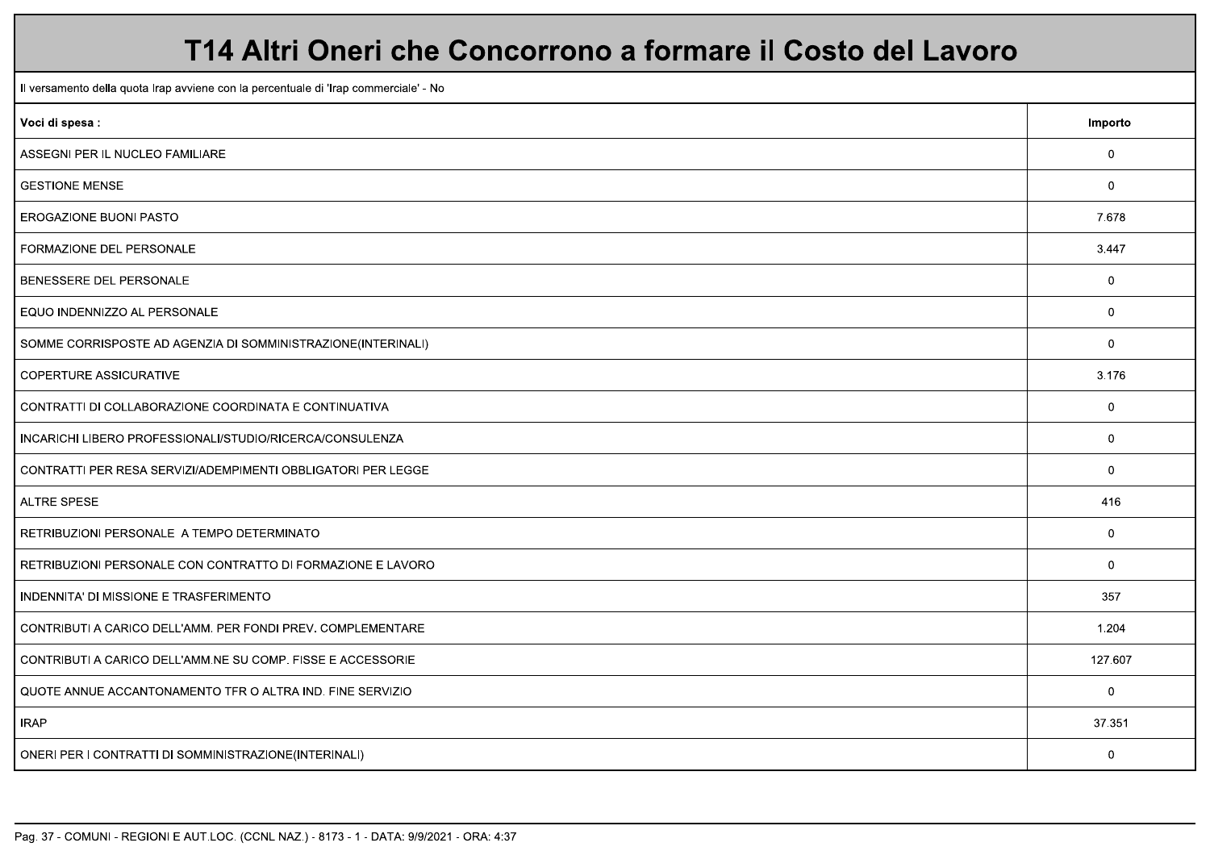# T14 Altri Oneri che Concorrono a formare il Costo del Lavoro

Il versamento della quota Irap avviene con la percentuale di 'Irap commerciale' - No

| Voci di spesa : | Importo |
|---|---|
| ASSEGNI PER IL NUCLEO FAMILIARE | 0 |
| GESTIONE MENSE | 0 |
| EROGAZIONE BUONI PASTO | 7.678 |
| FORMAZIONE DEL PERSONALE | 3.447 |
| BENESSERE DEL PERSONALE | 0 |
| EQUO INDENNIZZO AL PERSONALE | 0 |
| SOMME CORRISPOSTE AD AGENZIA DI SOMMINISTRAZIONE(INTERINALI) | 0 |
| COPERTURE ASSICURATIVE | 3.176 |
| CONTRATTI DI COLLABORAZIONE COORDINATA E CONTINUATIVA | 0 |
| INCARICHI LIBERO PROFESSIONALI/STUDIO/RICERCA/CONSULENZA | 0 |
| CONTRATTI PER RESA SERVIZI/ADEMPIMENTI OBBLIGATORI PER LEGGE | 0 |
| ALTRE SPESE | 416 |
| RETRIBUZIONI PERSONALE A TEMPO DETERMINATO | 0 |
| RETRIBUZIONI PERSONALE CON CONTRATTO DI FORMAZIONE E LAVORO | 0 |
| INDENNITA' DI MISSIONE E TRASFERIMENTO | 357 |
| CONTRIBUTI A CARICO DELL'AMM. PER FONDI PREV. COMPLEMENTARE | 1.204 |
| CONTRIBUTI A CARICO DELL'AMM.NE SU COMP. FISSE E ACCESSORIE | 127.607 |
| QUOTE ANNUE ACCANTONAMENTO TFR O ALTRA IND. FINE SERVIZIO | 0 |
| IRAP | 37.351 |
| ONERI PER I CONTRATTI DI SOMMINISTRAZIONE(INTERINALI) | 0 |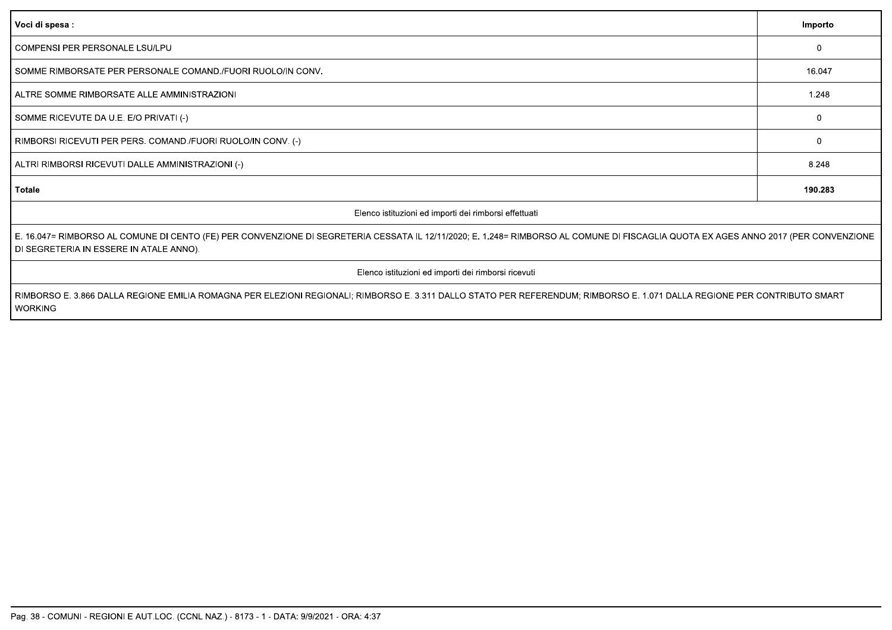| Voci di spesa : | Importo |
|---|---|
| COMPENSI PER PERSONALE LSU/LPU | 0 |
| SOMME RIMBORSATE PER PERSONALE COMAND./FUORI RUOLO/IN CONV. | 16.047 |
| ALTRE SOMME RIMBORSATE ALLE AMMINISTRAZIONI | 1.248 |
| SOMME RICEVUTE DA U.E. E/O PRIVATI (-) | 0 |
| RIMBORSI RICEVUTI PER PERS. COMAND./FUORI RUOLO/IN CONV. (-) | 0 |
| ALTRI RIMBORSI RICEVUTI DALLE AMMINISTRAZIONI (-) | 8.248 |
| **Totale** | **190.283** |
| Elenco istituzioni ed importi dei rimborsi effettuati | |
| E. 16.047= RIMBORSO AL COMUNE DI CENTO (FE) PER CONVENZIONE DI SEGRETERIA CESSATA IL 12/11/2020; E. 1.248= RIMBORSO AL COMUNE DI FISCAGLIA QUOTA EX AGES ANNO 2017 (PER CONVENZIONE DI SEGRETERIA IN ESSERE IN ATALE ANNO). | |
| Elenco istituzioni ed importi dei rimborsi ricevuti | |
| RIMBORSO E. 3.866 DALLA REGIONE EMILIA ROMAGNA PER ELEZIONI REGIONALI; RIMBORSO E. 3.311 DALLO STATO PER REFERENDUM; RIMBORSO E. 1.071 DALLA REGIONE PER CONTRIBUTO SMART WORKING | |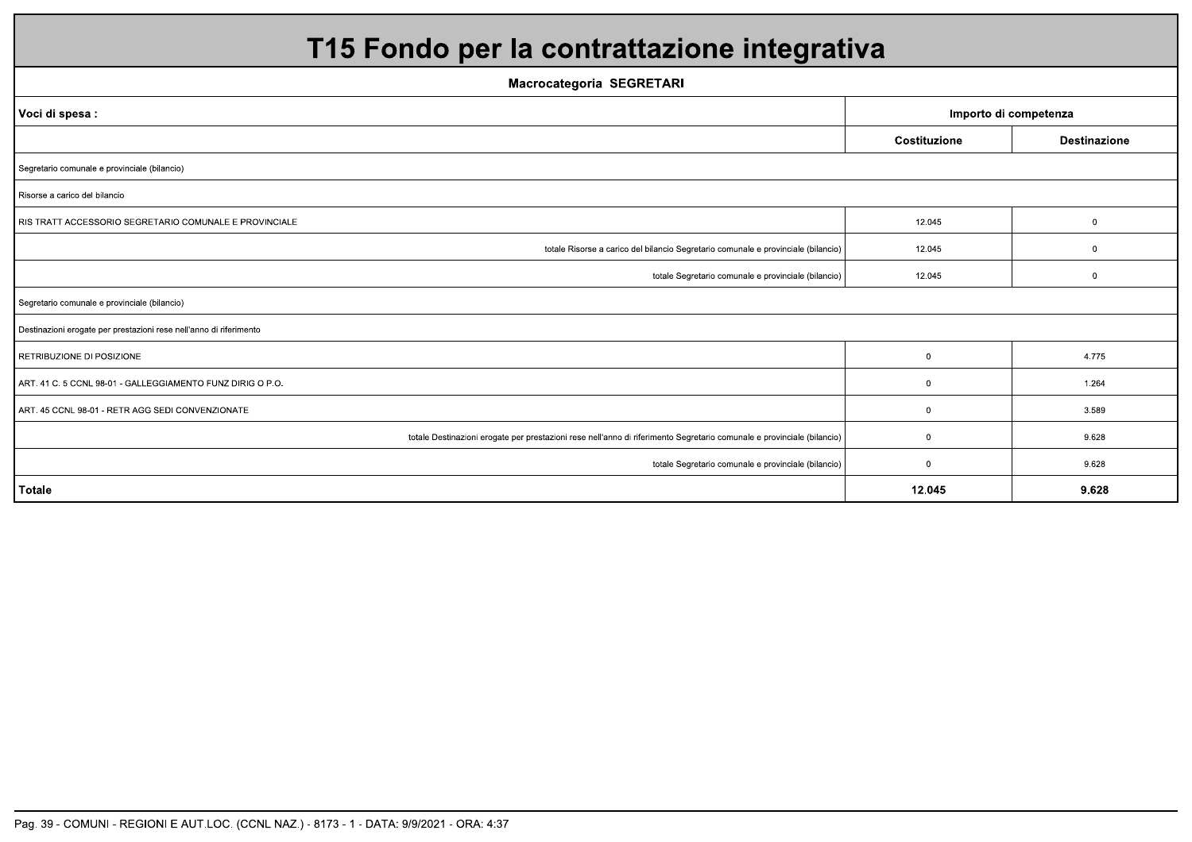# T15 Fondo per la contrattazione integrativa

| Macrocategoria SEGRETARI | | |
|---|---|---|
| **Voci di spesa :** | **Importo di competenza** | |
| | **Costituzione** | **Destinazione** |
| Segretario comunale e provinciale (bilancio) | | |
| Risorse a carico del bilancio | | |
| RIS TRATT ACCESSORIO SEGRETARIO COMUNALE E PROVINCIALE | 12.045 | 0 |
| totale Risorse a carico del bilancio Segretario comunale e provinciale (bilancio) | 12.045 | 0 |
| totale Segretario comunale e provinciale (bilancio) | 12.045 | 0 |
| Segretario comunale e provinciale (bilancio) | | |
| Destinazioni erogate per prestazioni rese nell'anno di riferimento | | |
| RETRIBUZIONE DI POSIZIONE | 0 | 4.775 |
| ART. 41 C. 5 CCNL 98-01 - GALLEGGIAMENTO FUNZ DIRIG O P.O. | 0 | 1.264 |
| ART. 45 CCNL 98-01 - RETR AGG SEDI CONVENZIONATE | 0 | 3.589 |
| totale Destinazioni erogate per prestazioni rese nell'anno di riferimento Segretario comunale e provinciale (bilancio) | 0 | 9.628 |
| totale Segretario comunale e provinciale (bilancio) | 0 | 9.628 |
| **Totale** | **12.045** | **9.628** |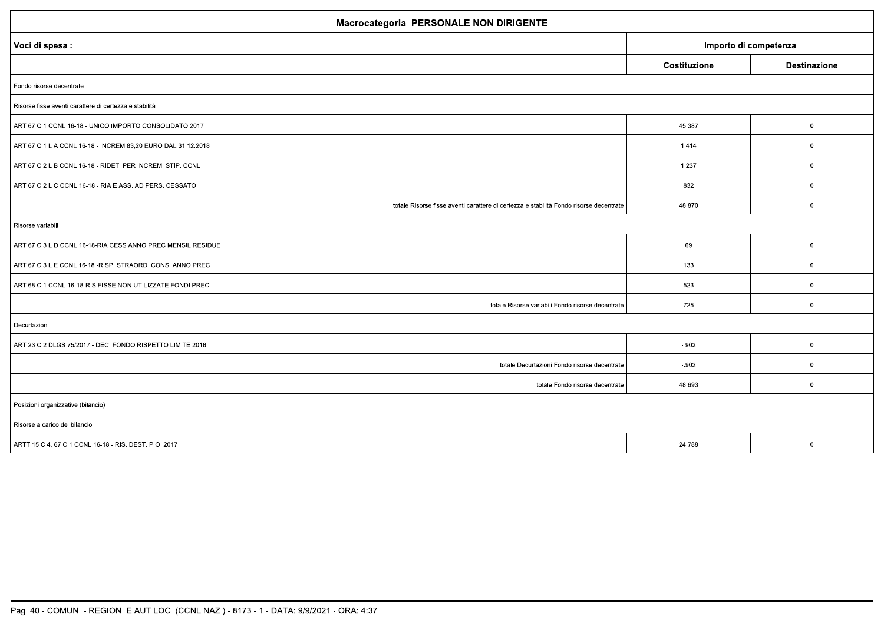| Macrocategoria PERSONALE NON DIRIGENTE | | |
|---|---|---|
| **Voci di spesa :** | **Importo di competenza** | |
| | **Costituzione** | **Destinazione** |
| Fondo risorse decentrate | | |
| Risorse fisse aventi carattere di certezza e stabilità | | |
| ART 67 C 1 CCNL 16-18 - UNICO IMPORTO CONSOLIDATO 2017 | 45.387 | 0 |
| ART 67 C 1 L A CCNL 16-18 - INCREM 83,20 EURO DAL 31.12.2018 | 1.414 | 0 |
| ART 67 C 2 L B CCNL 16-18 - RIDET. PER INCREM. STIP. CCNL | 1.237 | 0 |
| ART 67 C 2 L C CCNL 16-18 - RIA E ASS. AD PERS. CESSATO | 832 | 0 |
| totale Risorse fisse aventi carattere di certezza e stabilità Fondo risorse decentrate | 48.870 | 0 |
| Risorse variabili | | |
| ART 67 C 3 L D CCNL 16-18-RIA CESS ANNO PREC MENSIL RESIDUE | 69 | 0 |
| ART 67 C 3 L E CCNL 16-18 -RISP. STRAORD. CONS. ANNO PREC. | 133 | 0 |
| ART 68 C 1 CCNL 16-18-RIS FISSE NON UTILIZZATE FONDI PREC. | 523 | 0 |
| totale Risorse variabili Fondo risorse decentrate | 725 | 0 |
| Decurtazioni | | |
| ART 23 C 2 DLGS 75/2017 - DEC. FONDO RISPETTO LIMITE 2016 | -.902 | 0 |
| totale Decurtazioni Fondo risorse decentrate | -.902 | 0 |
| totale Fondo risorse decentrate | 48.693 | 0 |
| Posizioni organizzative (bilancio) | | |
| Risorse a carico del bilancio | | |
| ARTT 15 C 4, 67 C 1 CCNL 16-18 - RIS. DEST. P.O. 2017 | 24.788 | 0 |

Pag. 40 - COMUNI - REGIONI E AUT.LOC. (CCNL NAZ.) - 8173 - 1 - DATA: 9/9/2021 - ORA: 4:37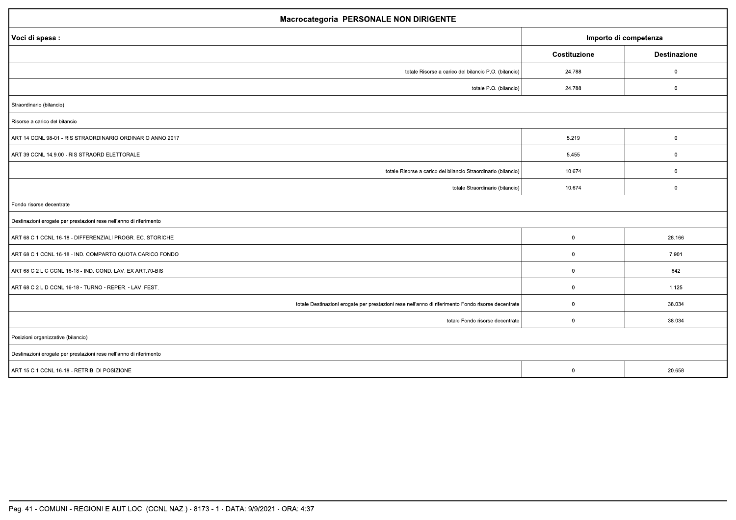| Macrocategoria PERSONALE NON DIRIGENTE | | |
|---|---|---|
| **Voci di spesa :** | **Importo di competenza** | |
| | **Costituzione** | **Destinazione** |
| totale Risorse a carico del bilancio P.O. (bilancio) | 24.788 | 0 |
| totale P.O. (bilancio) | 24.788 | 0 |
| Straordinario (bilancio) | | |
| Risorse a carico del bilancio | | |
| ART 14 CCNL 98-01 - RIS STRAORDINARIO ORDINARIO ANNO 2017 | 5.219 | 0 |
| ART 39 CCNL 14.9.00 - RIS STRAORD ELETTORALE | 5.455 | 0 |
| totale Risorse a carico del bilancio Straordinario (bilancio) | 10.674 | 0 |
| totale Straordinario (bilancio) | 10.674 | 0 |
| Fondo risorse decentrate | | |
| Destinazioni erogate per prestazioni rese nell'anno di riferimento | | |
| ART 68 C 1 CCNL 16-18 - DIFFERENZIALI PROGR. EC. STORICHE | 0 | 28.166 |
| ART 68 C 1 CCNL 16-18 - IND. COMPARTO QUOTA CARICO FONDO | 0 | 7.901 |
| ART 68 C 2 L C CCNL 16-18 - IND. COND. LAV. EX ART.70-BIS | 0 | 842 |
| ART 68 C 2 L D CCNL 16-18 - TURNO - REPER. - LAV. FEST. | 0 | 1.125 |
| totale Destinazioni erogate per prestazioni rese nell'anno di riferimento Fondo risorse decentrate | 0 | 38.034 |
| totale Fondo risorse decentrate | 0 | 38.034 |
| Posizioni organizzative (bilancio) | | |
| Destinazioni erogate per prestazioni rese nell'anno di riferimento | | |
| ART 15 C 1 CCNL 16-18 - RETRIB. DI POSIZIONE | 0 | 20.658 |

Pag. 41 - COMUNI - REGIONI E AUT.LOC. (CCNL NAZ.) - 8173 - 1 - DATA: 9/9/2021 - ORA: 4:37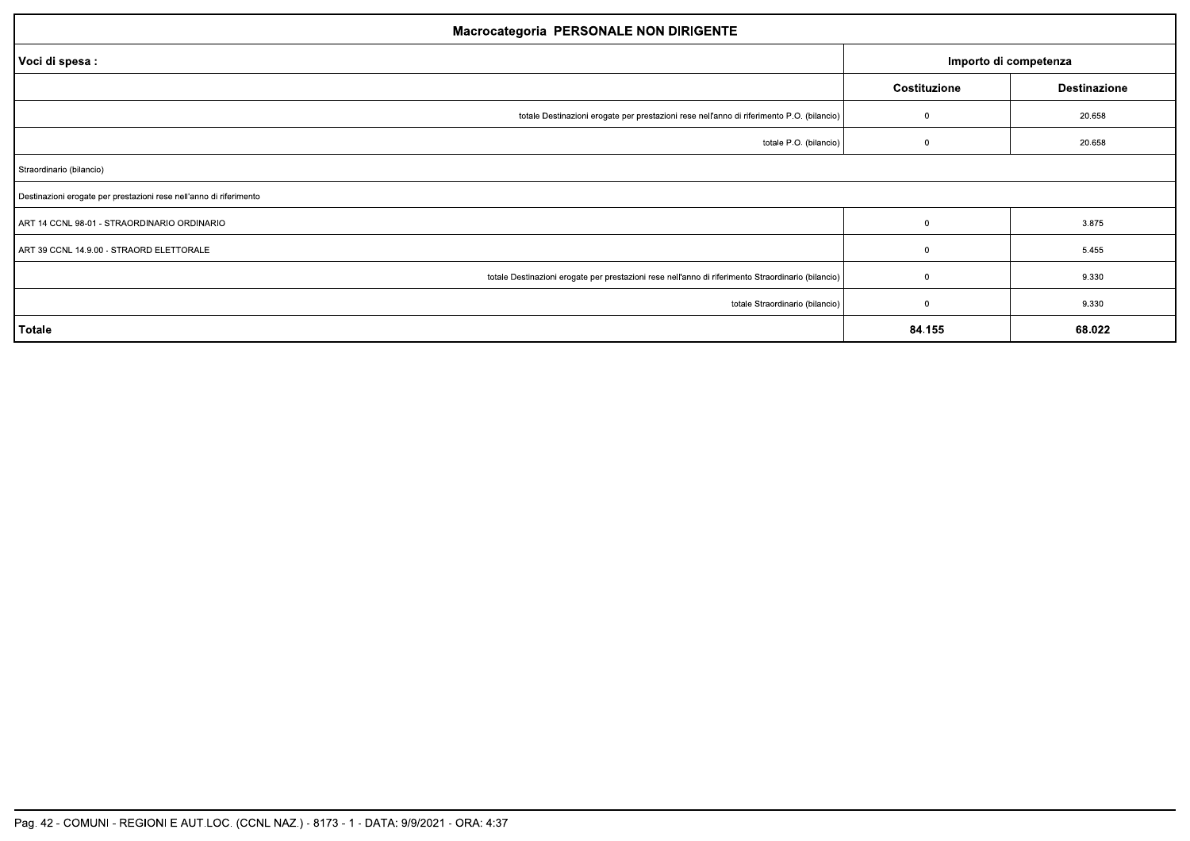| Macrocategoria PERSONALE NON DIRIGENTE | | |
|---|---|---|
| **Voci di spesa :** | **Importo di competenza** | |
| | **Costituzione** | **Destinazione** |
| totale Destinazioni erogate per prestazioni rese nell'anno di riferimento P.O. (bilancio) | 0 | 20.658 |
| totale P.O. (bilancio) | 0 | 20.658 |
| Straordinario (bilancio) | | |
| Destinazioni erogate per prestazioni rese nell'anno di riferimento | | |
| ART 14 CCNL 98-01 - STRAORDINARIO ORDINARIO | 0 | 3.875 |
| ART 39 CCNL 14.9.00 - STRAORD ELETTORALE | 0 | 5.455 |
| totale Destinazioni erogate per prestazioni rese nell'anno di riferimento Straordinario (bilancio) | 0 | 9.330 |
| totale Straordinario (bilancio) | 0 | 9.330 |
| **Totale** | **84.155** | **68.022** |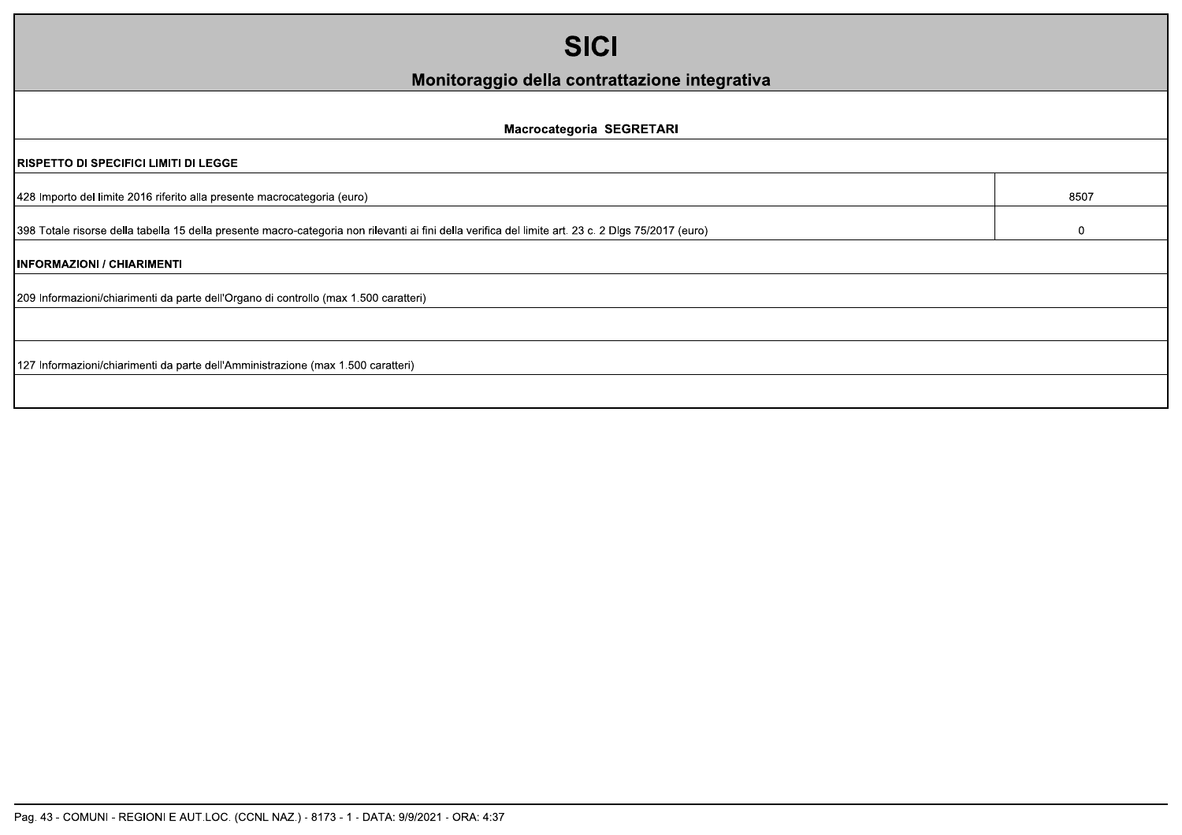# SICI

## Monitoraggio della contrattazione integrativa

### Macrocategoria SEGRETARI

**RISPETTO DI SPECIFICI LIMITI DI LEGGE**

| | |
|---|---|
| 428 Importo del limite 2016 riferito alla presente macrocategoria (euro) | 8507 |
| 398 Totale risorse della tabella 15 della presente macro-categoria non rilevanti ai fini della verifica del limite art. 23 c. 2 Dlgs 75/2017 (euro) | 0 |

**INFORMAZIONI / CHIARIMENTI**

209 Informazioni/chiarimenti da parte dell'Organo di controllo (max 1.500 caratteri)

127 Informazioni/chiarimenti da parte dell'Amministrazione (max 1.500 caratteri)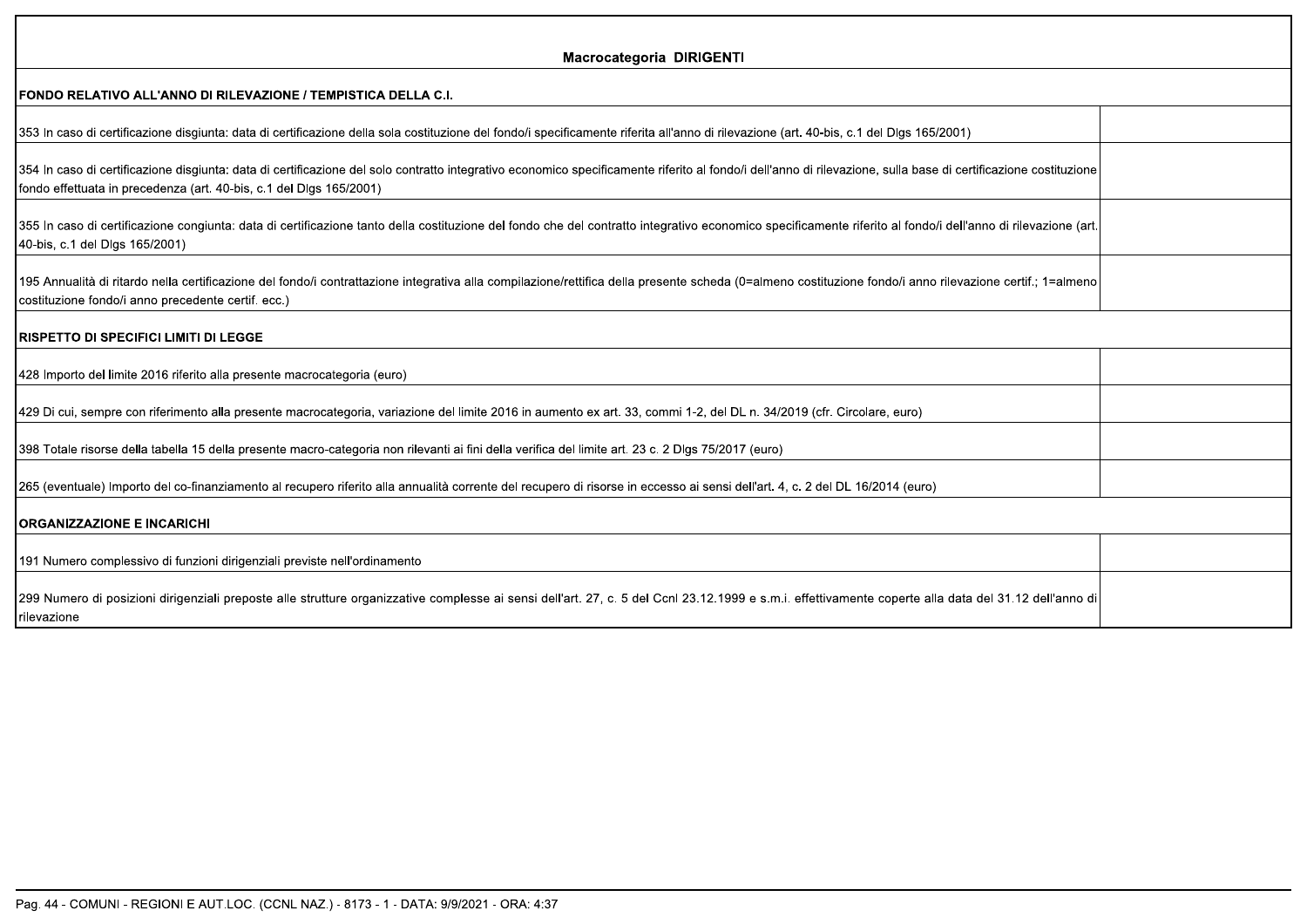## Macrocategoria DIRIGENTI

| FONDO RELATIVO ALL'ANNO DI RILEVAZIONE / TEMPISTICA DELLA C.I. | |
|---|---|
| 353 In caso di certificazione disgiunta: data di certificazione della sola costituzione del fondo/i specificamente riferita all'anno di rilevazione (art. 40-bis, c.1 del Dlgs 165/2001) | |
| 354 In caso di certificazione disgiunta: data di certificazione del solo contratto integrativo economico specificamente riferito al fondo/i dell'anno di rilevazione, sulla base di certificazione costituzione fondo effettuata in precedenza (art. 40-bis, c.1 del Dlgs 165/2001) | |
| 355 In caso di certificazione congiunta: data di certificazione tanto della costituzione del fondo che del contratto integrativo economico specificamente riferito al fondo/i dell'anno di rilevazione (art. 40-bis, c.1 del Dlgs 165/2001) | |
| 195 Annualità di ritardo nella certificazione del fondo/i contrattazione integrativa alla compilazione/rettifica della presente scheda (0=almeno costituzione fondo/i anno rilevazione certif.; 1=almeno costituzione fondo/i anno precedente certif. ecc.) | |
| **RISPETTO DI SPECIFICI LIMITI DI LEGGE** | |
| 428 Importo del limite 2016 riferito alla presente macrocategoria (euro) | |
| 429 Di cui, sempre con riferimento alla presente macrocategoria, variazione del limite 2016 in aumento ex art. 33, commi 1-2, del DL n. 34/2019 (cfr. Circolare, euro) | |
| 398 Totale risorse della tabella 15 della presente macro-categoria non rilevanti ai fini della verifica del limite art. 23 c. 2 Dlgs 75/2017 (euro) | |
| 265 (eventuale) Importo del co-finanziamento al recupero riferito alla annualità corrente del recupero di risorse in eccesso ai sensi dell'art. 4, c. 2 del DL 16/2014 (euro) | |
| **ORGANIZZAZIONE E INCARICHI** | |
| 191 Numero complessivo di funzioni dirigenziali previste nell'ordinamento | |
| 299 Numero di posizioni dirigenziali preposte alle strutture organizzative complesse ai sensi dell'art. 27, c. 5 del Ccnl 23.12.1999 e s.m.i. effettivamente coperte alla data del 31.12 dell'anno di rilevazione | |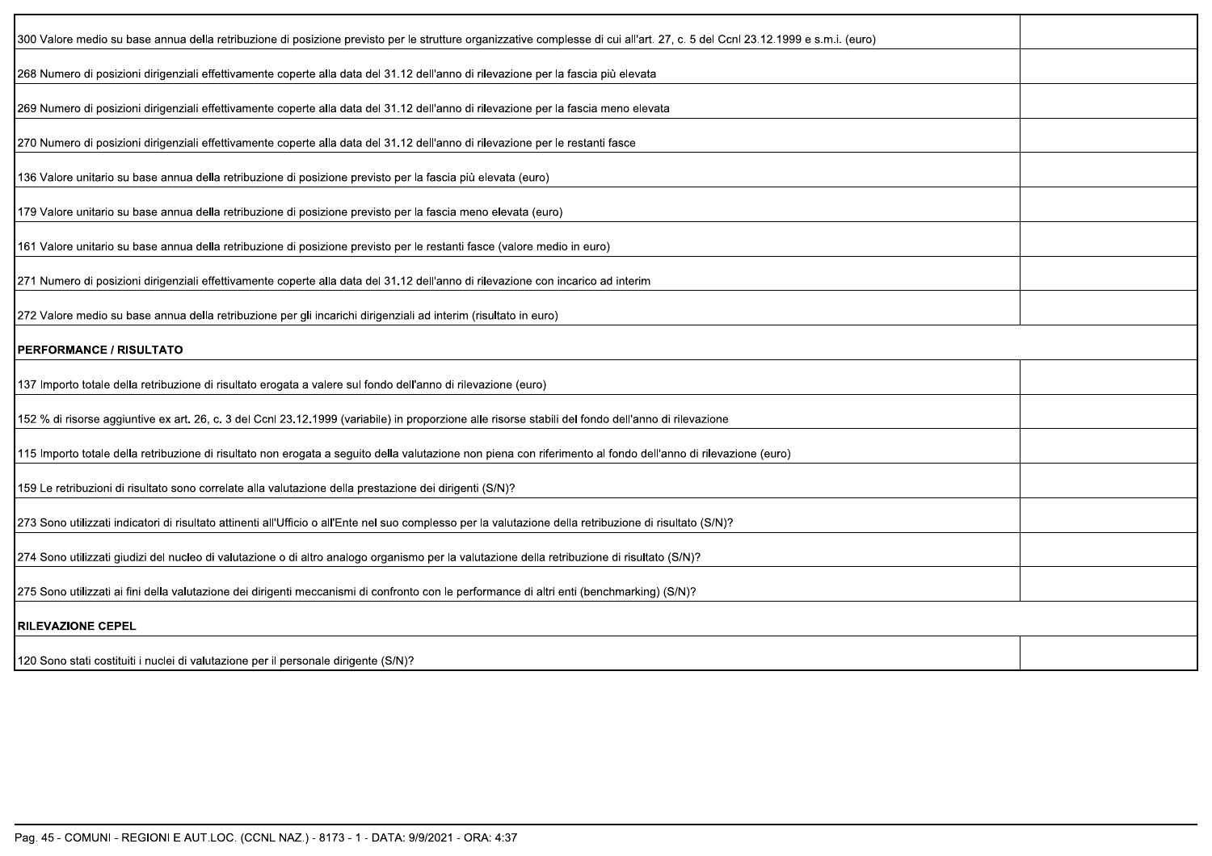| | |
|---|---|
| 300 Valore medio su base annua della retribuzione di posizione previsto per le strutture organizzative complesse di cui all'art. 27, c. 5 del Ccnl 23.12.1999 e s.m.i. (euro) | |
| 268 Numero di posizioni dirigenziali effettivamente coperte alla data del 31.12 dell'anno di rilevazione per la fascia più elevata | |
| 269 Numero di posizioni dirigenziali effettivamente coperte alla data del 31.12 dell'anno di rilevazione per la fascia meno elevata | |
| 270 Numero di posizioni dirigenziali effettivamente coperte alla data del 31.12 dell'anno di rilevazione per le restanti fasce | |
| 136 Valore unitario su base annua della retribuzione di posizione previsto per la fascia più elevata (euro) | |
| 179 Valore unitario su base annua della retribuzione di posizione previsto per la fascia meno elevata (euro) | |
| 161 Valore unitario su base annua della retribuzione di posizione previsto per le restanti fasce (valore medio in euro) | |
| 271 Numero di posizioni dirigenziali effettivamente coperte alla data del 31.12 dell'anno di rilevazione con incarico ad interim | |
| 272 Valore medio su base annua della retribuzione per gli incarichi dirigenziali ad interim (risultato in euro) | |
| **PERFORMANCE / RISULTATO** | |
| 137 Importo totale della retribuzione di risultato erogata a valere sul fondo dell'anno di rilevazione (euro) | |
| 152 % di risorse aggiuntive ex art. 26, c. 3 del Ccnl 23.12.1999 (variabile) in proporzione alle risorse stabili del fondo dell'anno di rilevazione | |
| 115 Importo totale della retribuzione di risultato non erogata a seguito della valutazione non piena con riferimento al fondo dell'anno di rilevazione (euro) | |
| 159 Le retribuzioni di risultato sono correlate alla valutazione della prestazione dei dirigenti (S/N)? | |
| 273 Sono utilizzati indicatori di risultato attinenti all'Ufficio o all'Ente nel suo complesso per la valutazione della retribuzione di risultato (S/N)? | |
| 274 Sono utilizzati giudizi del nucleo di valutazione o di altro analogo organismo per la valutazione della retribuzione di risultato (S/N)? | |
| 275 Sono utilizzati ai fini della valutazione dei dirigenti meccanismi di confronto con le performance di altri enti (benchmarking) (S/N)? | |
| **RILEVAZIONE CEPEL** | |
| 120 Sono stati costituiti i nuclei di valutazione per il personale dirigente (S/N)? | |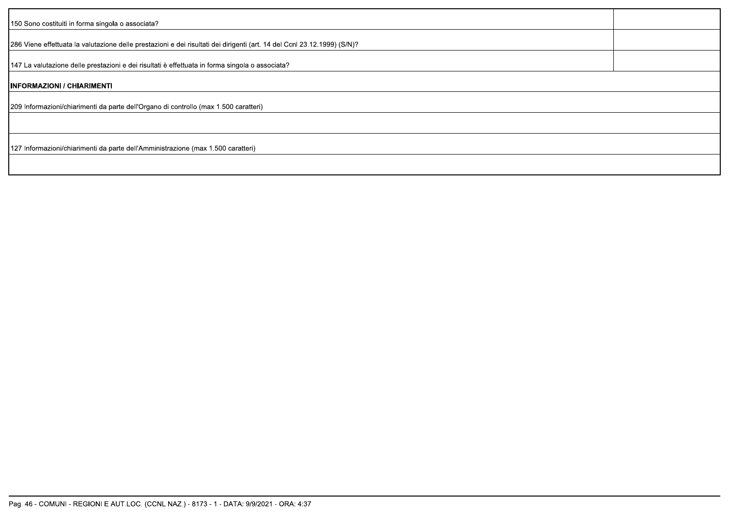| | |
|---|---|
| 150 Sono costituiti in forma singola o associata? | |
| 286 Viene effettuata la valutazione delle prestazioni e dei risultati dei dirigenti (art. 14 del Ccnl 23.12.1999) (S/N)? | |
| 147 La valutazione delle prestazioni e dei risultati è effettuata in forma singola o associata? | |

| **INFORMAZIONI / CHIARIMENTI** |
|---|
| 209 Informazioni/chiarimenti da parte dell'Organo di controllo (max 1.500 caratteri) |
| |
| 127 Informazioni/chiarimenti da parte dell'Amministrazione (max 1.500 caratteri) |
| |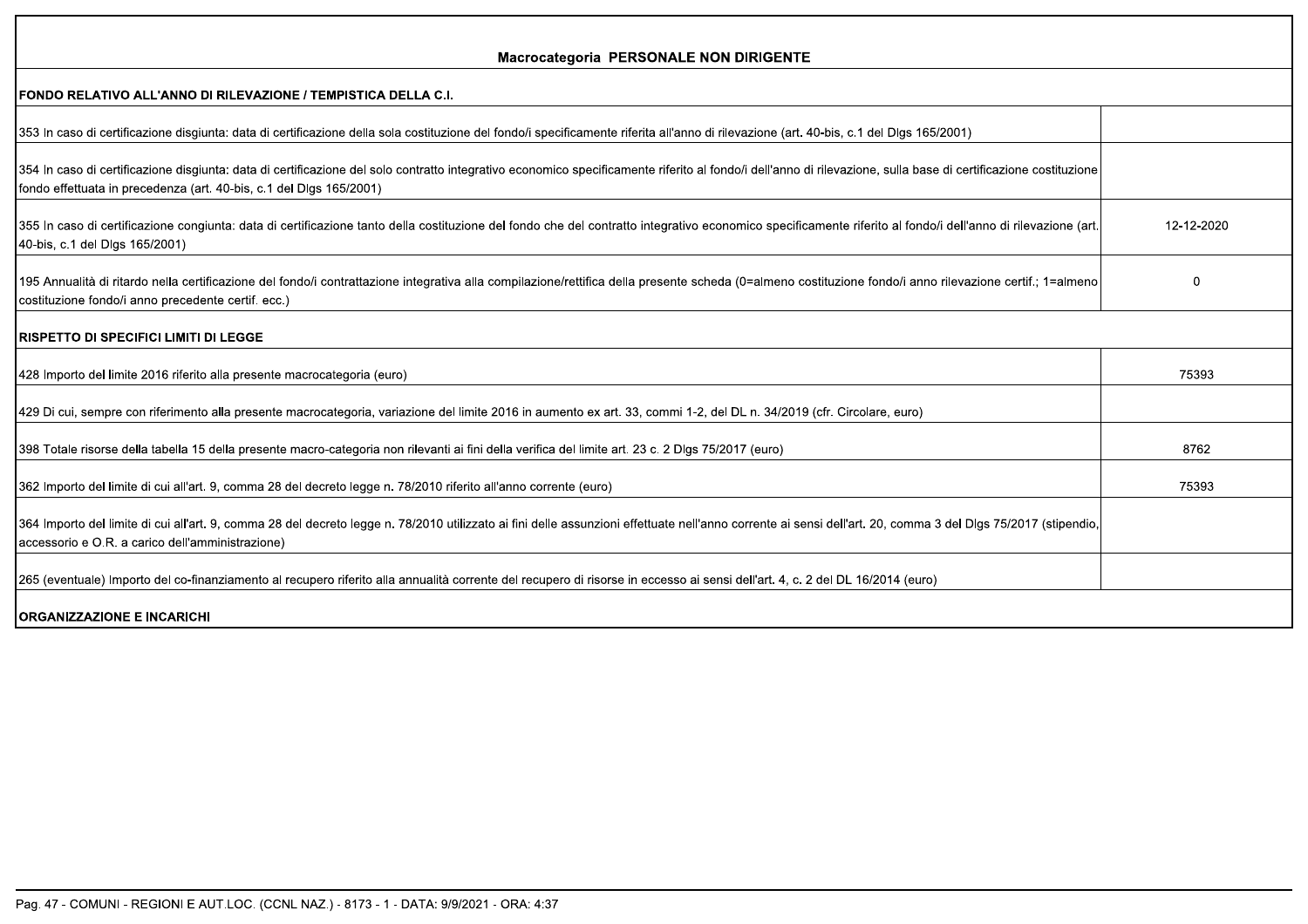## Macrocategoria PERSONALE NON DIRIGENTE

| FONDO RELATIVO ALL'ANNO DI RILEVAZIONE / TEMPISTICA DELLA C.I. | |
|---|---|
| 353 In caso di certificazione disgiunta: data di certificazione della sola costituzione del fondo/i specificamente riferita all'anno di rilevazione (art. 40-bis, c.1 del Dlgs 165/2001) | |
| 354 In caso di certificazione disgiunta: data di certificazione del solo contratto integrativo economico specificamente riferito al fondo/i dell'anno di rilevazione, sulla base di certificazione costituzione fondo effettuata in precedenza (art. 40-bis, c.1 del Dlgs 165/2001) | |
| 355 In caso di certificazione congiunta: data di certificazione tanto della costituzione del fondo che del contratto integrativo economico specificamente riferito al fondo/i dell'anno di rilevazione (art. 40-bis, c.1 del Dlgs 165/2001) | 12-12-2020 |
| 195 Annualità di ritardo nella certificazione del fondo/i contrattazione integrativa alla compilazione/rettifica della presente scheda (0=almeno costituzione fondo/i anno rilevazione certif.; 1=almeno costituzione fondo/i anno precedente certif. ecc.) | 0 |
| **RISPETTO DI SPECIFICI LIMITI DI LEGGE** | |
| 428 Importo del limite 2016 riferito alla presente macrocategoria (euro) | 75393 |
| 429 Di cui, sempre con riferimento alla presente macrocategoria, variazione del limite 2016 in aumento ex art. 33, commi 1-2, del DL n. 34/2019 (cfr. Circolare, euro) | |
| 398 Totale risorse della tabella 15 della presente macro-categoria non rilevanti ai fini della verifica del limite art. 23 c. 2 Dlgs 75/2017 (euro) | 8762 |
| 362 Importo del limite di cui all'art. 9, comma 28 del decreto legge n. 78/2010 riferito all'anno corrente (euro) | 75393 |
| 364 Importo del limite di cui all'art. 9, comma 28 del decreto legge n. 78/2010 utilizzato ai fini delle assunzioni effettuate nell'anno corrente ai sensi dell'art. 20, comma 3 del Dlgs 75/2017 (stipendio, accessorio e O.R. a carico dell'amministrazione) | |
| 265 (eventuale) Importo del co-finanziamento al recupero riferito alla annualità corrente del recupero di risorse in eccesso ai sensi dell'art. 4, c. 2 del DL 16/2014 (euro) | |
| **ORGANIZZAZIONE E INCARICHI** | |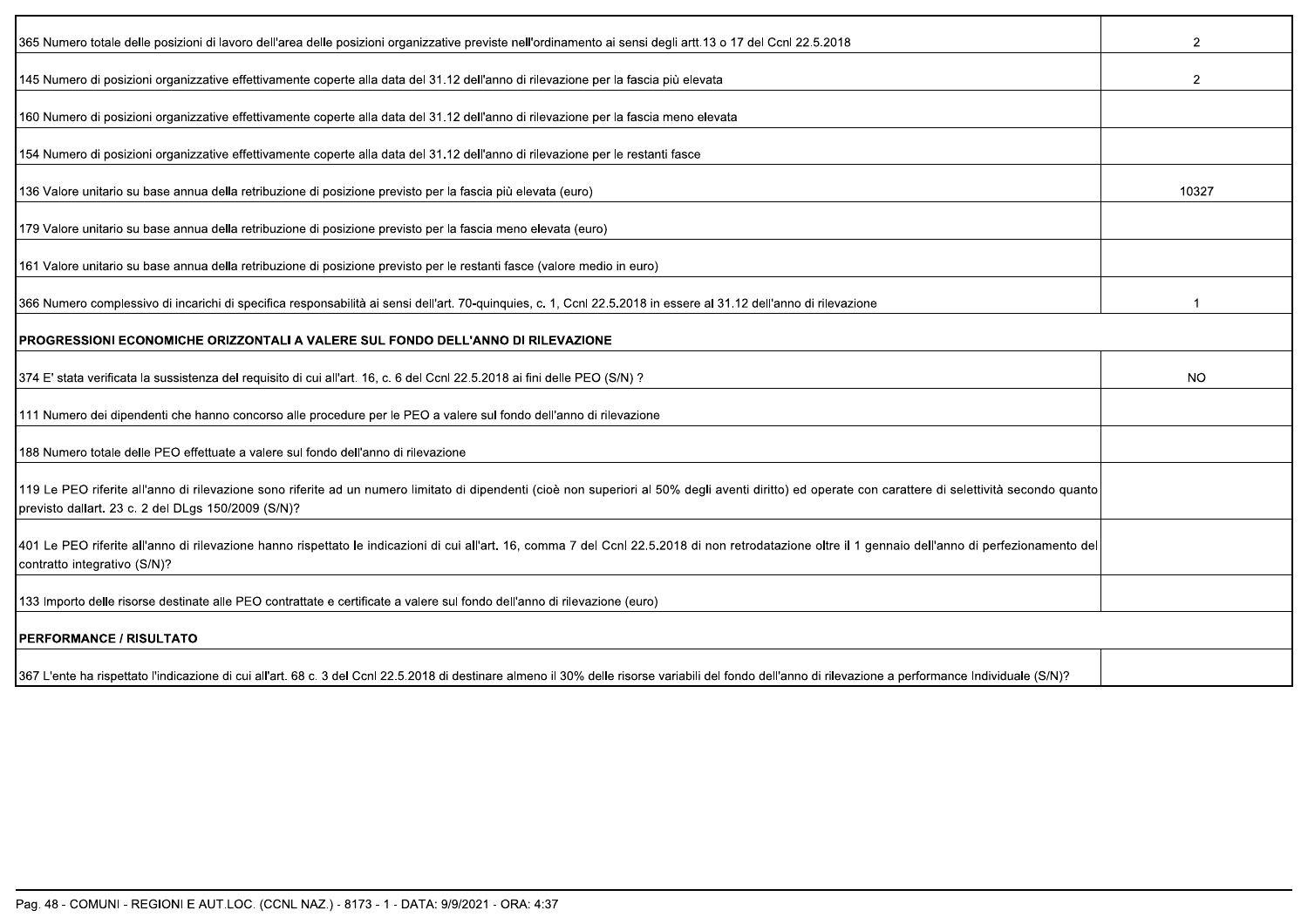| | |
|---|---|
| 365 Numero totale delle posizioni di lavoro dell'area delle posizioni organizzative previste nell'ordinamento ai sensi degli artt.13 o 17 del Ccnl 22.5.2018 | 2 |
| 145 Numero di posizioni organizzative effettivamente coperte alla data del 31.12 dell'anno di rilevazione per la fascia più elevata | 2 |
| 160 Numero di posizioni organizzative effettivamente coperte alla data del 31.12 dell'anno di rilevazione per la fascia meno elevata | |
| 154 Numero di posizioni organizzative effettivamente coperte alla data del 31.12 dell'anno di rilevazione per le restanti fasce | |
| 136 Valore unitario su base annua della retribuzione di posizione previsto per la fascia più elevata (euro) | 10327 |
| 179 Valore unitario su base annua della retribuzione di posizione previsto per la fascia meno elevata (euro) | |
| 161 Valore unitario su base annua della retribuzione di posizione previsto per le restanti fasce (valore medio in euro) | |
| 366 Numero complessivo di incarichi di specifica responsabilità ai sensi dell'art. 70-quinquies, c. 1, Ccnl 22.5.2018 in essere al 31.12 dell'anno di rilevazione | 1 |
| **PROGRESSIONI ECONOMICHE ORIZZONTALI A VALERE SUL FONDO DELL'ANNO DI RILEVAZIONE** | |
| 374 E' stata verificata la sussistenza del requisito di cui all'art. 16, c. 6 del Ccnl 22.5.2018 ai fini delle PEO (S/N) ? | NO |
| 111 Numero dei dipendenti che hanno concorso alle procedure per le PEO a valere sul fondo dell'anno di rilevazione | |
| 188 Numero totale delle PEO effettuate a valere sul fondo dell'anno di rilevazione | |
| 119 Le PEO riferite all'anno di rilevazione sono riferite ad un numero limitato di dipendenti (cioè non superiori al 50% degli aventi diritto) ed operate con carattere di selettività secondo quanto previsto dallart. 23 c. 2 del DLgs 150/2009 (S/N)? | |
| 401 Le PEO riferite all'anno di rilevazione hanno rispettato le indicazioni di cui all'art. 16, comma 7 del Ccnl 22.5.2018 di non retrodatazione oltre il 1 gennaio dell'anno di perfezionamento del contratto integrativo (S/N)? | |
| 133 Importo delle risorse destinate alle PEO contrattate e certificate a valere sul fondo dell'anno di rilevazione (euro) | |
| **PERFORMANCE / RISULTATO** | |
| 367 L'ente ha rispettato l'indicazione di cui all'art. 68 c. 3 del Ccnl 22.5.2018 di destinare almeno il 30% delle risorse variabili del fondo dell'anno di rilevazione a performance Individuale (S/N)? | |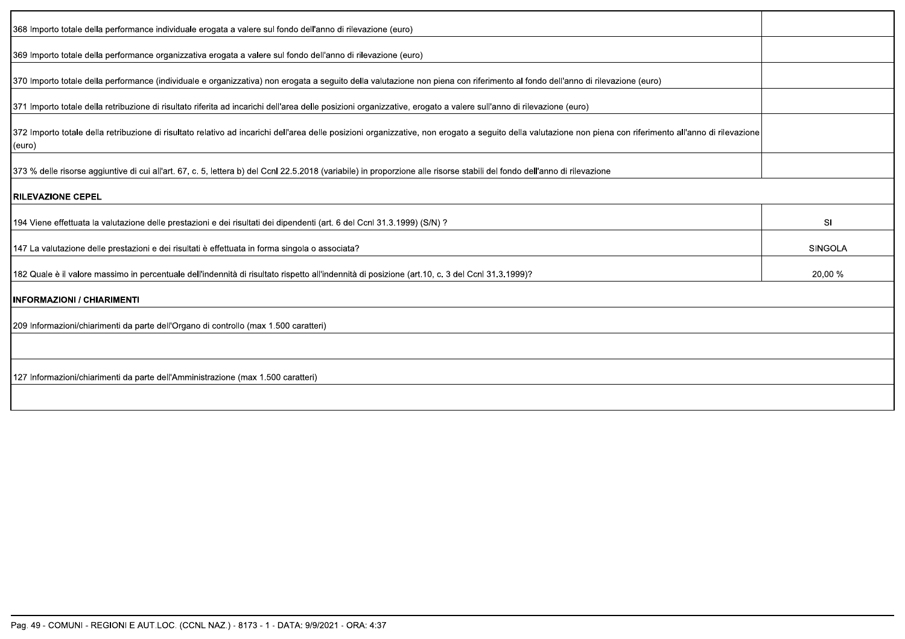| | |
|---|---|
| 368 Importo totale della performance individuale erogata a valere sul fondo dell'anno di rilevazione (euro) | |
| 369 Importo totale della performance organizzativa erogata a valere sul fondo dell'anno di rilevazione (euro) | |
| 370 Importo totale della performance (individuale e organizzativa) non erogata a seguito della valutazione non piena con riferimento al fondo dell'anno di rilevazione (euro) | |
| 371 Importo totale della retribuzione di risultato riferita ad incarichi dell'area delle posizioni organizzative, erogato a valere sull'anno di rilevazione (euro) | |
| 372 Importo totale della retribuzione di risultato relativo ad incarichi dell'area delle posizioni organizzative, non erogato a seguito della valutazione non piena con riferimento all'anno di rilevazione (euro) | |
| 373 % delle risorse aggiuntive di cui all'art. 67, c. 5, lettera b) del Ccnl 22.5.2018 (variabile) in proporzione alle risorse stabili del fondo dell'anno di rilevazione | |
| **RILEVAZIONE CEPEL** | |
| 194 Viene effettuata la valutazione delle prestazioni e dei risultati dei dipendenti (art. 6 del Ccnl 31.3.1999) (S/N) ? | SI |
| 147 La valutazione delle prestazioni e dei risultati è effettuata in forma singola o associata? | SINGOLA |
| 182 Quale è il valore massimo in percentuale dell'indennità di risultato rispetto all'indennità di posizione (art.10, c. 3 del Ccnl 31.3.1999)? | 20,00 % |
| **INFORMAZIONI / CHIARIMENTI** | |
| 209 Informazioni/chiarimenti da parte dell'Organo di controllo (max 1.500 caratteri) | |
| | |
| 127 Informazioni/chiarimenti da parte dell'Amministrazione (max 1.500 caratteri) | |
| | |